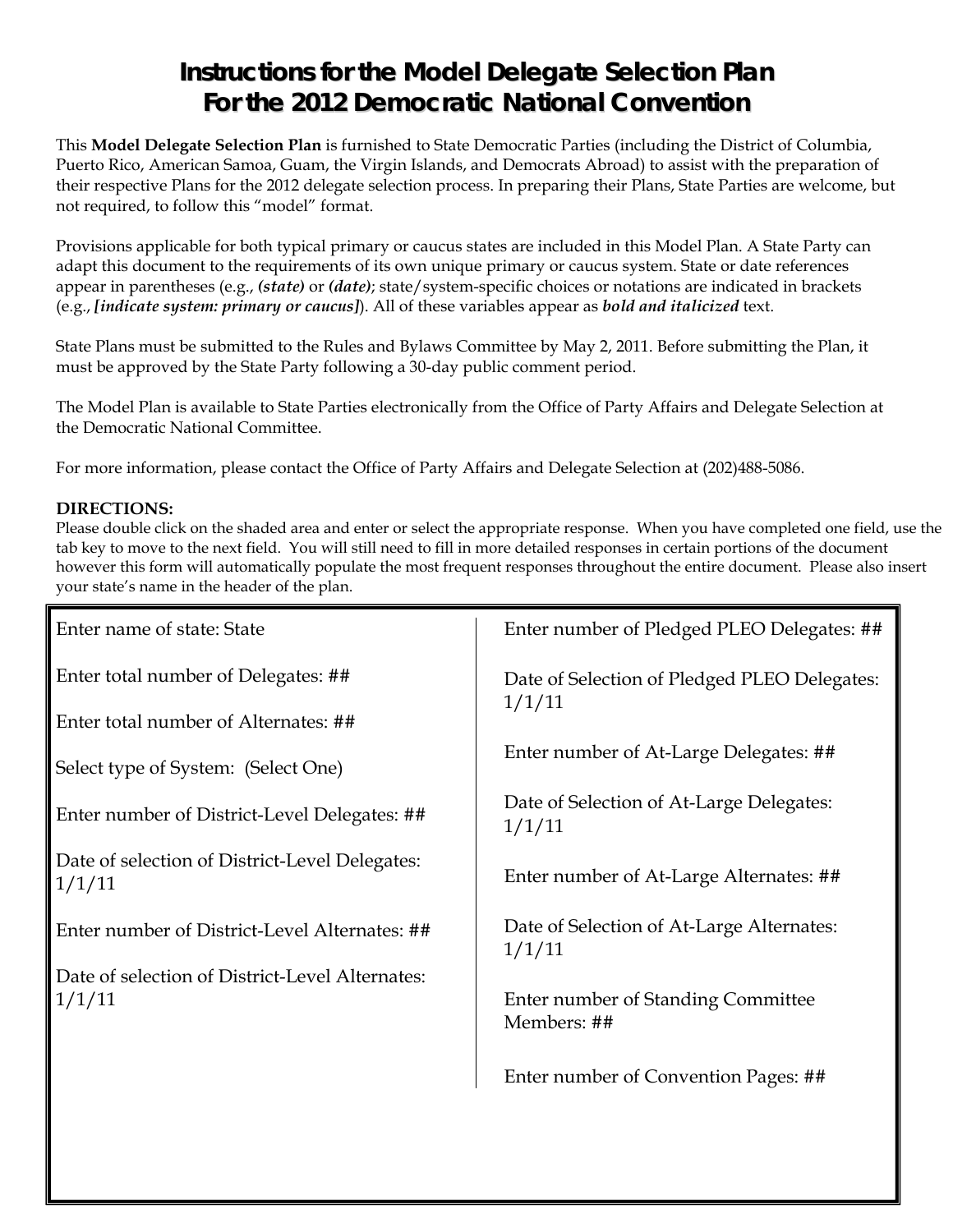# Instructions for the Model Delegate Selection Plan
# For the 2012 Democratic National Convention

This **Model Delegate Selection Plan** is furnished to State Democratic Parties (including the District of Columbia, Puerto Rico, American Samoa, Guam, the Virgin Islands, and Democrats Abroad) to assist with the preparation of their respective Plans for the 2012 delegate selection process. In preparing their Plans, State Parties are welcome, but not required, to follow this "model" format.

Provisions applicable for both typical primary or caucus states are included in this Model Plan. A State Party can adapt this document to the requirements of its own unique primary or caucus system. State or date references appear in parentheses (e.g., ***(state)*** or ***(date)***; state/system-specific choices or notations are indicated in brackets (e.g., ***[indicate system: primary or caucus]***). All of these variables appear as ***bold and italicized*** text.

State Plans must be submitted to the Rules and Bylaws Committee by May 2, 2011. Before submitting the Plan, it must be approved by the State Party following a 30-day public comment period.

The Model Plan is available to State Parties electronically from the Office of Party Affairs and Delegate Selection at the Democratic National Committee.

For more information, please contact the Office of Party Affairs and Delegate Selection at (202)488-5086.

**DIRECTIONS:**

Please double click on the shaded area and enter or select the appropriate response. When you have completed one field, use the tab key to move to the next field. You will still need to fill in more detailed responses in certain portions of the document however this form will automatically populate the most frequent responses throughout the entire document. Please also insert your state's name in the header of the plan.

Enter name of state: State

Enter total number of Delegates: ##

Enter total number of Alternates: ##

Select type of System: (Select One)

Enter number of District-Level Delegates: ##

Date of selection of District-Level Delegates: 1/1/11

Enter number of District-Level Alternates: ##

Date of selection of District-Level Alternates: 1/1/11

Enter number of Pledged PLEO Delegates: ##

Date of Selection of Pledged PLEO Delegates: 1/1/11

Enter number of At-Large Delegates: ##

Date of Selection of At-Large Delegates: 1/1/11

Enter number of At-Large Alternates: ##

Date of Selection of At-Large Alternates: 1/1/11

Enter number of Standing Committee Members: ##

Enter number of Convention Pages: ##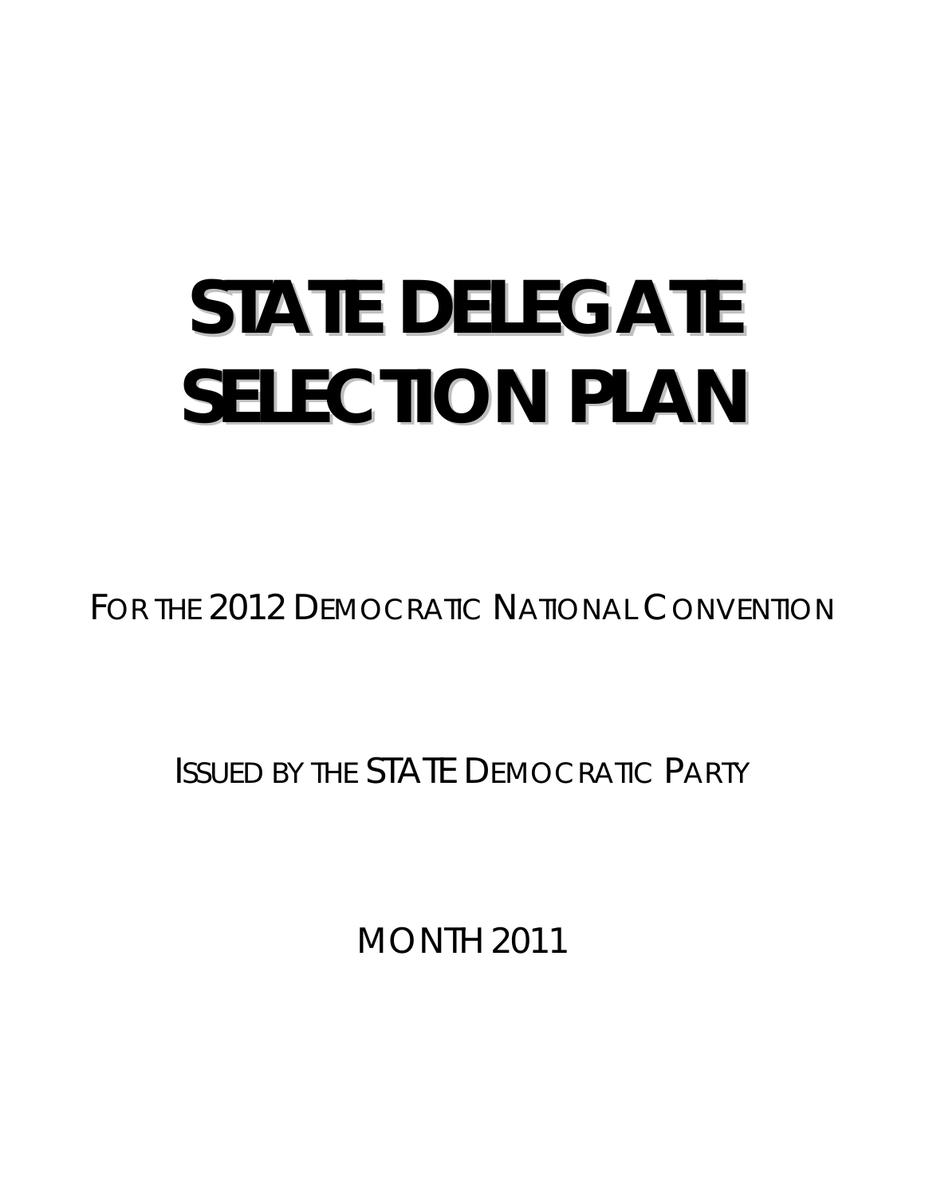# STATE DELEGATE SELECTION PLAN

FOR THE 2012 DEMOCRATIC NATIONAL CONVENTION

ISSUED BY THE STATE DEMOCRATIC PARTY

MONTH 2011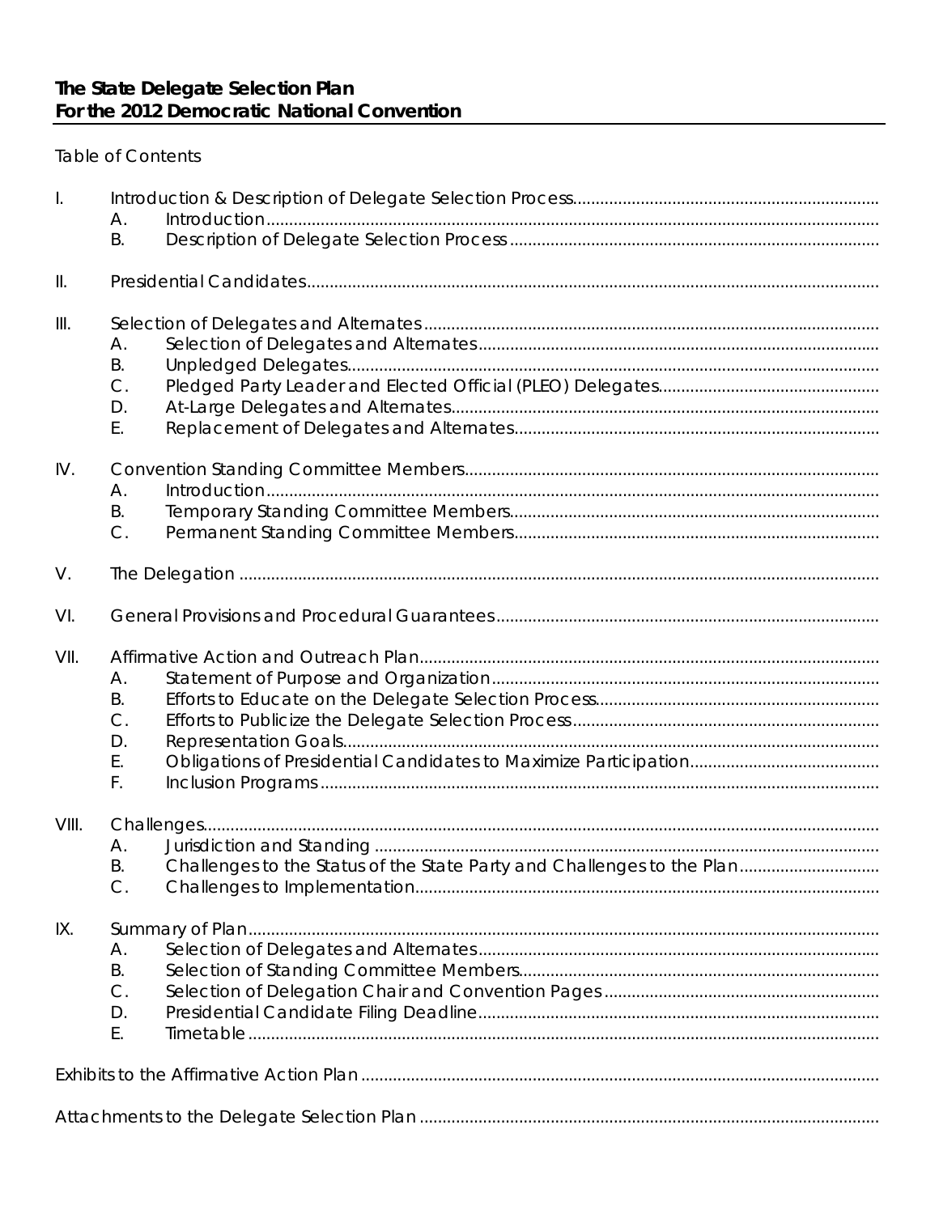**The State Delegate Selection Plan**
**For the 2012 Democratic National Convention**

Table of Contents

I. Introduction & Description of Delegate Selection Process
   - A. Introduction
   - B. Description of Delegate Selection Process

II. Presidential Candidates

III. Selection of Delegates and Alternates
   - A. Selection of Delegates and Alternates
   - B. Unpledged Delegates
   - C. Pledged Party Leader and Elected Official (PLEO) Delegates
   - D. At-Large Delegates and Alternates
   - E. Replacement of Delegates and Alternates

IV. Convention Standing Committee Members
   - A. Introduction
   - B. Temporary Standing Committee Members
   - C. Permanent Standing Committee Members

V. The Delegation

VI. General Provisions and Procedural Guarantees

VII. Affirmative Action and Outreach Plan
   - A. Statement of Purpose and Organization
   - B. Efforts to Educate on the Delegate Selection Process
   - C. Efforts to Publicize the Delegate Selection Process
   - D. Representation Goals
   - E. Obligations of Presidential Candidates to Maximize Participation
   - F. Inclusion Programs

VIII. Challenges
   - A. Jurisdiction and Standing
   - B. Challenges to the Status of the State Party and Challenges to the Plan
   - C. Challenges to Implementation

IX. Summary of Plan
   - A. Selection of Delegates and Alternates
   - B. Selection of Standing Committee Members
   - C. Selection of Delegation Chair and Convention Pages
   - D. Presidential Candidate Filing Deadline
   - E. Timetable

Exhibits to the Affirmative Action Plan

Attachments to the Delegate Selection Plan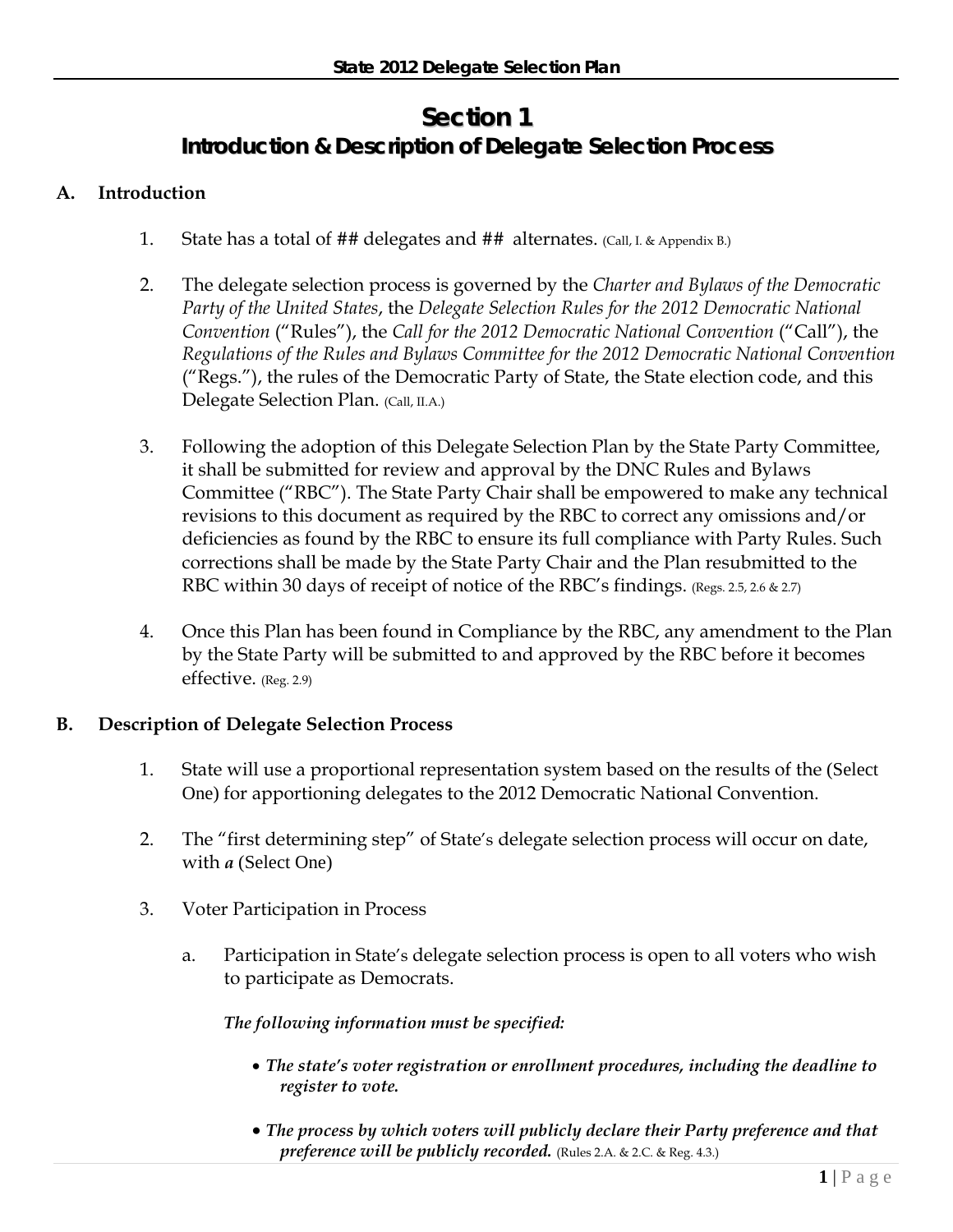# Section 1

## Introduction & Description of Delegate Selection Process

### A. Introduction

1. State has a total of ## delegates and ## alternates. (Call, I. & Appendix B.)

2. The delegate selection process is governed by the *Charter and Bylaws of the Democratic Party of the United States*, the *Delegate Selection Rules for the 2012 Democratic National Convention* ("Rules"), the *Call for the 2012 Democratic National Convention* ("Call"), the *Regulations of the Rules and Bylaws Committee for the 2012 Democratic National Convention* ("Regs."), the rules of the Democratic Party of State, the State election code, and this Delegate Selection Plan. (Call, II.A.)

3. Following the adoption of this Delegate Selection Plan by the State Party Committee, it shall be submitted for review and approval by the DNC Rules and Bylaws Committee ("RBC"). The State Party Chair shall be empowered to make any technical revisions to this document as required by the RBC to correct any omissions and/or deficiencies as found by the RBC to ensure its full compliance with Party Rules. Such corrections shall be made by the State Party Chair and the Plan resubmitted to the RBC within 30 days of receipt of notice of the RBC's findings. (Regs. 2.5, 2.6 & 2.7)

4. Once this Plan has been found in Compliance by the RBC, any amendment to the Plan by the State Party will be submitted to and approved by the RBC before it becomes effective. (Reg. 2.9)

### B. Description of Delegate Selection Process

1. State will use a proportional representation system based on the results of the (Select One) for apportioning delegates to the 2012 Democratic National Convention.

2. The "first determining step" of State's delegate selection process will occur on date, with ***a*** (Select One)

3. Voter Participation in Process

   a. Participation in State's delegate selection process is open to all voters who wish to participate as Democrats.

      ***The following information must be specified:***

      - ***The state's voter registration or enrollment procedures, including the deadline to register to vote.***

      - ***The process by which voters will publicly declare their Party preference and that preference will be publicly recorded.*** (Rules 2.A. & 2.C. & Reg. 4.3.)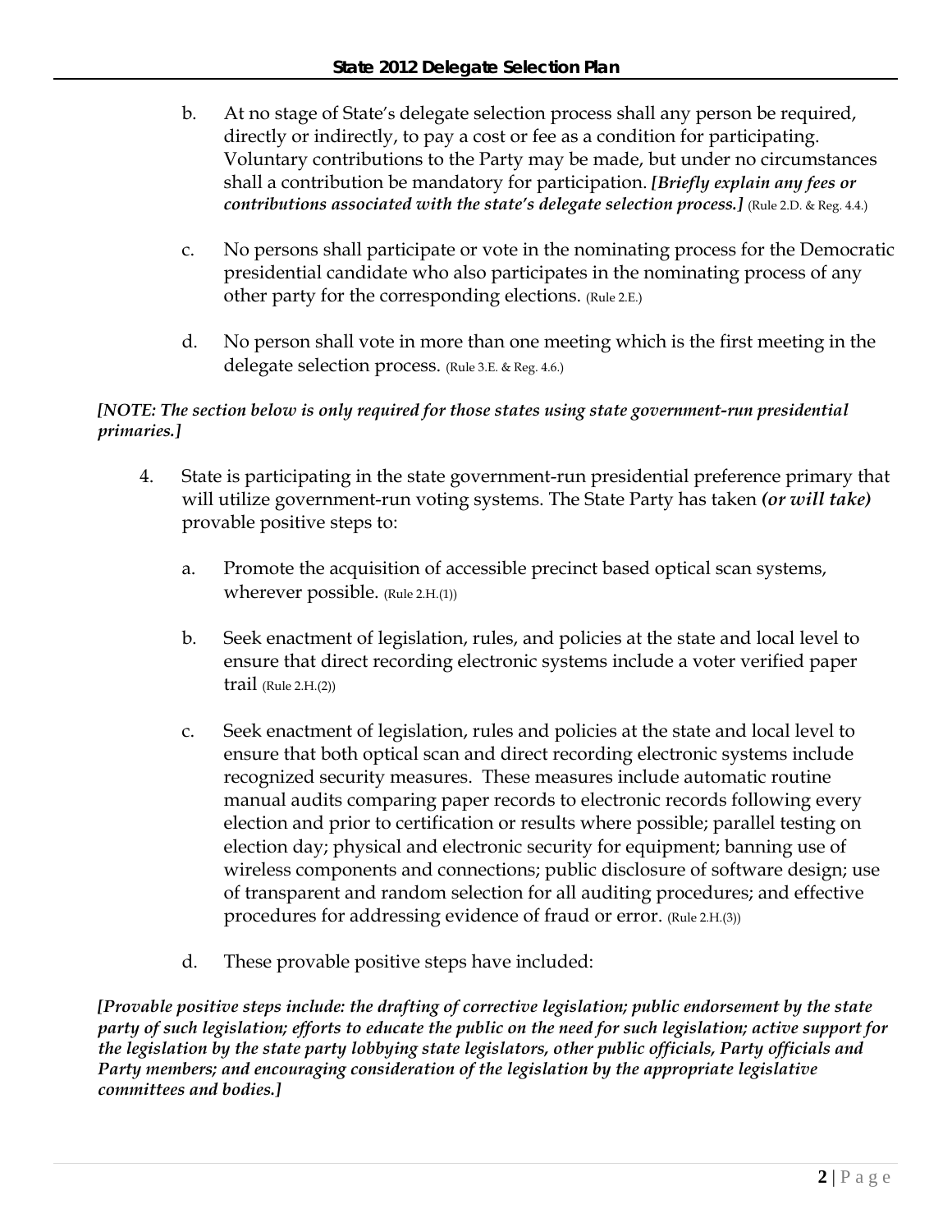b. At no stage of State's delegate selection process shall any person be required, directly or indirectly, to pay a cost or fee as a condition for participating. Voluntary contributions to the Party may be made, but under no circumstances shall a contribution be mandatory for participation. ***[Briefly explain any fees or contributions associated with the state's delegate selection process.]*** (Rule 2.D. & Reg. 4.4.)

c. No persons shall participate or vote in the nominating process for the Democratic presidential candidate who also participates in the nominating process of any other party for the corresponding elections. (Rule 2.E.)

d. No person shall vote in more than one meeting which is the first meeting in the delegate selection process. (Rule 3.E. & Reg. 4.6.)

***[NOTE: The section below is only required for those states using state government-run presidential primaries.]***

4. State is participating in the state government-run presidential preference primary that will utilize government-run voting systems. The State Party has taken ***(or will take)*** provable positive steps to:

   a. Promote the acquisition of accessible precinct based optical scan systems, wherever possible. (Rule 2.H.(1))

   b. Seek enactment of legislation, rules, and policies at the state and local level to ensure that direct recording electronic systems include a voter verified paper trail (Rule 2.H.(2))

   c. Seek enactment of legislation, rules and policies at the state and local level to ensure that both optical scan and direct recording electronic systems include recognized security measures. These measures include automatic routine manual audits comparing paper records to electronic records following every election and prior to certification or results where possible; parallel testing on election day; physical and electronic security for equipment; banning use of wireless components and connections; public disclosure of software design; use of transparent and random selection for all auditing procedures; and effective procedures for addressing evidence of fraud or error. (Rule 2.H.(3))

   d. These provable positive steps have included:

***[Provable positive steps include: the drafting of corrective legislation; public endorsement by the state party of such legislation; efforts to educate the public on the need for such legislation; active support for the legislation by the state party lobbying state legislators, other public officials, Party officials and Party members; and encouraging consideration of the legislation by the appropriate legislative committees and bodies.]***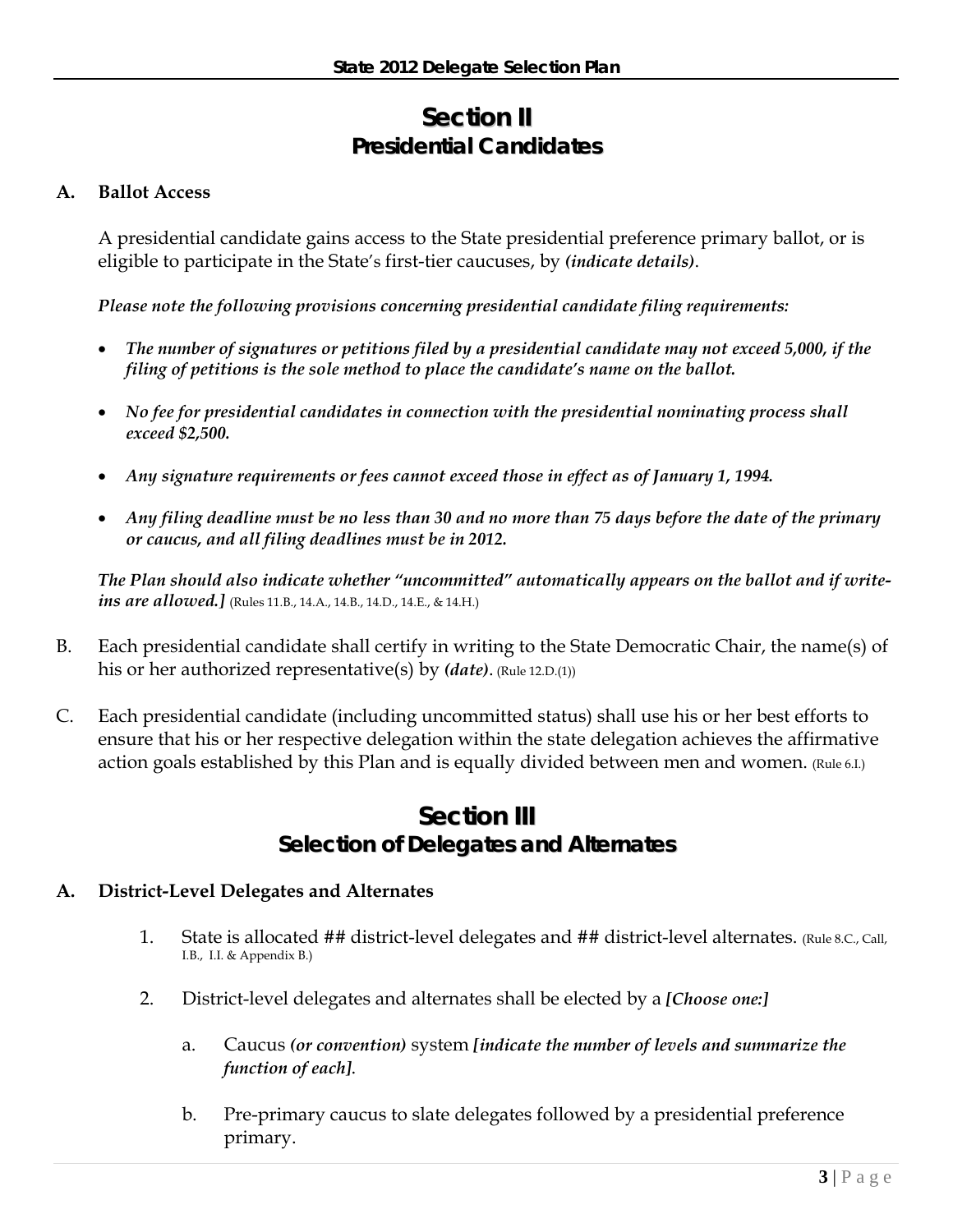# Section II
## Presidential Candidates

**A. Ballot Access**

A presidential candidate gains access to the State presidential preference primary ballot, or is eligible to participate in the State's first-tier caucuses, by ***(indicate details)***.

***Please note the following provisions concerning presidential candidate filing requirements:***

- ***The number of signatures or petitions filed by a presidential candidate may not exceed 5,000, if the filing of petitions is the sole method to place the candidate's name on the ballot.***
- ***No fee for presidential candidates in connection with the presidential nominating process shall exceed $2,500.***
- ***Any signature requirements or fees cannot exceed those in effect as of January 1, 1994.***
- ***Any filing deadline must be no less than 30 and no more than 75 days before the date of the primary or caucus, and all filing deadlines must be in 2012.***

***The Plan should also indicate whether "uncommitted" automatically appears on the ballot and if write-ins are allowed.]*** (Rules 11.B., 14.A., 14.B., 14.D., 14.E., & 14.H.)

B. Each presidential candidate shall certify in writing to the State Democratic Chair, the name(s) of his or her authorized representative(s) by ***(date)***. (Rule 12.D.(1))

C. Each presidential candidate (including uncommitted status) shall use his or her best efforts to ensure that his or her respective delegation within the state delegation achieves the affirmative action goals established by this Plan and is equally divided between men and women. (Rule 6.I.)

# Section III
## Selection of Delegates and Alternates

**A. District-Level Delegates and Alternates**

1. State is allocated ## district-level delegates and ## district-level alternates. (Rule 8.C., Call, I.B., I.I. & Appendix B.)

2. District-level delegates and alternates shall be elected by a ***[Choose one:]***

   a. Caucus ***(or convention)*** system ***[indicate the number of levels and summarize the function of each]***.

   b. Pre-primary caucus to slate delegates followed by a presidential preference primary.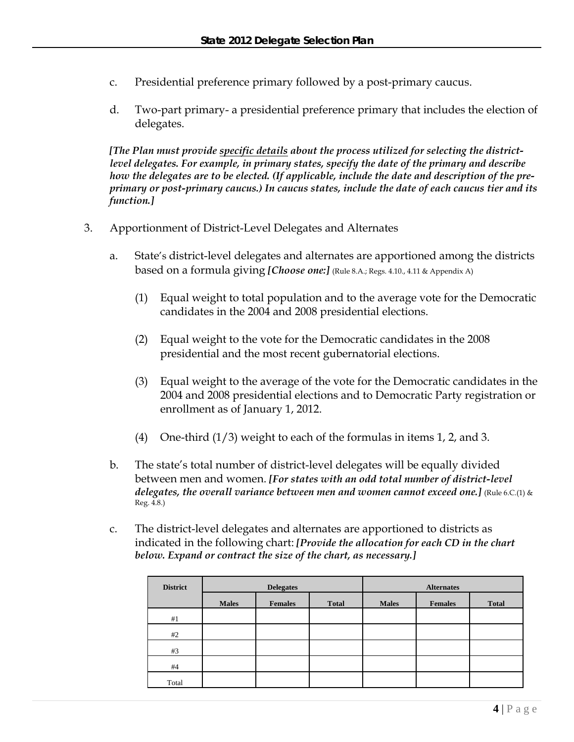c. Presidential preference primary followed by a post-primary caucus.

d. Two-part primary- a presidential preference primary that includes the election of delegates.

***[The Plan must provide <u>specific details</u> about the process utilized for selecting the district-level delegates. For example, in primary states, specify the date of the primary and describe how the delegates are to be elected. (If applicable, include the date and description of the pre-primary or post-primary caucus.) In caucus states, include the date of each caucus tier and its function.]***

3. Apportionment of District-Level Delegates and Alternates

   a. State's district-level delegates and alternates are apportioned among the districts based on a formula giving ***[Choose one:]*** (Rule 8.A.; Regs. 4.10., 4.11 & Appendix A)

      (1) Equal weight to total population and to the average vote for the Democratic candidates in the 2004 and 2008 presidential elections.

      (2) Equal weight to the vote for the Democratic candidates in the 2008 presidential and the most recent gubernatorial elections.

      (3) Equal weight to the average of the vote for the Democratic candidates in the 2004 and 2008 presidential elections and to Democratic Party registration or enrollment as of January 1, 2012.

      (4) One-third (1/3) weight to each of the formulas in items 1, 2, and 3.

   b. The state's total number of district-level delegates will be equally divided between men and women. ***[For states with an odd total number of district-level delegates, the overall variance between men and women cannot exceed one.]*** (Rule 6.C.(1) & Reg. 4.8.)

   c. The district-level delegates and alternates are apportioned to districts as indicated in the following chart: ***[Provide the allocation for each CD in the chart below. Expand or contract the size of the chart, as necessary.]***

| District | Delegates | | | Alternates | | |
|---|---|---|---|---|---|---|
| | Males | Females | Total | Males | Females | Total |
| #1 | | | | | | |
| #2 | | | | | | |
| #3 | | | | | | |
| #4 | | | | | | |
| Total | | | | | | |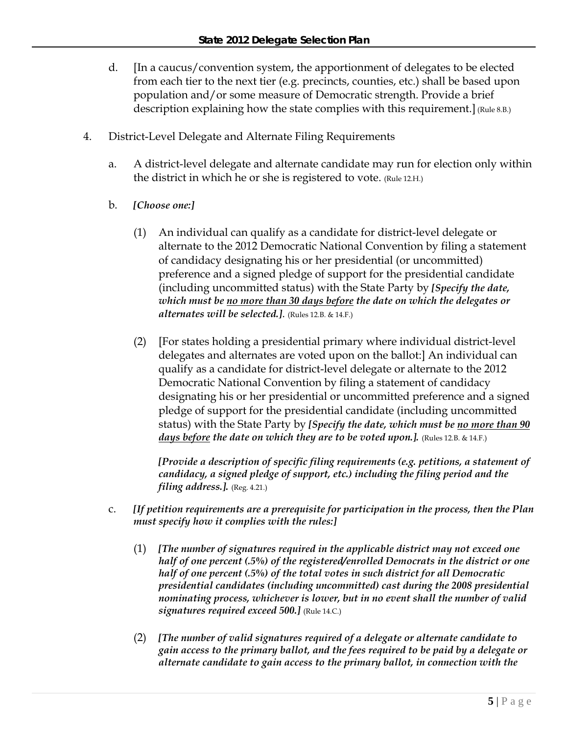d. [In a caucus/convention system, the apportionment of delegates to be elected from each tier to the next tier (e.g. precincts, counties, etc.) shall be based upon population and/or some measure of Democratic strength. Provide a brief description explaining how the state complies with this requirement.] (Rule 8.B.)

4. District-Level Delegate and Alternate Filing Requirements

   a. A district-level delegate and alternate candidate may run for election only within the district in which he or she is registered to vote. (Rule 12.H.)

   b. ***[Choose one:]***

      (1) An individual can qualify as a candidate for district-level delegate or alternate to the 2012 Democratic National Convention by filing a statement of candidacy designating his or her presidential (or uncommitted) preference and a signed pledge of support for the presidential candidate (including uncommitted status) with the State Party by ***[Specify the date, which must be <u>no more than 30 days before</u> the date on which the delegates or alternates will be selected.]***. (Rules 12.B. & 14.F.)

      (2) [For states holding a presidential primary where individual district-level delegates and alternates are voted upon on the ballot:] An individual can qualify as a candidate for district-level delegate or alternate to the 2012 Democratic National Convention by filing a statement of candidacy designating his or her presidential or uncommitted preference and a signed pledge of support for the presidential candidate (including uncommitted status) with the State Party by ***[Specify the date, which must be <u>no more than 90 days before</u> the date on which they are to be voted upon.]***. (Rules 12.B. & 14.F.)

      ***[Provide a description of specific filing requirements (e.g. petitions, a statement of candidacy, a signed pledge of support, etc.) including the filing period and the filing address.]***. (Reg. 4.21.)

   c. ***[If petition requirements are a prerequisite for participation in the process, then the Plan must specify how it complies with the rules:]***

      (1) ***[The number of signatures required in the applicable district may not exceed one half of one percent (.5%) of the registered/enrolled Democrats in the district or one half of one percent (.5%) of the total votes in such district for all Democratic presidential candidates (including uncommitted) cast during the 2008 presidential nominating process, whichever is lower, but in no event shall the number of valid signatures required exceed 500.]*** (Rule 14.C.)

      (2) ***[The number of valid signatures required of a delegate or alternate candidate to gain access to the primary ballot, and the fees required to be paid by a delegate or alternate candidate to gain access to the primary ballot, in connection with the***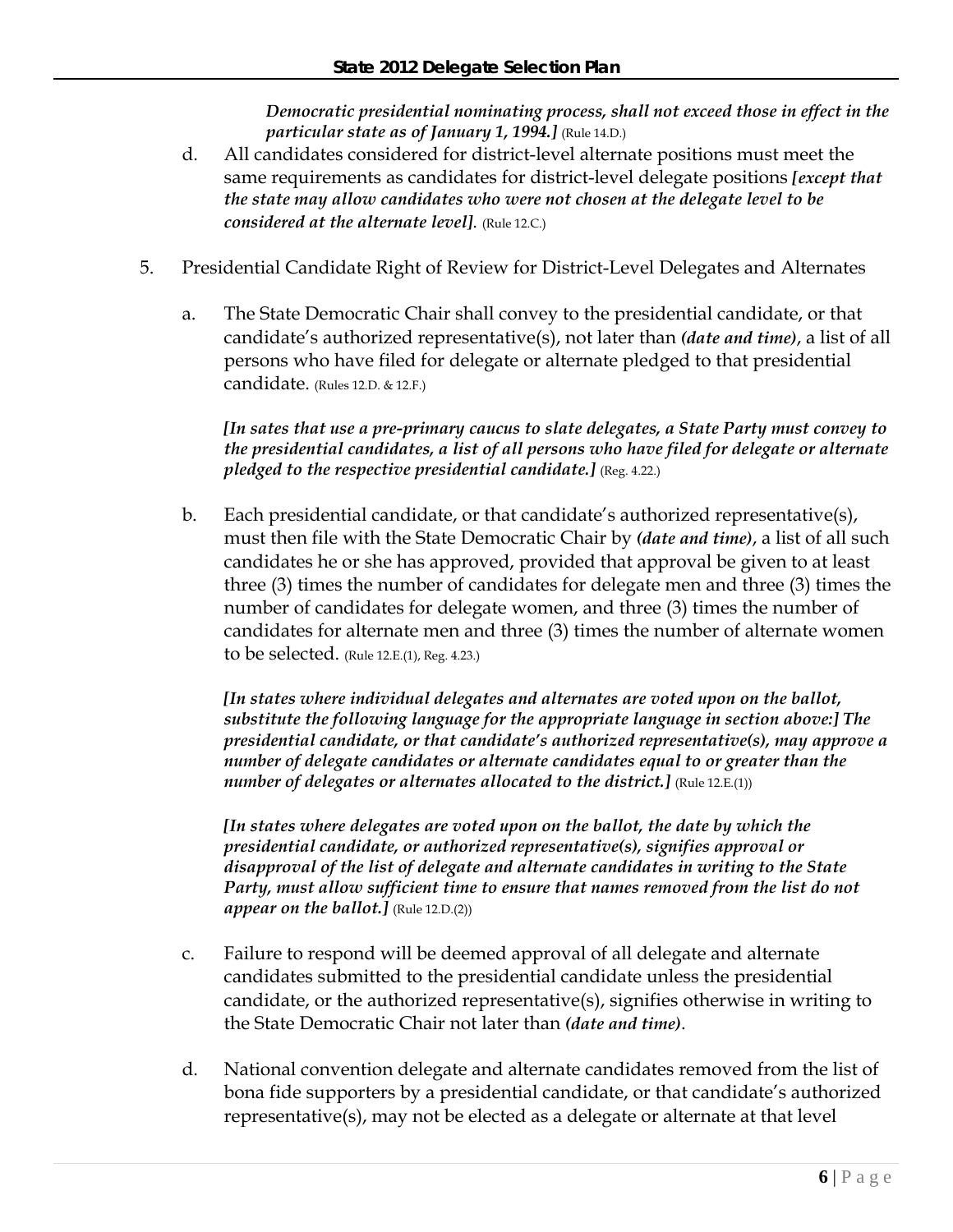*Democratic presidential nominating process, shall not exceed those in effect in the particular state as of January 1, 1994.]* (Rule 14.D.)

d. All candidates considered for district-level alternate positions must meet the same requirements as candidates for district-level delegate positions ***[except that the state may allow candidates who were not chosen at the delegate level to be considered at the alternate level]***. (Rule 12.C.)

5. Presidential Candidate Right of Review for District-Level Delegates and Alternates

   a. The State Democratic Chair shall convey to the presidential candidate, or that candidate's authorized representative(s), not later than ***(date and time)***, a list of all persons who have filed for delegate or alternate pledged to that presidential candidate. (Rules 12.D. & 12.F.)

   ***[In sates that use a pre-primary caucus to slate delegates, a State Party must convey to the presidential candidates, a list of all persons who have filed for delegate or alternate pledged to the respective presidential candidate.]*** (Reg. 4.22.)

   b. Each presidential candidate, or that candidate's authorized representative(s), must then file with the State Democratic Chair by ***(date and time)***, a list of all such candidates he or she has approved, provided that approval be given to at least three (3) times the number of candidates for delegate men and three (3) times the number of candidates for delegate women, and three (3) times the number of candidates for alternate men and three (3) times the number of alternate women to be selected. (Rule 12.E.(1), Reg. 4.23.)

   ***[In states where individual delegates and alternates are voted upon on the ballot, substitute the following language for the appropriate language in section above:] The presidential candidate, or that candidate's authorized representative(s), may approve a number of delegate candidates or alternate candidates equal to or greater than the number of delegates or alternates allocated to the district.]*** (Rule 12.E.(1))

   ***[In states where delegates are voted upon on the ballot, the date by which the presidential candidate, or authorized representative(s), signifies approval or disapproval of the list of delegate and alternate candidates in writing to the State Party, must allow sufficient time to ensure that names removed from the list do not appear on the ballot.]*** (Rule 12.D.(2))

   c. Failure to respond will be deemed approval of all delegate and alternate candidates submitted to the presidential candidate unless the presidential candidate, or the authorized representative(s), signifies otherwise in writing to the State Democratic Chair not later than ***(date and time)***.

   d. National convention delegate and alternate candidates removed from the list of bona fide supporters by a presidential candidate, or that candidate's authorized representative(s), may not be elected as a delegate or alternate at that level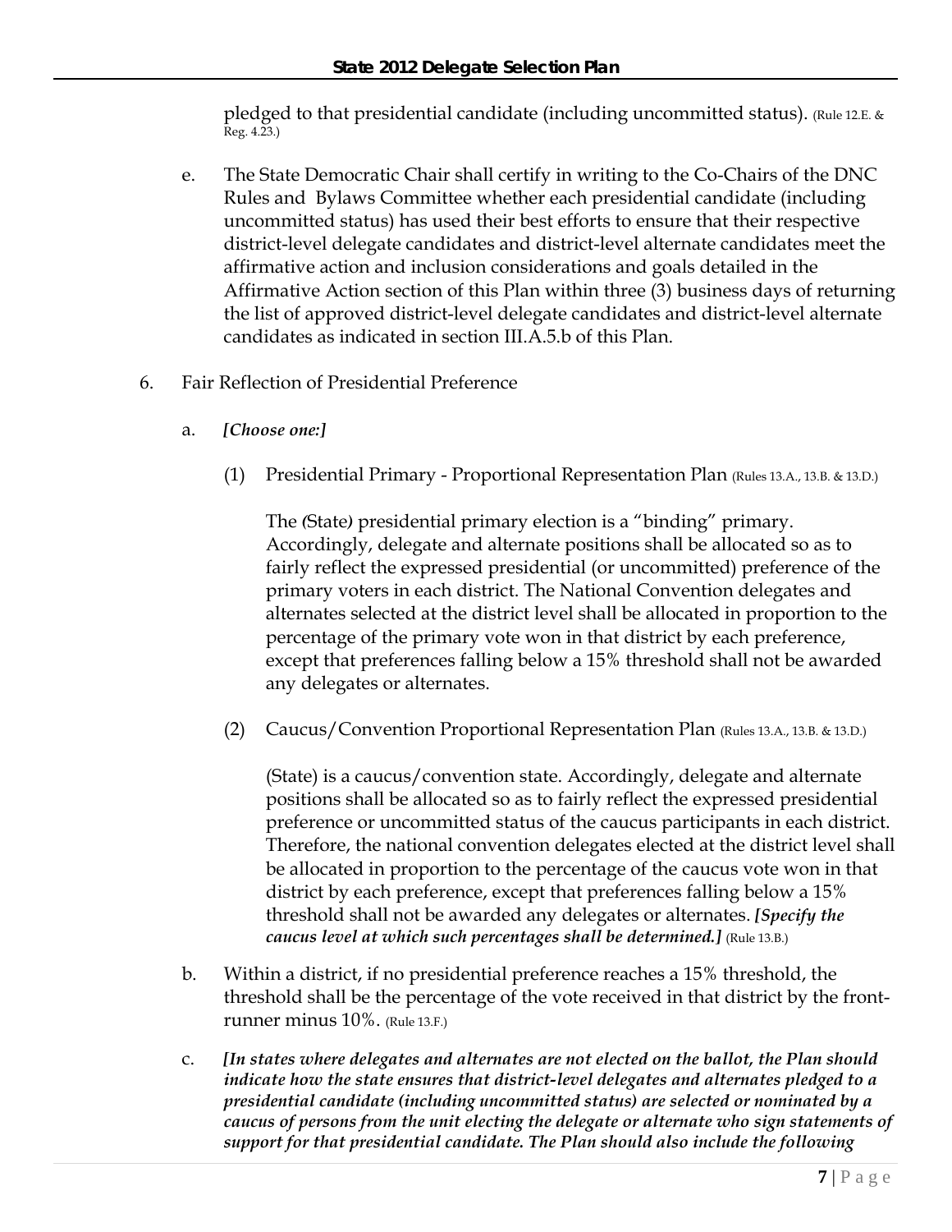pledged to that presidential candidate (including uncommitted status). (Rule 12.E. & Reg. 4.23.)

e. The State Democratic Chair shall certify in writing to the Co-Chairs of the DNC Rules and Bylaws Committee whether each presidential candidate (including uncommitted status) has used their best efforts to ensure that their respective district-level delegate candidates and district-level alternate candidates meet the affirmative action and inclusion considerations and goals detailed in the Affirmative Action section of this Plan within three (3) business days of returning the list of approved district-level delegate candidates and district-level alternate candidates as indicated in section III.A.5.b of this Plan.

6. Fair Reflection of Presidential Preference

a. ***[Choose one:]***

(1) Presidential Primary - Proportional Representation Plan (Rules 13.A., 13.B. & 13.D.)

The (State) presidential primary election is a "binding" primary. Accordingly, delegate and alternate positions shall be allocated so as to fairly reflect the expressed presidential (or uncommitted) preference of the primary voters in each district. The National Convention delegates and alternates selected at the district level shall be allocated in proportion to the percentage of the primary vote won in that district by each preference, except that preferences falling below a 15% threshold shall not be awarded any delegates or alternates.

(2) Caucus/Convention Proportional Representation Plan (Rules 13.A., 13.B. & 13.D.)

(State) is a caucus/convention state. Accordingly, delegate and alternate positions shall be allocated so as to fairly reflect the expressed presidential preference or uncommitted status of the caucus participants in each district. Therefore, the national convention delegates elected at the district level shall be allocated in proportion to the percentage of the caucus vote won in that district by each preference, except that preferences falling below a 15% threshold shall not be awarded any delegates or alternates. ***[Specify the caucus level at which such percentages shall be determined.]*** (Rule 13.B.)

b. Within a district, if no presidential preference reaches a 15% threshold, the threshold shall be the percentage of the vote received in that district by the front-runner minus 10%. (Rule 13.F.)

c. ***[In states where delegates and alternates are not elected on the ballot, the Plan should indicate how the state ensures that district-level delegates and alternates pledged to a presidential candidate (including uncommitted status) are selected or nominated by a caucus of persons from the unit electing the delegate or alternate who sign statements of support for that presidential candidate. The Plan should also include the following***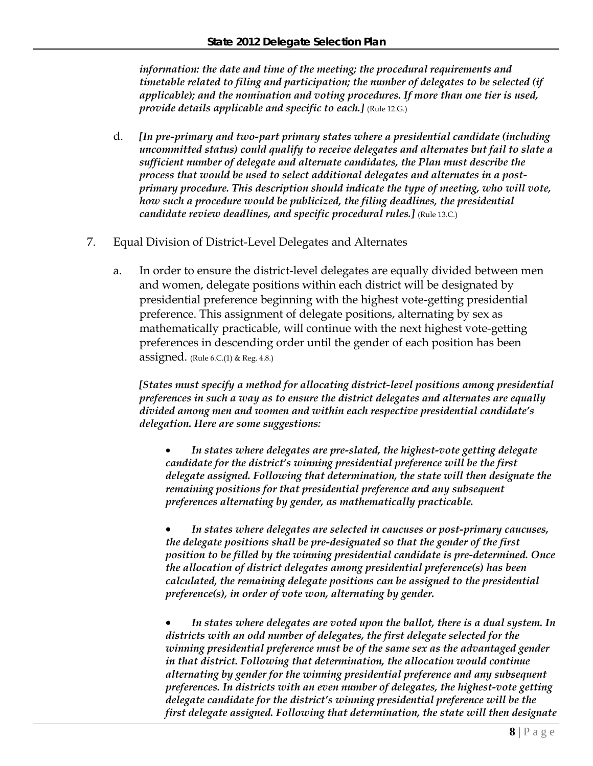*information: the date and time of the meeting; the procedural requirements and timetable related to filing and participation; the number of delegates to be selected (if applicable); and the nomination and voting procedures. If more than one tier is used, provide details applicable and specific to each.]* (Rule 12.G.)

d. *[In pre-primary and two-part primary states where a presidential candidate (including uncommitted status) could qualify to receive delegates and alternates but fail to slate a sufficient number of delegate and alternate candidates, the Plan must describe the process that would be used to select additional delegates and alternates in a post-primary procedure. This description should indicate the type of meeting, who will vote, how such a procedure would be publicized, the filing deadlines, the presidential candidate review deadlines, and specific procedural rules.]* (Rule 13.C.)

7. Equal Division of District-Level Delegates and Alternates

   a. In order to ensure the district-level delegates are equally divided between men and women, delegate positions within each district will be designated by presidential preference beginning with the highest vote-getting presidential preference. This assignment of delegate positions, alternating by sex as mathematically practicable, will continue with the next highest vote-getting preferences in descending order until the gender of each position has been assigned. (Rule 6.C.(1) & Reg. 4.8.)

   *[States must specify a method for allocating district-level positions among presidential preferences in such a way as to ensure the district delegates and alternates are equally divided among men and women and within each respective presidential candidate's delegation. Here are some suggestions:*

   - *In states where delegates are pre-slated, the highest-vote getting delegate candidate for the district's winning presidential preference will be the first delegate assigned. Following that determination, the state will then designate the remaining positions for that presidential preference and any subsequent preferences alternating by gender, as mathematically practicable.*

   - *In states where delegates are selected in caucuses or post-primary caucuses, the delegate positions shall be pre-designated so that the gender of the first position to be filled by the winning presidential candidate is pre-determined. Once the allocation of district delegates among presidential preference(s) has been calculated, the remaining delegate positions can be assigned to the presidential preference(s), in order of vote won, alternating by gender.*

   - *In states where delegates are voted upon the ballot, there is a dual system. In districts with an odd number of delegates, the first delegate selected for the winning presidential preference must be of the same sex as the advantaged gender in that district. Following that determination, the allocation would continue alternating by gender for the winning presidential preference and any subsequent preferences. In districts with an even number of delegates, the highest-vote getting delegate candidate for the district's winning presidential preference will be the first delegate assigned. Following that determination, the state will then designate*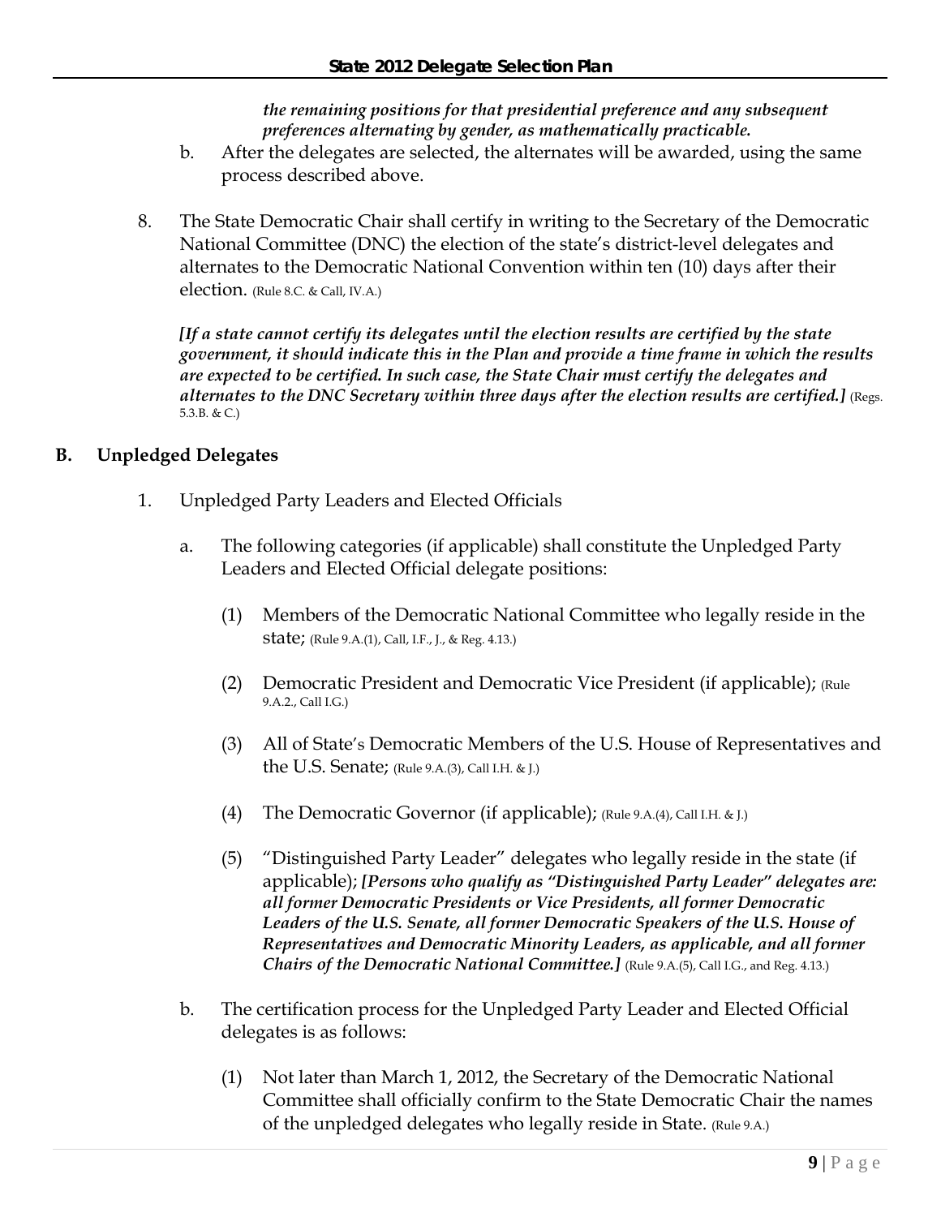*the remaining positions for that presidential preference and any subsequent preferences alternating by gender, as mathematically practicable.*

b. After the delegates are selected, the alternates will be awarded, using the same process described above.

8. The State Democratic Chair shall certify in writing to the Secretary of the Democratic National Committee (DNC) the election of the state's district-level delegates and alternates to the Democratic National Convention within ten (10) days after their election. (Rule 8.C. & Call, IV.A.)

   ***[If a state cannot certify its delegates until the election results are certified by the state government, it should indicate this in the Plan and provide a time frame in which the results are expected to be certified. In such case, the State Chair must certify the delegates and alternates to the DNC Secretary within three days after the election results are certified.]*** (Regs. 5.3.B. & C.)

## B. Unpledged Delegates

1. Unpledged Party Leaders and Elected Officials

   a. The following categories (if applicable) shall constitute the Unpledged Party Leaders and Elected Official delegate positions:

      (1) Members of the Democratic National Committee who legally reside in the state; (Rule 9.A.(1), Call, I.F., J., & Reg. 4.13.)

      (2) Democratic President and Democratic Vice President (if applicable); (Rule 9.A.2., Call I.G.)

      (3) All of State's Democratic Members of the U.S. House of Representatives and the U.S. Senate; (Rule 9.A.(3), Call I.H. & J.)

      (4) The Democratic Governor (if applicable); (Rule 9.A.(4), Call I.H. & J.)

      (5) "Distinguished Party Leader" delegates who legally reside in the state (if applicable); ***[Persons who qualify as "Distinguished Party Leader" delegates are: all former Democratic Presidents or Vice Presidents, all former Democratic Leaders of the U.S. Senate, all former Democratic Speakers of the U.S. House of Representatives and Democratic Minority Leaders, as applicable, and all former Chairs of the Democratic National Committee.]*** (Rule 9.A.(5), Call I.G., and Reg. 4.13.)

   b. The certification process for the Unpledged Party Leader and Elected Official delegates is as follows:

      (1) Not later than March 1, 2012, the Secretary of the Democratic National Committee shall officially confirm to the State Democratic Chair the names of the unpledged delegates who legally reside in State. (Rule 9.A.)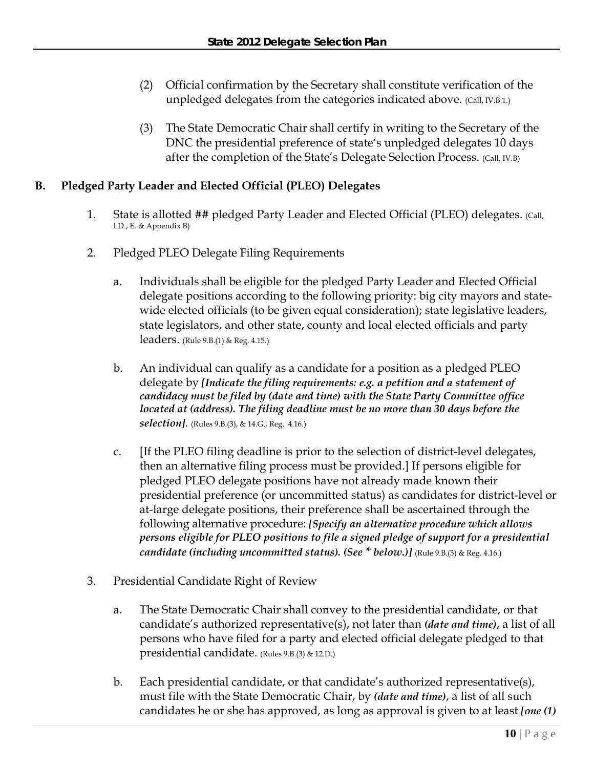(2) Official confirmation by the Secretary shall constitute verification of the unpledged delegates from the categories indicated above. (Call, IV.B.1.)

(3) The State Democratic Chair shall certify in writing to the Secretary of the DNC the presidential preference of state's unpledged delegates 10 days after the completion of the State's Delegate Selection Process. (Call, IV.B)

## B. Pledged Party Leader and Elected Official (PLEO) Delegates

1. State is allotted ## pledged Party Leader and Elected Official (PLEO) delegates. (Call, I.D., E. & Appendix B)

2. Pledged PLEO Delegate Filing Requirements

   a. Individuals shall be eligible for the pledged Party Leader and Elected Official delegate positions according to the following priority: big city mayors and statewide elected officials (to be given equal consideration); state legislative leaders, state legislators, and other state, county and local elected officials and party leaders. (Rule 9.B.(1) & Reg. 4.15.)

   b. An individual can qualify as a candidate for a position as a pledged PLEO delegate by ***[Indicate the filing requirements: e.g. a petition and a statement of candidacy must be filed by (date and time) with the State Party Committee office located at (address). The filing deadline must be no more than 30 days before the selection].*** (Rules 9.B.(3), & 14.G., Reg. 4.16.)

   c. [If the PLEO filing deadline is prior to the selection of district-level delegates, then an alternative filing process must be provided.] If persons eligible for pledged PLEO delegate positions have not already made known their presidential preference (or uncommitted status) as candidates for district-level or at-large delegate positions, their preference shall be ascertained through the following alternative procedure: ***[Specify an alternative procedure which allows persons eligible for PLEO positions to file a signed pledge of support for a presidential candidate (including uncommitted status). (See * below.)]*** (Rule 9.B.(3) & Reg. 4.16.)

3. Presidential Candidate Right of Review

   a. The State Democratic Chair shall convey to the presidential candidate, or that candidate's authorized representative(s), not later than ***(date and time)***, a list of all persons who have filed for a party and elected official delegate pledged to that presidential candidate. (Rules 9.B.(3) & 12.D.)

   b. Each presidential candidate, or that candidate's authorized representative(s), must file with the State Democratic Chair, by ***(date and time)***, a list of all such candidates he or she has approved, as long as approval is given to at least ***[one (1)***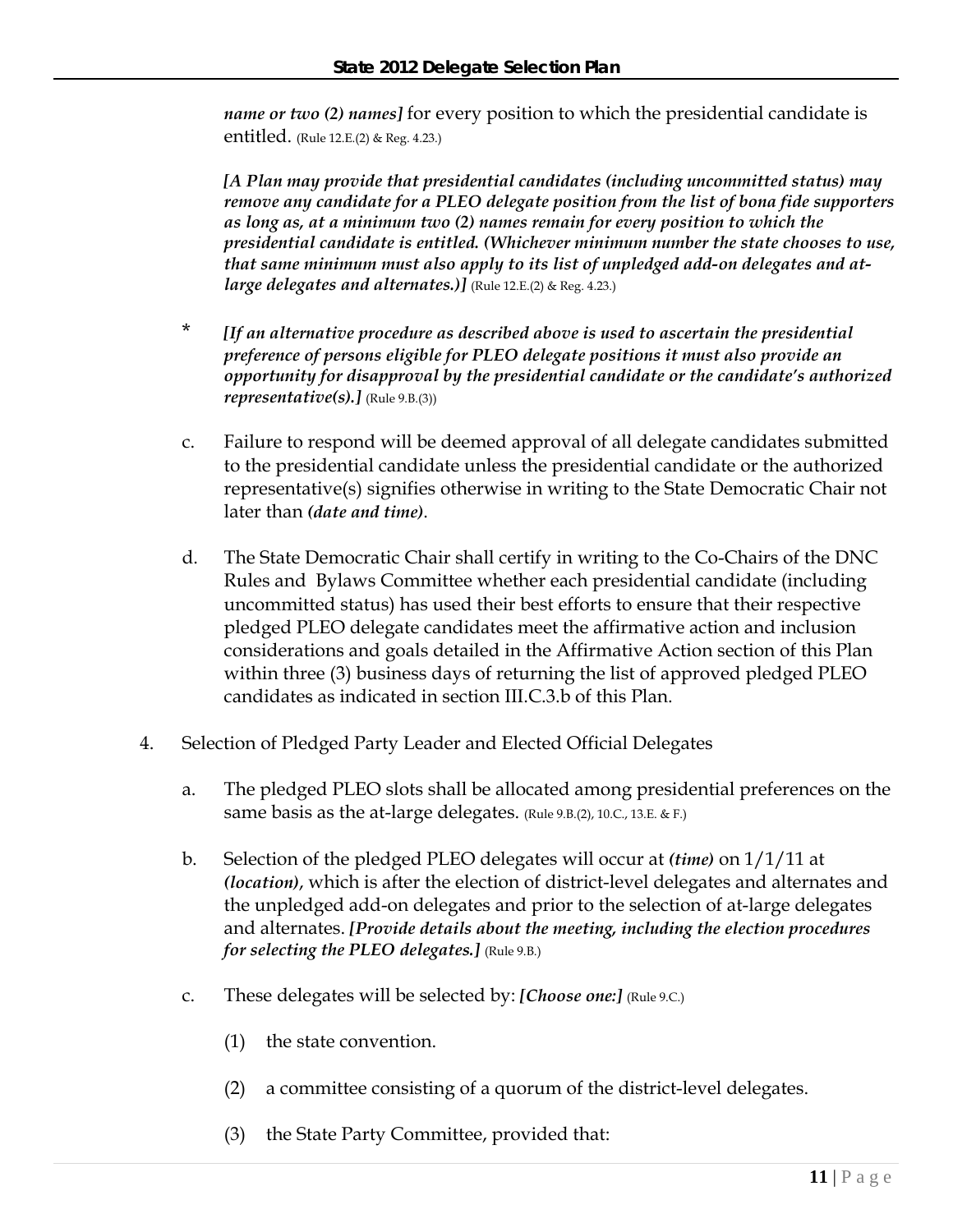***name or two (2) names]*** for every position to which the presidential candidate is entitled. (Rule 12.E.(2) & Reg. 4.23.)

***[A Plan may provide that presidential candidates (including uncommitted status) may remove any candidate for a PLEO delegate position from the list of bona fide supporters as long as, at a minimum two (2) names remain for every position to which the presidential candidate is entitled. (Whichever minimum number the state chooses to use, that same minimum must also apply to its list of unpledged add-on delegates and at-large delegates and alternates.)]*** (Rule 12.E.(2) & Reg. 4.23.)

\* ***[If an alternative procedure as described above is used to ascertain the presidential preference of persons eligible for PLEO delegate positions it must also provide an opportunity for disapproval by the presidential candidate or the candidate's authorized representative(s).]*** (Rule 9.B.(3))

c. Failure to respond will be deemed approval of all delegate candidates submitted to the presidential candidate unless the presidential candidate or the authorized representative(s) signifies otherwise in writing to the State Democratic Chair not later than ***(date and time)***.

d. The State Democratic Chair shall certify in writing to the Co-Chairs of the DNC Rules and Bylaws Committee whether each presidential candidate (including uncommitted status) has used their best efforts to ensure that their respective pledged PLEO delegate candidates meet the affirmative action and inclusion considerations and goals detailed in the Affirmative Action section of this Plan within three (3) business days of returning the list of approved pledged PLEO candidates as indicated in section III.C.3.b of this Plan.

4. Selection of Pledged Party Leader and Elected Official Delegates

a. The pledged PLEO slots shall be allocated among presidential preferences on the same basis as the at-large delegates. (Rule 9.B.(2), 10.C., 13.E. & F.)

b. Selection of the pledged PLEO delegates will occur at ***(time)*** on 1/1/11 at ***(location)***, which is after the election of district-level delegates and alternates and the unpledged add-on delegates and prior to the selection of at-large delegates and alternates. ***[Provide details about the meeting, including the election procedures for selecting the PLEO delegates.]*** (Rule 9.B.)

c. These delegates will be selected by: ***[Choose one:]*** (Rule 9.C.)

(1) the state convention.

(2) a committee consisting of a quorum of the district-level delegates.

(3) the State Party Committee, provided that: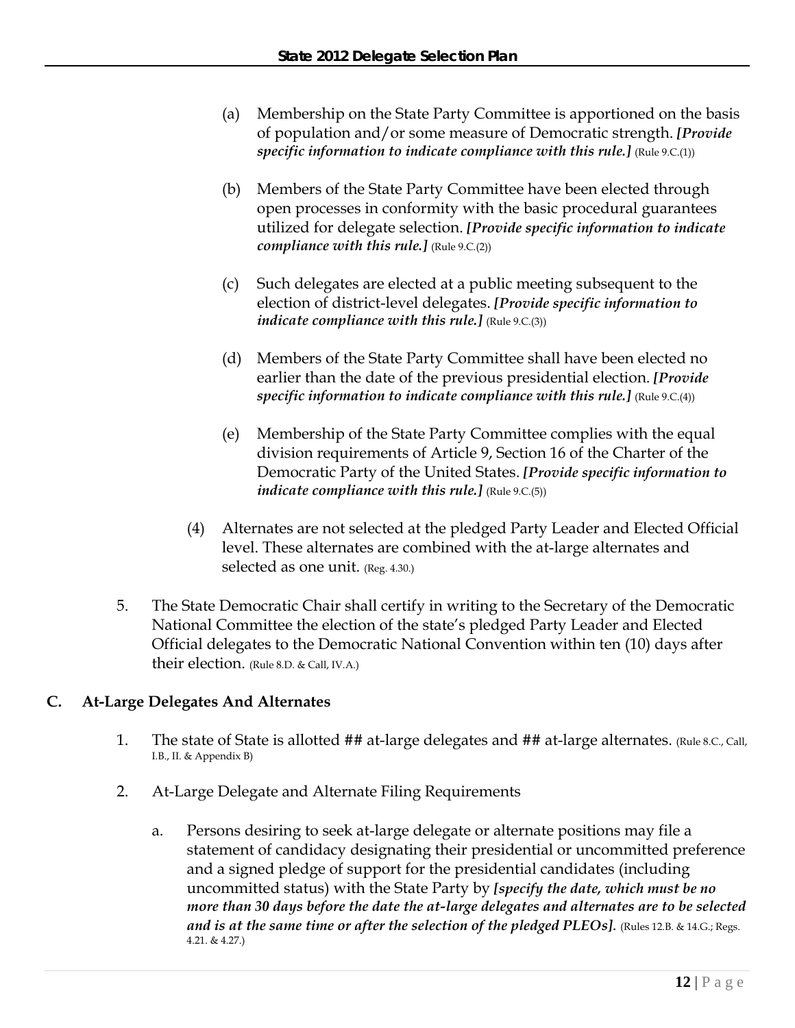(a) Membership on the State Party Committee is apportioned on the basis of population and/or some measure of Democratic strength. ***[Provide specific information to indicate compliance with this rule.]*** (Rule 9.C.(1))

(b) Members of the State Party Committee have been elected through open processes in conformity with the basic procedural guarantees utilized for delegate selection. ***[Provide specific information to indicate compliance with this rule.]*** (Rule 9.C.(2))

(c) Such delegates are elected at a public meeting subsequent to the election of district-level delegates. ***[Provide specific information to indicate compliance with this rule.]*** (Rule 9.C.(3))

(d) Members of the State Party Committee shall have been elected no earlier than the date of the previous presidential election. ***[Provide specific information to indicate compliance with this rule.]*** (Rule 9.C.(4))

(e) Membership of the State Party Committee complies with the equal division requirements of Article 9, Section 16 of the Charter of the Democratic Party of the United States. ***[Provide specific information to indicate compliance with this rule.]*** (Rule 9.C.(5))

(4) Alternates are not selected at the pledged Party Leader and Elected Official level. These alternates are combined with the at-large alternates and selected as one unit. (Reg. 4.30.)

5. The State Democratic Chair shall certify in writing to the Secretary of the Democratic National Committee the election of the state's pledged Party Leader and Elected Official delegates to the Democratic National Convention within ten (10) days after their election. (Rule 8.D. & Call, IV.A.)

## C. At-Large Delegates And Alternates

1. The state of State is allotted ## at-large delegates and ## at-large alternates. (Rule 8.C., Call, I.B., II. & Appendix B)

2. At-Large Delegate and Alternate Filing Requirements

   a. Persons desiring to seek at-large delegate or alternate positions may file a statement of candidacy designating their presidential or uncommitted preference and a signed pledge of support for the presidential candidates (including uncommitted status) with the State Party by ***[specify the date, which must be no more than 30 days before the date the at-large delegates and alternates are to be selected and is at the same time or after the selection of the pledged PLEOs].*** (Rules 12.B. & 14.G.; Regs. 4.21. & 4.27.)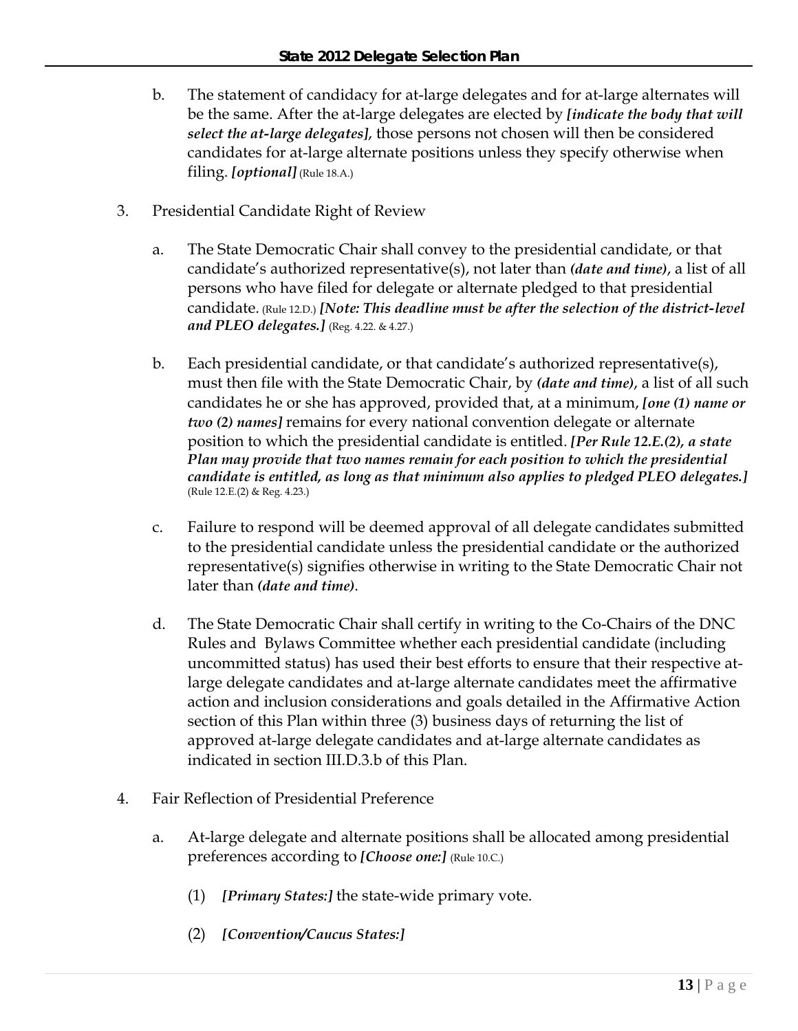b. The statement of candidacy for at-large delegates and for at-large alternates will be the same. After the at-large delegates are elected by ***[indicate the body that will select the at-large delegates]***, those persons not chosen will then be considered candidates for at-large alternate positions unless they specify otherwise when filing. ***[optional]*** (Rule 18.A.)

3. Presidential Candidate Right of Review

   a. The State Democratic Chair shall convey to the presidential candidate, or that candidate's authorized representative(s), not later than ***(date and time)***, a list of all persons who have filed for delegate or alternate pledged to that presidential candidate. (Rule 12.D.) ***[Note: This deadline must be after the selection of the district-level and PLEO delegates.]*** (Reg. 4.22. & 4.27.)

   b. Each presidential candidate, or that candidate's authorized representative(s), must then file with the State Democratic Chair, by ***(date and time)***, a list of all such candidates he or she has approved, provided that, at a minimum, ***[one (1) name or two (2) names]*** remains for every national convention delegate or alternate position to which the presidential candidate is entitled. ***[Per Rule 12.E.(2), a state Plan may provide that two names remain for each position to which the presidential candidate is entitled, as long as that minimum also applies to pledged PLEO delegates.]*** (Rule 12.E.(2) & Reg. 4.23.)

   c. Failure to respond will be deemed approval of all delegate candidates submitted to the presidential candidate unless the presidential candidate or the authorized representative(s) signifies otherwise in writing to the State Democratic Chair not later than ***(date and time)***.

   d. The State Democratic Chair shall certify in writing to the Co-Chairs of the DNC Rules and Bylaws Committee whether each presidential candidate (including uncommitted status) has used their best efforts to ensure that their respective at-large delegate candidates and at-large alternate candidates meet the affirmative action and inclusion considerations and goals detailed in the Affirmative Action section of this Plan within three (3) business days of returning the list of approved at-large delegate candidates and at-large alternate candidates as indicated in section III.D.3.b of this Plan.

4. Fair Reflection of Presidential Preference

   a. At-large delegate and alternate positions shall be allocated among presidential preferences according to ***[Choose one:]*** (Rule 10.C.)

      (1) ***[Primary States:]*** the state-wide primary vote.

      (2) ***[Convention/Caucus States:]***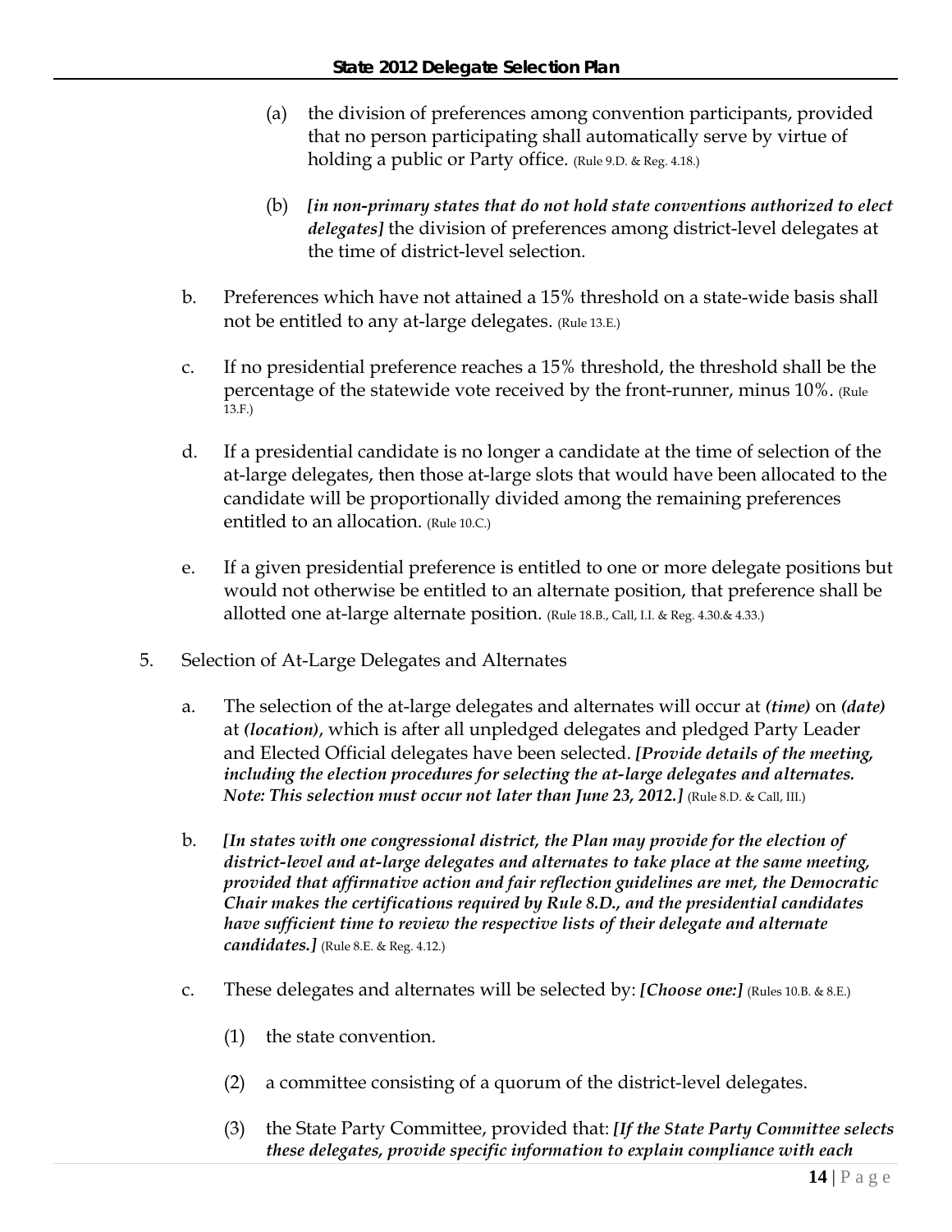(a) the division of preferences among convention participants, provided that no person participating shall automatically serve by virtue of holding a public or Party office. (Rule 9.D. & Reg. 4.18.)

(b) ***[in non-primary states that do not hold state conventions authorized to elect delegates]*** the division of preferences among district-level delegates at the time of district-level selection.

b. Preferences which have not attained a 15% threshold on a state-wide basis shall not be entitled to any at-large delegates. (Rule 13.E.)

c. If no presidential preference reaches a 15% threshold, the threshold shall be the percentage of the statewide vote received by the front-runner, minus 10%. (Rule 13.F.)

d. If a presidential candidate is no longer a candidate at the time of selection of the at-large delegates, then those at-large slots that would have been allocated to the candidate will be proportionally divided among the remaining preferences entitled to an allocation. (Rule 10.C.)

e. If a given presidential preference is entitled to one or more delegate positions but would not otherwise be entitled to an alternate position, that preference shall be allotted one at-large alternate position. (Rule 18.B., Call, I.I. & Reg. 4.30.& 4.33.)

5. Selection of At-Large Delegates and Alternates

a. The selection of the at-large delegates and alternates will occur at ***(time)*** on ***(date)*** at ***(location)***, which is after all unpledged delegates and pledged Party Leader and Elected Official delegates have been selected. ***[Provide details of the meeting, including the election procedures for selecting the at-large delegates and alternates. Note: This selection must occur not later than June 23, 2012.]*** (Rule 8.D. & Call, III.)

b. ***[In states with one congressional district, the Plan may provide for the election of district-level and at-large delegates and alternates to take place at the same meeting, provided that affirmative action and fair reflection guidelines are met, the Democratic Chair makes the certifications required by Rule 8.D., and the presidential candidates have sufficient time to review the respective lists of their delegate and alternate candidates.]*** (Rule 8.E. & Reg. 4.12.)

c. These delegates and alternates will be selected by: ***[Choose one:]*** (Rules 10.B. & 8.E.)

(1) the state convention.

(2) a committee consisting of a quorum of the district-level delegates.

(3) the State Party Committee, provided that: ***[If the State Party Committee selects these delegates, provide specific information to explain compliance with each***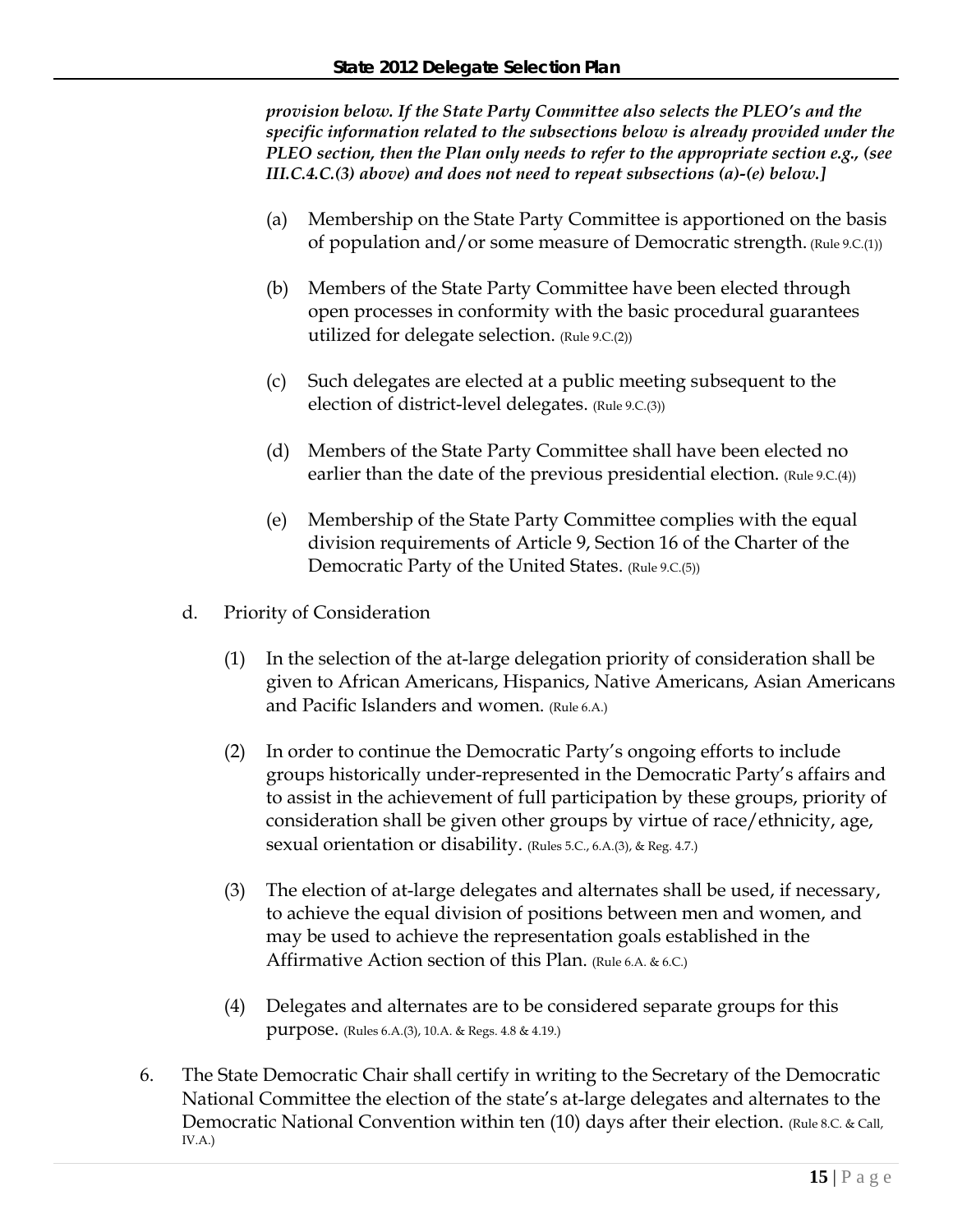***provision below. If the State Party Committee also selects the PLEO's and the specific information related to the subsections below is already provided under the PLEO section, then the Plan only needs to refer to the appropriate section e.g., (see III.C.4.C.(3) above) and does not need to repeat subsections (a)-(e) below.]***

(a) Membership on the State Party Committee is apportioned on the basis of population and/or some measure of Democratic strength. (Rule 9.C.(1))

(b) Members of the State Party Committee have been elected through open processes in conformity with the basic procedural guarantees utilized for delegate selection. (Rule 9.C.(2))

(c) Such delegates are elected at a public meeting subsequent to the election of district-level delegates. (Rule 9.C.(3))

(d) Members of the State Party Committee shall have been elected no earlier than the date of the previous presidential election. (Rule 9.C.(4))

(e) Membership of the State Party Committee complies with the equal division requirements of Article 9, Section 16 of the Charter of the Democratic Party of the United States. (Rule 9.C.(5))

d. Priority of Consideration

(1) In the selection of the at-large delegation priority of consideration shall be given to African Americans, Hispanics, Native Americans, Asian Americans and Pacific Islanders and women. (Rule 6.A.)

(2) In order to continue the Democratic Party's ongoing efforts to include groups historically under-represented in the Democratic Party's affairs and to assist in the achievement of full participation by these groups, priority of consideration shall be given other groups by virtue of race/ethnicity, age, sexual orientation or disability. (Rules 5.C., 6.A.(3), & Reg. 4.7.)

(3) The election of at-large delegates and alternates shall be used, if necessary, to achieve the equal division of positions between men and women, and may be used to achieve the representation goals established in the Affirmative Action section of this Plan. (Rule 6.A. & 6.C.)

(4) Delegates and alternates are to be considered separate groups for this purpose. (Rules 6.A.(3), 10.A. & Regs. 4.8 & 4.19.)

6. The State Democratic Chair shall certify in writing to the Secretary of the Democratic National Committee the election of the state's at-large delegates and alternates to the Democratic National Convention within ten (10) days after their election. (Rule 8.C. & Call, IV.A.)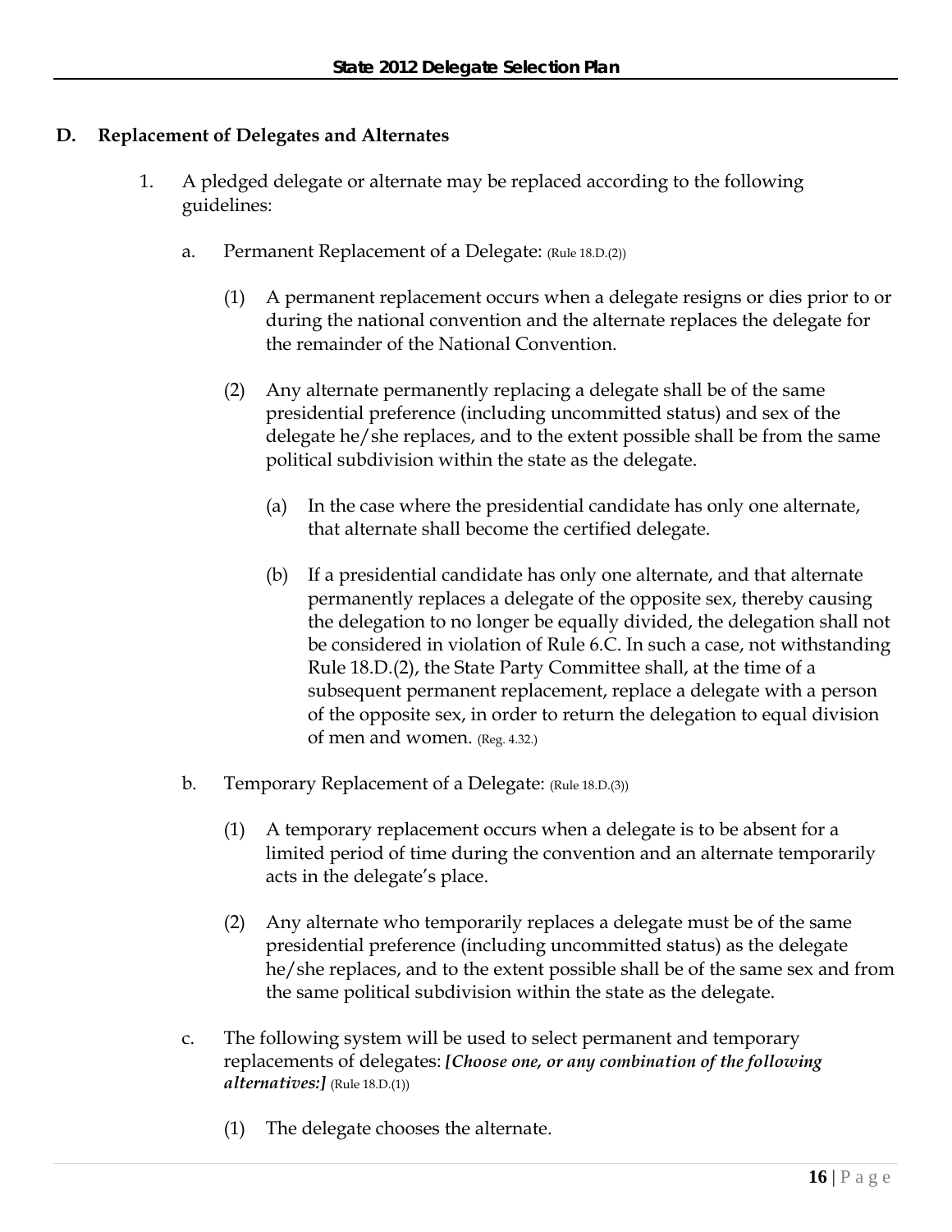### D. Replacement of Delegates and Alternates

1. A pledged delegate or alternate may be replaced according to the following guidelines:

   a. Permanent Replacement of a Delegate: (Rule 18.D.(2))

      (1) A permanent replacement occurs when a delegate resigns or dies prior to or during the national convention and the alternate replaces the delegate for the remainder of the National Convention.

      (2) Any alternate permanently replacing a delegate shall be of the same presidential preference (including uncommitted status) and sex of the delegate he/she replaces, and to the extent possible shall be from the same political subdivision within the state as the delegate.

         (a) In the case where the presidential candidate has only one alternate, that alternate shall become the certified delegate.

         (b) If a presidential candidate has only one alternate, and that alternate permanently replaces a delegate of the opposite sex, thereby causing the delegation to no longer be equally divided, the delegation shall not be considered in violation of Rule 6.C. In such a case, not withstanding Rule 18.D.(2), the State Party Committee shall, at the time of a subsequent permanent replacement, replace a delegate with a person of the opposite sex, in order to return the delegation to equal division of men and women. (Reg. 4.32.)

   b. Temporary Replacement of a Delegate: (Rule 18.D.(3))

      (1) A temporary replacement occurs when a delegate is to be absent for a limited period of time during the convention and an alternate temporarily acts in the delegate's place.

      (2) Any alternate who temporarily replaces a delegate must be of the same presidential preference (including uncommitted status) as the delegate he/she replaces, and to the extent possible shall be of the same sex and from the same political subdivision within the state as the delegate.

   c. The following system will be used to select permanent and temporary replacements of delegates: ***[Choose one, or any combination of the following alternatives:]*** (Rule 18.D.(1))

      (1) The delegate chooses the alternate.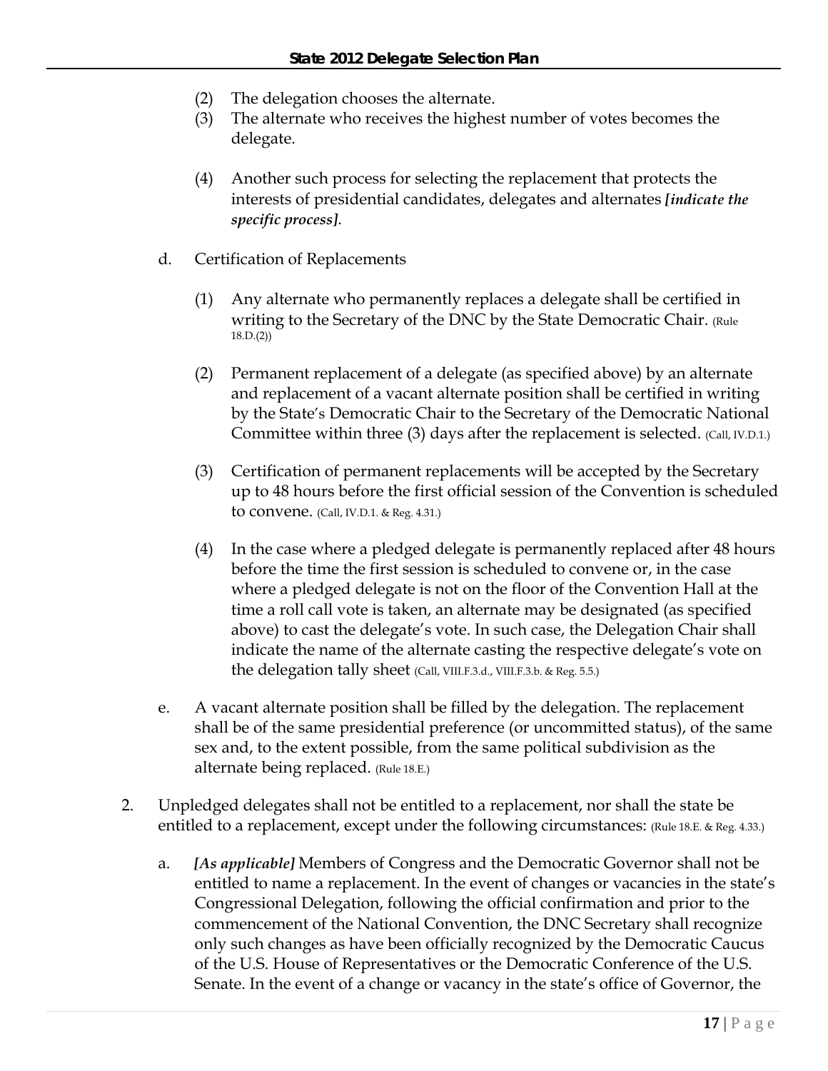(2) The delegation chooses the alternate.
(3) The alternate who receives the highest number of votes becomes the delegate.

(4) Another such process for selecting the replacement that protects the interests of presidential candidates, delegates and alternates ***[indicate the specific process]***.

d. Certification of Replacements

(1) Any alternate who permanently replaces a delegate shall be certified in writing to the Secretary of the DNC by the State Democratic Chair. (Rule 18.D.(2))

(2) Permanent replacement of a delegate (as specified above) by an alternate and replacement of a vacant alternate position shall be certified in writing by the State's Democratic Chair to the Secretary of the Democratic National Committee within three (3) days after the replacement is selected. (Call, IV.D.1.)

(3) Certification of permanent replacements will be accepted by the Secretary up to 48 hours before the first official session of the Convention is scheduled to convene. (Call, IV.D.1. & Reg. 4.31.)

(4) In the case where a pledged delegate is permanently replaced after 48 hours before the time the first session is scheduled to convene or, in the case where a pledged delegate is not on the floor of the Convention Hall at the time a roll call vote is taken, an alternate may be designated (as specified above) to cast the delegate's vote. In such case, the Delegation Chair shall indicate the name of the alternate casting the respective delegate's vote on the delegation tally sheet (Call, VIII.F.3.d., VIII.F.3.b. & Reg. 5.5.)

e. A vacant alternate position shall be filled by the delegation. The replacement shall be of the same presidential preference (or uncommitted status), of the same sex and, to the extent possible, from the same political subdivision as the alternate being replaced. (Rule 18.E.)

2. Unpledged delegates shall not be entitled to a replacement, nor shall the state be entitled to a replacement, except under the following circumstances: (Rule 18.E. & Reg. 4.33.)

a. ***[As applicable]*** Members of Congress and the Democratic Governor shall not be entitled to name a replacement. In the event of changes or vacancies in the state's Congressional Delegation, following the official confirmation and prior to the commencement of the National Convention, the DNC Secretary shall recognize only such changes as have been officially recognized by the Democratic Caucus of the U.S. House of Representatives or the Democratic Conference of the U.S. Senate. In the event of a change or vacancy in the state's office of Governor, the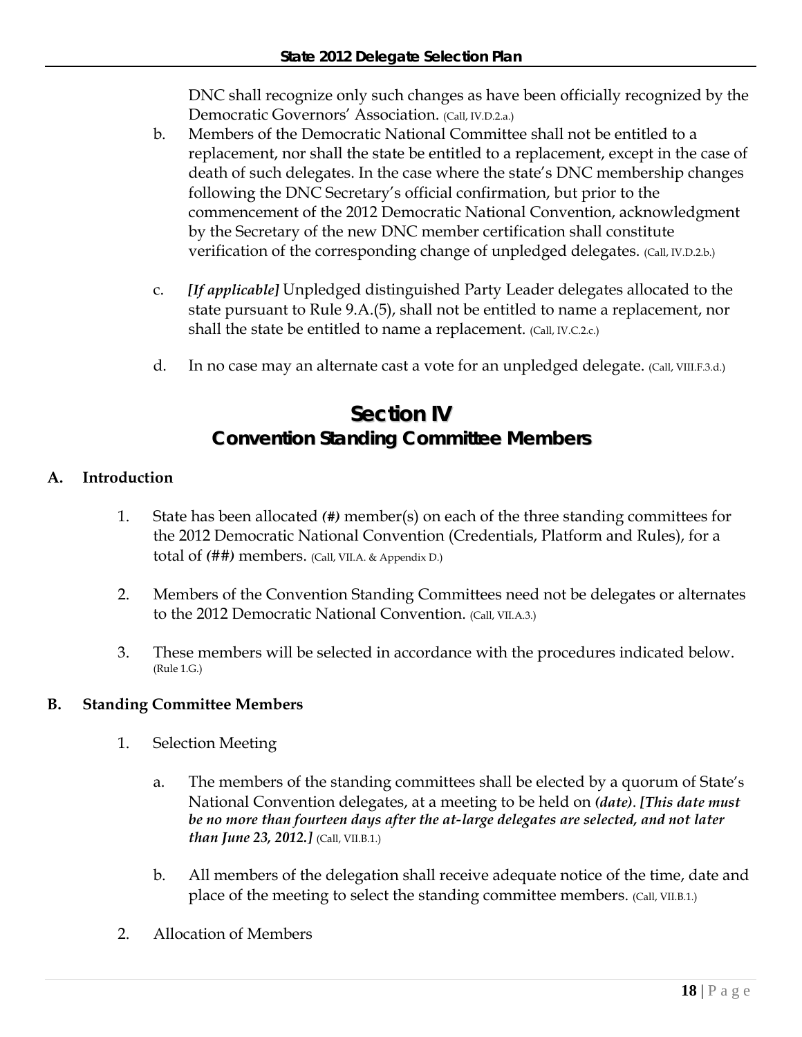DNC shall recognize only such changes as have been officially recognized by the Democratic Governors' Association. (Call, IV.D.2.a.)

b. Members of the Democratic National Committee shall not be entitled to a replacement, nor shall the state be entitled to a replacement, except in the case of death of such delegates. In the case where the state's DNC membership changes following the DNC Secretary's official confirmation, but prior to the commencement of the 2012 Democratic National Convention, acknowledgment by the Secretary of the new DNC member certification shall constitute verification of the corresponding change of unpledged delegates. (Call, IV.D.2.b.)

c. ***[If applicable]*** Unpledged distinguished Party Leader delegates allocated to the state pursuant to Rule 9.A.(5), shall not be entitled to name a replacement, nor shall the state be entitled to name a replacement. (Call, IV.C.2.c.)

d. In no case may an alternate cast a vote for an unpledged delegate. (Call, VIII.F.3.d.)

# Section IV
## Convention Standing Committee Members

### A. Introduction

1. State has been allocated ***(#)*** member(s) on each of the three standing committees for the 2012 Democratic National Convention (Credentials, Platform and Rules), for a total of ***(##)*** members. (Call, VII.A. & Appendix D.)

2. Members of the Convention Standing Committees need not be delegates or alternates to the 2012 Democratic National Convention. (Call, VII.A.3.)

3. These members will be selected in accordance with the procedures indicated below. (Rule 1.G.)

### B. Standing Committee Members

1. Selection Meeting

   a. The members of the standing committees shall be elected by a quorum of State's National Convention delegates, at a meeting to be held on ***(date)***. ***[This date must be no more than fourteen days after the at-large delegates are selected, and not later than June 23, 2012.]*** (Call, VII.B.1.)

   b. All members of the delegation shall receive adequate notice of the time, date and place of the meeting to select the standing committee members. (Call, VII.B.1.)

2. Allocation of Members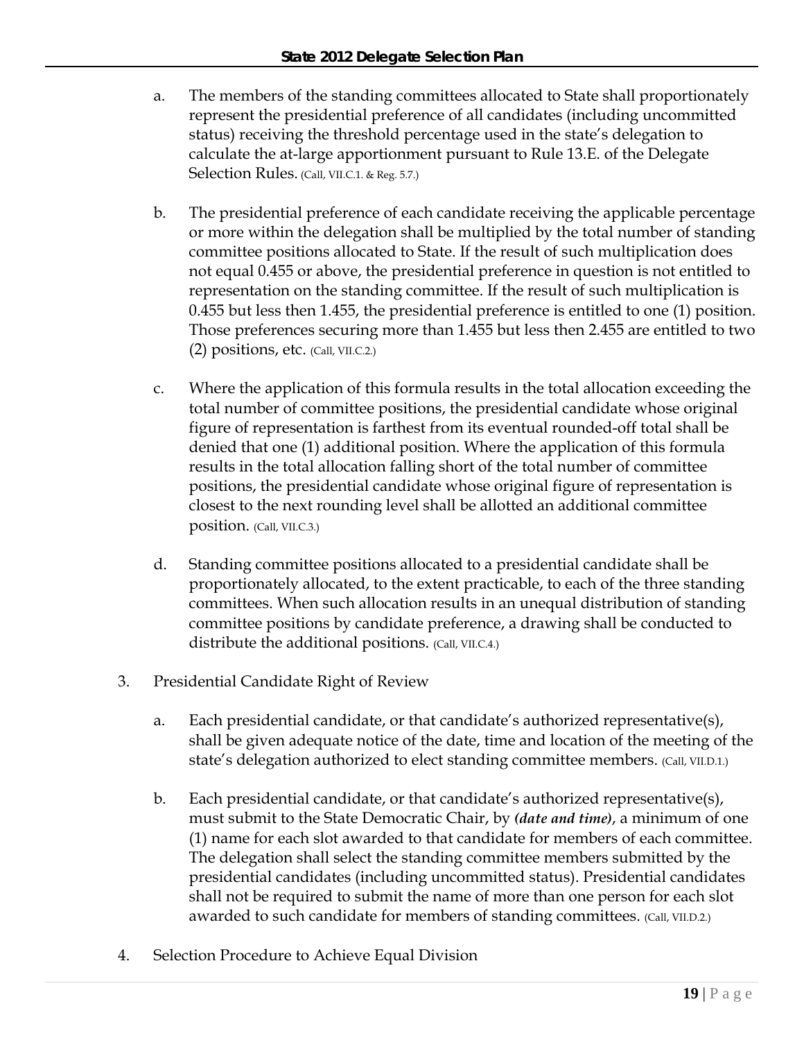a. The members of the standing committees allocated to State shall proportionately represent the presidential preference of all candidates (including uncommitted status) receiving the threshold percentage used in the state's delegation to calculate the at-large apportionment pursuant to Rule 13.E. of the Delegate Selection Rules. (Call, VII.C.1. & Reg. 5.7.)

b. The presidential preference of each candidate receiving the applicable percentage or more within the delegation shall be multiplied by the total number of standing committee positions allocated to State. If the result of such multiplication does not equal 0.455 or above, the presidential preference in question is not entitled to representation on the standing committee. If the result of such multiplication is 0.455 but less then 1.455, the presidential preference is entitled to one (1) position. Those preferences securing more than 1.455 but less then 2.455 are entitled to two (2) positions, etc. (Call, VII.C.2.)

c. Where the application of this formula results in the total allocation exceeding the total number of committee positions, the presidential candidate whose original figure of representation is farthest from its eventual rounded-off total shall be denied that one (1) additional position. Where the application of this formula results in the total allocation falling short of the total number of committee positions, the presidential candidate whose original figure of representation is closest to the next rounding level shall be allotted an additional committee position. (Call, VII.C.3.)

d. Standing committee positions allocated to a presidential candidate shall be proportionately allocated, to the extent practicable, to each of the three standing committees. When such allocation results in an unequal distribution of standing committee positions by candidate preference, a drawing shall be conducted to distribute the additional positions. (Call, VII.C.4.)

3. Presidential Candidate Right of Review

a. Each presidential candidate, or that candidate's authorized representative(s), shall be given adequate notice of the date, time and location of the meeting of the state's delegation authorized to elect standing committee members. (Call, VII.D.1.)

b. Each presidential candidate, or that candidate's authorized representative(s), must submit to the State Democratic Chair, by ***(date and time)***, a minimum of one (1) name for each slot awarded to that candidate for members of each committee. The delegation shall select the standing committee members submitted by the presidential candidates (including uncommitted status). Presidential candidates shall not be required to submit the name of more than one person for each slot awarded to such candidate for members of standing committees. (Call, VII.D.2.)

4. Selection Procedure to Achieve Equal Division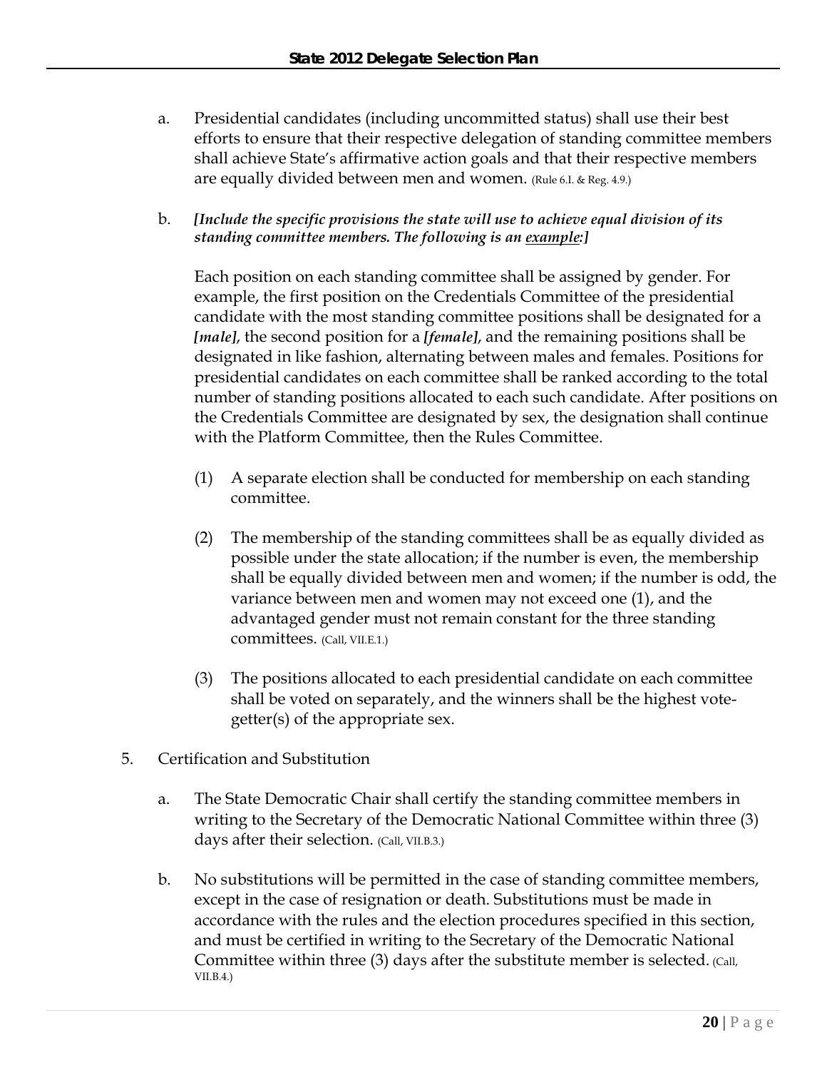a. Presidential candidates (including uncommitted status) shall use their best efforts to ensure that their respective delegation of standing committee members shall achieve State's affirmative action goals and that their respective members are equally divided between men and women. (Rule 6.I. & Reg. 4.9.)

b. ***[Include the specific provisions the state will use to achieve equal division of its standing committee members. The following is an example:]***

   Each position on each standing committee shall be assigned by gender. For example, the first position on the Credentials Committee of the presidential candidate with the most standing committee positions shall be designated for a ***[male]***, the second position for a ***[female]***, and the remaining positions shall be designated in like fashion, alternating between males and females. Positions for presidential candidates on each committee shall be ranked according to the total number of standing positions allocated to each such candidate. After positions on the Credentials Committee are designated by sex, the designation shall continue with the Platform Committee, then the Rules Committee.

   (1) A separate election shall be conducted for membership on each standing committee.

   (2) The membership of the standing committees shall be as equally divided as possible under the state allocation; if the number is even, the membership shall be equally divided between men and women; if the number is odd, the variance between men and women may not exceed one (1), and the advantaged gender must not remain constant for the three standing committees. (Call, VII.E.1.)

   (3) The positions allocated to each presidential candidate on each committee shall be voted on separately, and the winners shall be the highest vote-getter(s) of the appropriate sex.

5. Certification and Substitution

   a. The State Democratic Chair shall certify the standing committee members in writing to the Secretary of the Democratic National Committee within three (3) days after their selection. (Call, VII.B.3.)

   b. No substitutions will be permitted in the case of standing committee members, except in the case of resignation or death. Substitutions must be made in accordance with the rules and the election procedures specified in this section, and must be certified in writing to the Secretary of the Democratic National Committee within three (3) days after the substitute member is selected. (Call, VII.B.4.)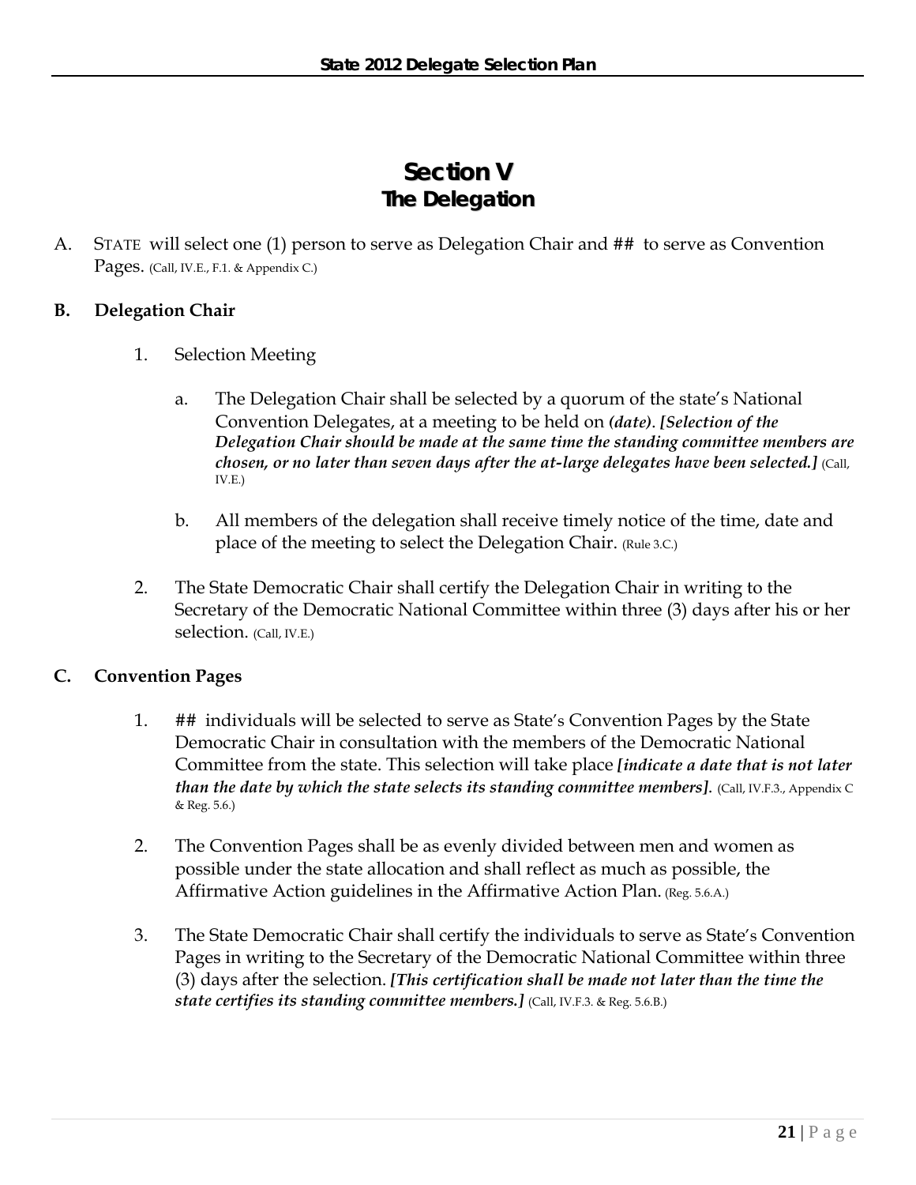# Section V
## The Delegation

A. STATE will select one (1) person to serve as Delegation Chair and ## to serve as Convention Pages. (Call, IV.E., F.1. & Appendix C.)

**B. Delegation Chair**

1. Selection Meeting

   a. The Delegation Chair shall be selected by a quorum of the state's National Convention Delegates, at a meeting to be held on ***(date)***. ***[Selection of the Delegation Chair should be made at the same time the standing committee members are chosen, or no later than seven days after the at-large delegates have been selected.]*** (Call, IV.E.)

   b. All members of the delegation shall receive timely notice of the time, date and place of the meeting to select the Delegation Chair. (Rule 3.C.)

2. The State Democratic Chair shall certify the Delegation Chair in writing to the Secretary of the Democratic National Committee within three (3) days after his or her selection. (Call, IV.E.)

**C. Convention Pages**

1. ## individuals will be selected to serve as State's Convention Pages by the State Democratic Chair in consultation with the members of the Democratic National Committee from the state. This selection will take place ***[indicate a date that is not later than the date by which the state selects its standing committee members].*** (Call, IV.F.3., Appendix C & Reg. 5.6.)

2. The Convention Pages shall be as evenly divided between men and women as possible under the state allocation and shall reflect as much as possible, the Affirmative Action guidelines in the Affirmative Action Plan. (Reg. 5.6.A.)

3. The State Democratic Chair shall certify the individuals to serve as State's Convention Pages in writing to the Secretary of the Democratic National Committee within three (3) days after the selection. ***[This certification shall be made not later than the time the state certifies its standing committee members.]*** (Call, IV.F.3. & Reg. 5.6.B.)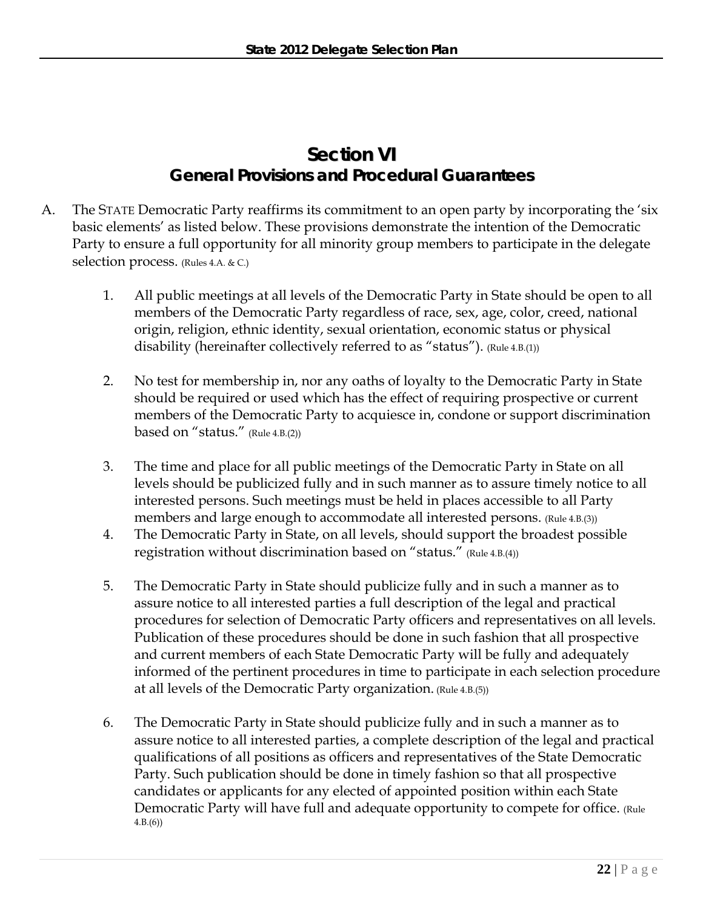# Section VI
## General Provisions and Procedural Guarantees

A. The STATE Democratic Party reaffirms its commitment to an open party by incorporating the 'six basic elements' as listed below. These provisions demonstrate the intention of the Democratic Party to ensure a full opportunity for all minority group members to participate in the delegate selection process. (Rules 4.A. & C.)

1. All public meetings at all levels of the Democratic Party in State should be open to all members of the Democratic Party regardless of race, sex, age, color, creed, national origin, religion, ethnic identity, sexual orientation, economic status or physical disability (hereinafter collectively referred to as "status"). (Rule 4.B.(1))

2. No test for membership in, nor any oaths of loyalty to the Democratic Party in State should be required or used which has the effect of requiring prospective or current members of the Democratic Party to acquiesce in, condone or support discrimination based on "status." (Rule 4.B.(2))

3. The time and place for all public meetings of the Democratic Party in State on all levels should be publicized fully and in such manner as to assure timely notice to all interested persons. Such meetings must be held in places accessible to all Party members and large enough to accommodate all interested persons. (Rule 4.B.(3))

4. The Democratic Party in State, on all levels, should support the broadest possible registration without discrimination based on "status." (Rule 4.B.(4))

5. The Democratic Party in State should publicize fully and in such a manner as to assure notice to all interested parties a full description of the legal and practical procedures for selection of Democratic Party officers and representatives on all levels. Publication of these procedures should be done in such fashion that all prospective and current members of each State Democratic Party will be fully and adequately informed of the pertinent procedures in time to participate in each selection procedure at all levels of the Democratic Party organization. (Rule 4.B.(5))

6. The Democratic Party in State should publicize fully and in such a manner as to assure notice to all interested parties, a complete description of the legal and practical qualifications of all positions as officers and representatives of the State Democratic Party. Such publication should be done in timely fashion so that all prospective candidates or applicants for any elected of appointed position within each State Democratic Party will have full and adequate opportunity to compete for office. (Rule 4.B.(6))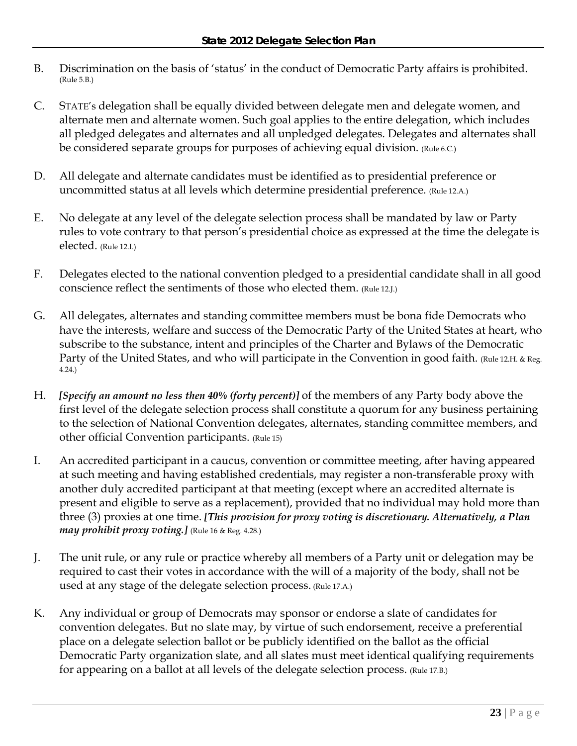B. Discrimination on the basis of 'status' in the conduct of Democratic Party affairs is prohibited. (Rule 5.B.)

C. STATE's delegation shall be equally divided between delegate men and delegate women, and alternate men and alternate women. Such goal applies to the entire delegation, which includes all pledged delegates and alternates and all unpledged delegates. Delegates and alternates shall be considered separate groups for purposes of achieving equal division. (Rule 6.C.)

D. All delegate and alternate candidates must be identified as to presidential preference or uncommitted status at all levels which determine presidential preference. (Rule 12.A.)

E. No delegate at any level of the delegate selection process shall be mandated by law or Party rules to vote contrary to that person's presidential choice as expressed at the time the delegate is elected. (Rule 12.I.)

F. Delegates elected to the national convention pledged to a presidential candidate shall in all good conscience reflect the sentiments of those who elected them. (Rule 12.J.)

G. All delegates, alternates and standing committee members must be bona fide Democrats who have the interests, welfare and success of the Democratic Party of the United States at heart, who subscribe to the substance, intent and principles of the Charter and Bylaws of the Democratic Party of the United States, and who will participate in the Convention in good faith. (Rule 12.H. & Reg. 4.24.)

H. ***[Specify an amount no less then 40% (forty percent)]*** of the members of any Party body above the first level of the delegate selection process shall constitute a quorum for any business pertaining to the selection of National Convention delegates, alternates, standing committee members, and other official Convention participants. (Rule 15)

I. An accredited participant in a caucus, convention or committee meeting, after having appeared at such meeting and having established credentials, may register a non-transferable proxy with another duly accredited participant at that meeting (except where an accredited alternate is present and eligible to serve as a replacement), provided that no individual may hold more than three (3) proxies at one time. ***[This provision for proxy voting is discretionary. Alternatively, a Plan may prohibit proxy voting.]*** (Rule 16 & Reg. 4.28.)

J. The unit rule, or any rule or practice whereby all members of a Party unit or delegation may be required to cast their votes in accordance with the will of a majority of the body, shall not be used at any stage of the delegate selection process. (Rule 17.A.)

K. Any individual or group of Democrats may sponsor or endorse a slate of candidates for convention delegates. But no slate may, by virtue of such endorsement, receive a preferential place on a delegate selection ballot or be publicly identified on the ballot as the official Democratic Party organization slate, and all slates must meet identical qualifying requirements for appearing on a ballot at all levels of the delegate selection process. (Rule 17.B.)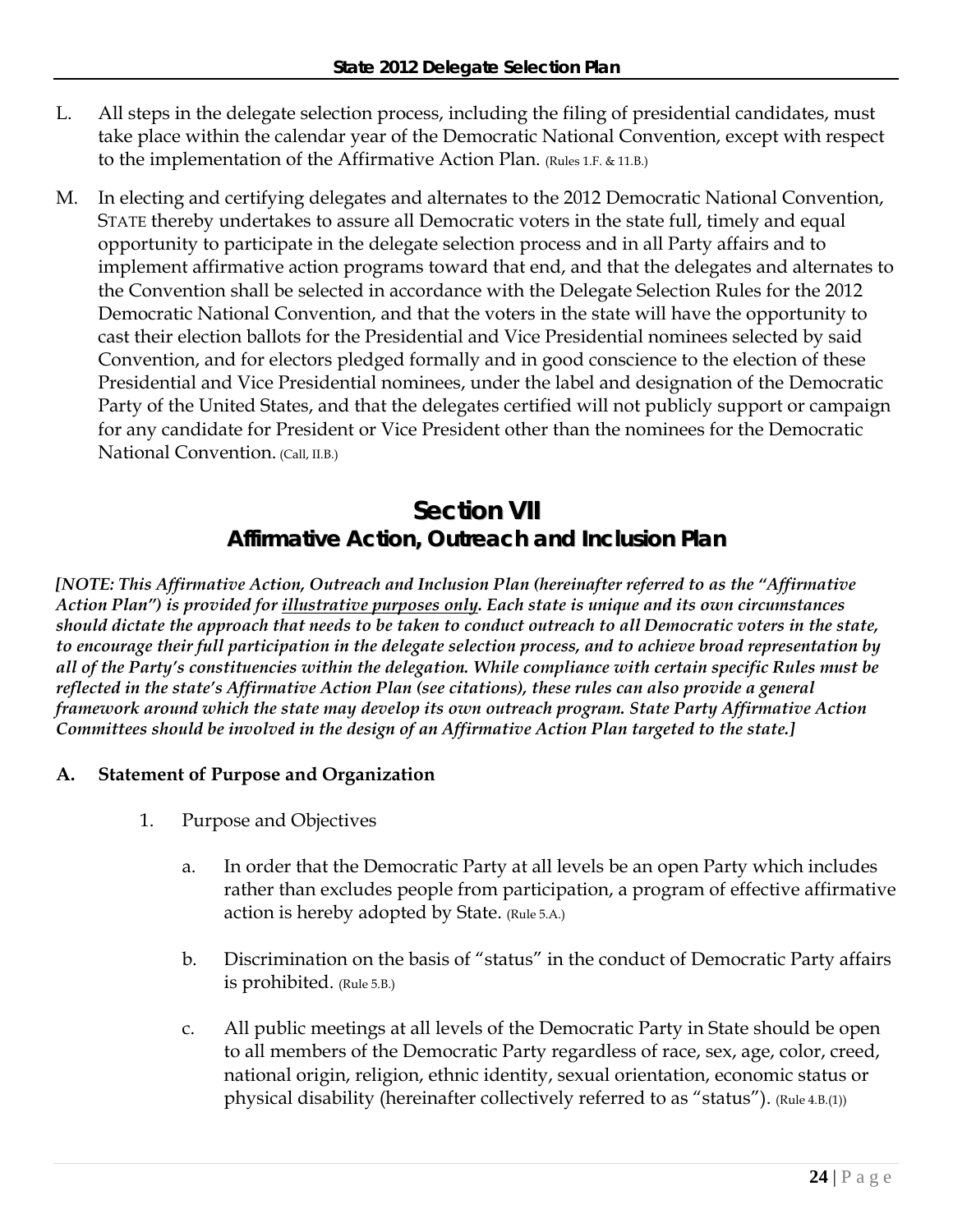L. All steps in the delegate selection process, including the filing of presidential candidates, must take place within the calendar year of the Democratic National Convention, except with respect to the implementation of the Affirmative Action Plan. (Rules 1.F. & 11.B.)

M. In electing and certifying delegates and alternates to the 2012 Democratic National Convention, STATE thereby undertakes to assure all Democratic voters in the state full, timely and equal opportunity to participate in the delegate selection process and in all Party affairs and to implement affirmative action programs toward that end, and that the delegates and alternates to the Convention shall be selected in accordance with the Delegate Selection Rules for the 2012 Democratic National Convention, and that the voters in the state will have the opportunity to cast their election ballots for the Presidential and Vice Presidential nominees selected by said Convention, and for electors pledged formally and in good conscience to the election of these Presidential and Vice Presidential nominees, under the label and designation of the Democratic Party of the United States, and that the delegates certified will not publicly support or campaign for any candidate for President or Vice President other than the nominees for the Democratic National Convention. (Call, II.B.)

# Section VII
## Affirmative Action, Outreach and Inclusion Plan

***[NOTE: This Affirmative Action, Outreach and Inclusion Plan (hereinafter referred to as the "Affirmative Action Plan") is provided for <u>illustrative purposes only</u>. Each state is unique and its own circumstances should dictate the approach that needs to be taken to conduct outreach to all Democratic voters in the state, to encourage their full participation in the delegate selection process, and to achieve broad representation by all of the Party's constituencies within the delegation. While compliance with certain specific Rules must be reflected in the state's Affirmative Action Plan (see citations), these rules can also provide a general framework around which the state may develop its own outreach program. State Party Affirmative Action Committees should be involved in the design of an Affirmative Action Plan targeted to the state.]***

### A. Statement of Purpose and Organization

1. Purpose and Objectives

   a. In order that the Democratic Party at all levels be an open Party which includes rather than excludes people from participation, a program of effective affirmative action is hereby adopted by State. (Rule 5.A.)

   b. Discrimination on the basis of "status" in the conduct of Democratic Party affairs is prohibited. (Rule 5.B.)

   c. All public meetings at all levels of the Democratic Party in State should be open to all members of the Democratic Party regardless of race, sex, age, color, creed, national origin, religion, ethnic identity, sexual orientation, economic status or physical disability (hereinafter collectively referred to as "status"). (Rule 4.B.(1))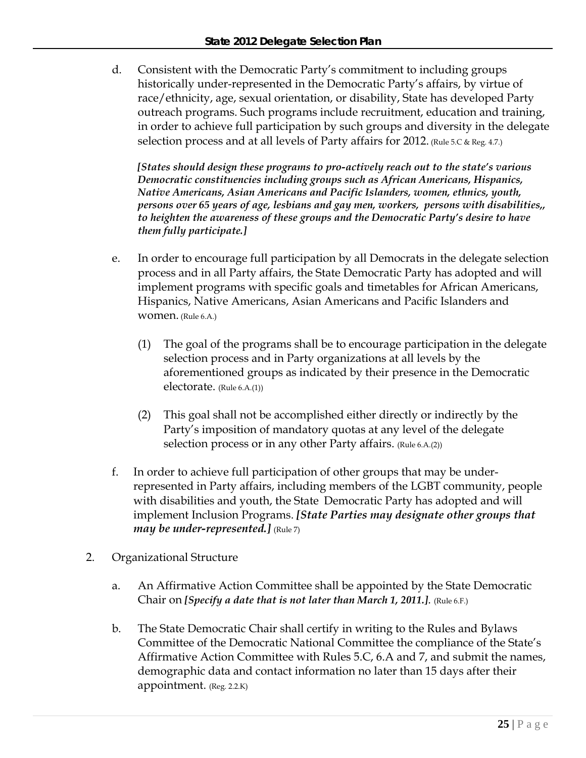d. Consistent with the Democratic Party's commitment to including groups historically under-represented in the Democratic Party's affairs, by virtue of race/ethnicity, age, sexual orientation, or disability, State has developed Party outreach programs. Such programs include recruitment, education and training, in order to achieve full participation by such groups and diversity in the delegate selection process and at all levels of Party affairs for 2012. (Rule 5.C & Reg. 4.7.)

   ***[States should design these programs to pro-actively reach out to the state's various Democratic constituencies including groups such as African Americans, Hispanics, Native Americans, Asian Americans and Pacific Islanders, women, ethnics, youth, persons over 65 years of age, lesbians and gay men, workers, persons with disabilities,, to heighten the awareness of these groups and the Democratic Party's desire to have them fully participate.]***

e. In order to encourage full participation by all Democrats in the delegate selection process and in all Party affairs, the State Democratic Party has adopted and will implement programs with specific goals and timetables for African Americans, Hispanics, Native Americans, Asian Americans and Pacific Islanders and women. (Rule 6.A.)

   (1) The goal of the programs shall be to encourage participation in the delegate selection process and in Party organizations at all levels by the aforementioned groups as indicated by their presence in the Democratic electorate. (Rule 6.A.(1))

   (2) This goal shall not be accomplished either directly or indirectly by the Party's imposition of mandatory quotas at any level of the delegate selection process or in any other Party affairs. (Rule 6.A.(2))

f. In order to achieve full participation of other groups that may be under-represented in Party affairs, including members of the LGBT community, people with disabilities and youth, the State Democratic Party has adopted and will implement Inclusion Programs. ***[State Parties may designate other groups that may be under-represented.]*** (Rule 7)

2. Organizational Structure

   a. An Affirmative Action Committee shall be appointed by the State Democratic Chair on ***[Specify a date that is not later than March 1, 2011.]***. (Rule 6.F.)

   b. The State Democratic Chair shall certify in writing to the Rules and Bylaws Committee of the Democratic National Committee the compliance of the State's Affirmative Action Committee with Rules 5.C, 6.A and 7, and submit the names, demographic data and contact information no later than 15 days after their appointment. (Reg. 2.2.K)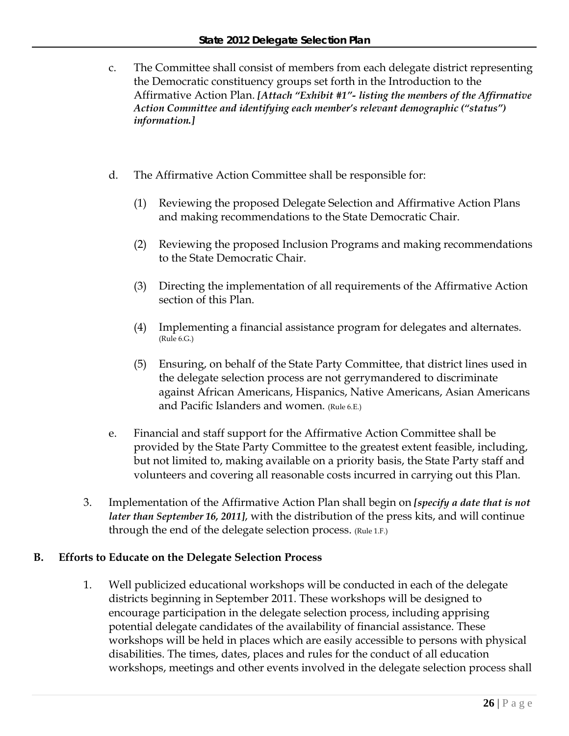c. The Committee shall consist of members from each delegate district representing the Democratic constituency groups set forth in the Introduction to the Affirmative Action Plan. ***[Attach "Exhibit #1"- listing the members of the Affirmative Action Committee and identifying each member's relevant demographic ("status") information.]***

d. The Affirmative Action Committee shall be responsible for:

   (1) Reviewing the proposed Delegate Selection and Affirmative Action Plans and making recommendations to the State Democratic Chair.

   (2) Reviewing the proposed Inclusion Programs and making recommendations to the State Democratic Chair.

   (3) Directing the implementation of all requirements of the Affirmative Action section of this Plan.

   (4) Implementing a financial assistance program for delegates and alternates. (Rule 6.G.)

   (5) Ensuring, on behalf of the State Party Committee, that district lines used in the delegate selection process are not gerrymandered to discriminate against African Americans, Hispanics, Native Americans, Asian Americans and Pacific Islanders and women. (Rule 6.E.)

e. Financial and staff support for the Affirmative Action Committee shall be provided by the State Party Committee to the greatest extent feasible, including, but not limited to, making available on a priority basis, the State Party staff and volunteers and covering all reasonable costs incurred in carrying out this Plan.

3. Implementation of the Affirmative Action Plan shall begin on ***[specify a date that is not later than September 16, 2011]***, with the distribution of the press kits, and will continue through the end of the delegate selection process. (Rule 1.F.)

### B. Efforts to Educate on the Delegate Selection Process

1. Well publicized educational workshops will be conducted in each of the delegate districts beginning in September 2011. These workshops will be designed to encourage participation in the delegate selection process, including apprising potential delegate candidates of the availability of financial assistance. These workshops will be held in places which are easily accessible to persons with physical disabilities. The times, dates, places and rules for the conduct of all education workshops, meetings and other events involved in the delegate selection process shall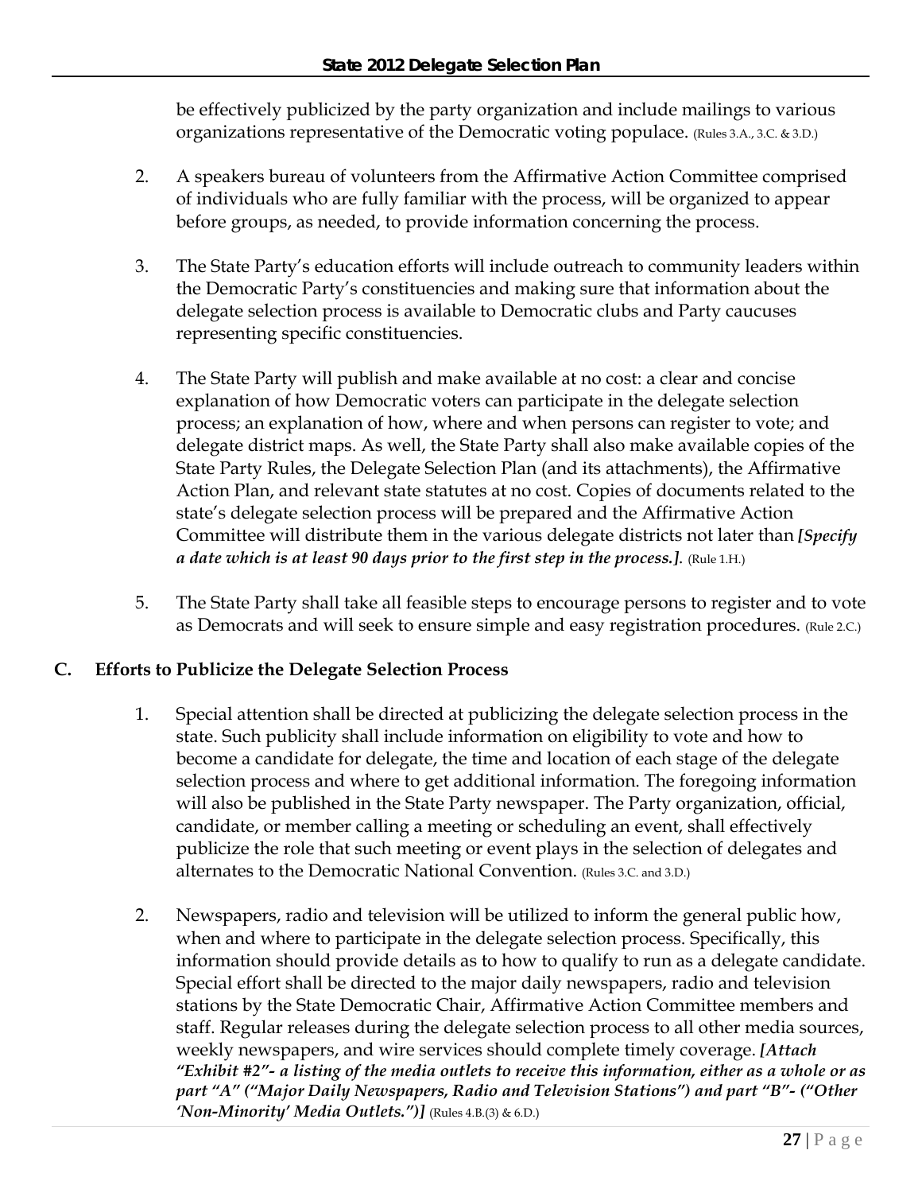be effectively publicized by the party organization and include mailings to various organizations representative of the Democratic voting populace. (Rules 3.A., 3.C. & 3.D.)

2. A speakers bureau of volunteers from the Affirmative Action Committee comprised of individuals who are fully familiar with the process, will be organized to appear before groups, as needed, to provide information concerning the process.

3. The State Party's education efforts will include outreach to community leaders within the Democratic Party's constituencies and making sure that information about the delegate selection process is available to Democratic clubs and Party caucuses representing specific constituencies.

4. The State Party will publish and make available at no cost: a clear and concise explanation of how Democratic voters can participate in the delegate selection process; an explanation of how, where and when persons can register to vote; and delegate district maps. As well, the State Party shall also make available copies of the State Party Rules, the Delegate Selection Plan (and its attachments), the Affirmative Action Plan, and relevant state statutes at no cost. Copies of documents related to the state's delegate selection process will be prepared and the Affirmative Action Committee will distribute them in the various delegate districts not later than ***[Specify a date which is at least 90 days prior to the first step in the process.].*** (Rule 1.H.)

5. The State Party shall take all feasible steps to encourage persons to register and to vote as Democrats and will seek to ensure simple and easy registration procedures. (Rule 2.C.)

### C. Efforts to Publicize the Delegate Selection Process

1. Special attention shall be directed at publicizing the delegate selection process in the state. Such publicity shall include information on eligibility to vote and how to become a candidate for delegate, the time and location of each stage of the delegate selection process and where to get additional information. The foregoing information will also be published in the State Party newspaper. The Party organization, official, candidate, or member calling a meeting or scheduling an event, shall effectively publicize the role that such meeting or event plays in the selection of delegates and alternates to the Democratic National Convention. (Rules 3.C. and 3.D.)

2. Newspapers, radio and television will be utilized to inform the general public how, when and where to participate in the delegate selection process. Specifically, this information should provide details as to how to qualify to run as a delegate candidate. Special effort shall be directed to the major daily newspapers, radio and television stations by the State Democratic Chair, Affirmative Action Committee members and staff. Regular releases during the delegate selection process to all other media sources, weekly newspapers, and wire services should complete timely coverage. ***[Attach "Exhibit #2"- a listing of the media outlets to receive this information, either as a whole or as part "A" ("Major Daily Newspapers, Radio and Television Stations") and part "B"- ("Other 'Non-Minority' Media Outlets.")]*** (Rules 4.B.(3) & 6.D.)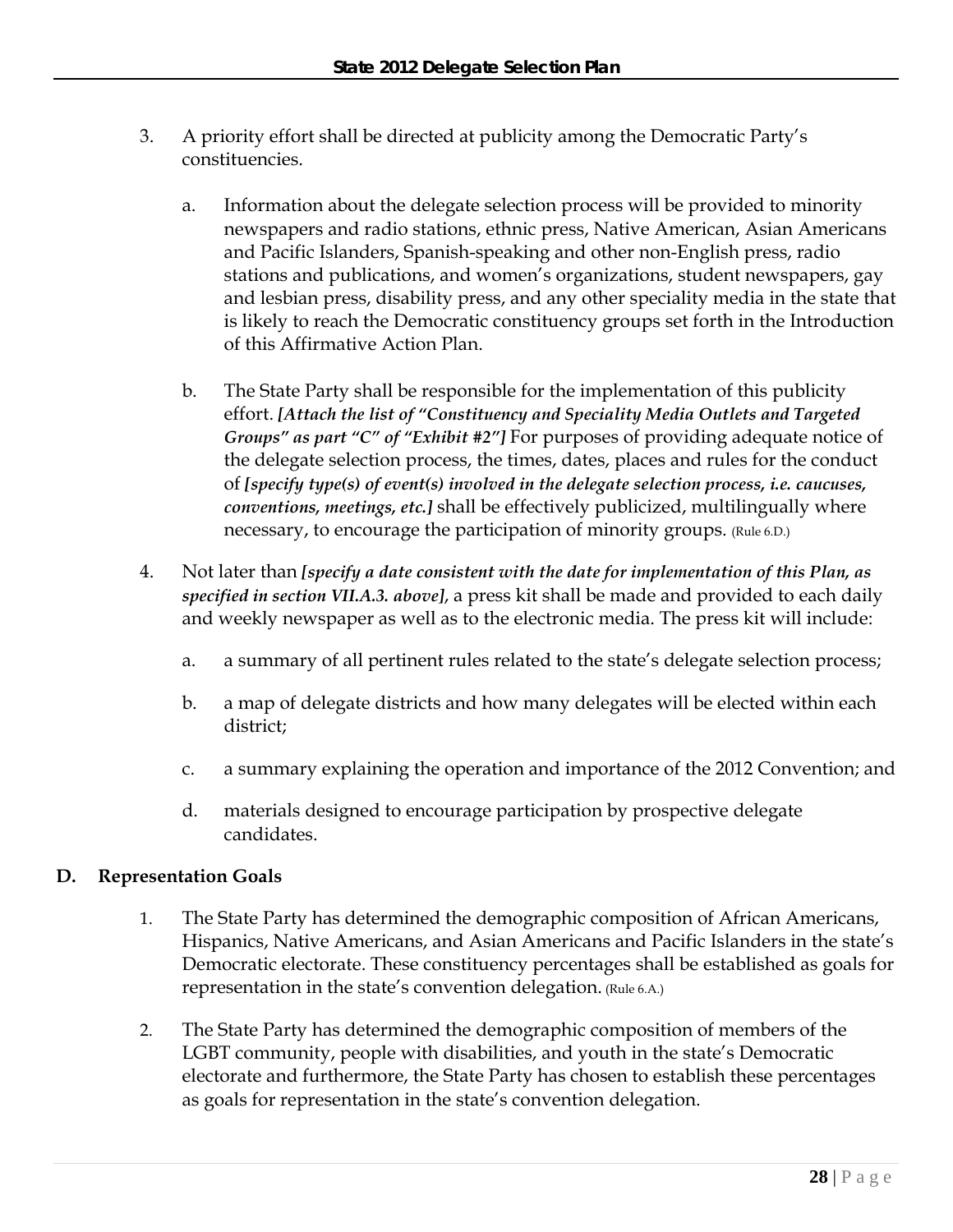3. A priority effort shall be directed at publicity among the Democratic Party's constituencies.

   a. Information about the delegate selection process will be provided to minority newspapers and radio stations, ethnic press, Native American, Asian Americans and Pacific Islanders, Spanish-speaking and other non-English press, radio stations and publications, and women's organizations, student newspapers, gay and lesbian press, disability press, and any other speciality media in the state that is likely to reach the Democratic constituency groups set forth in the Introduction of this Affirmative Action Plan.

   b. The State Party shall be responsible for the implementation of this publicity effort. ***[Attach the list of "Constituency and Speciality Media Outlets and Targeted Groups" as part "C" of "Exhibit #2"]*** For purposes of providing adequate notice of the delegate selection process, the times, dates, places and rules for the conduct of ***[specify type(s) of event(s) involved in the delegate selection process, i.e. caucuses, conventions, meetings, etc.]*** shall be effectively publicized, multilingually where necessary, to encourage the participation of minority groups. (Rule 6.D.)

4. Not later than ***[specify a date consistent with the date for implementation of this Plan, as specified in section VII.A.3. above]***, a press kit shall be made and provided to each daily and weekly newspaper as well as to the electronic media. The press kit will include:

   a. a summary of all pertinent rules related to the state's delegate selection process;

   b. a map of delegate districts and how many delegates will be elected within each district;

   c. a summary explaining the operation and importance of the 2012 Convention; and

   d. materials designed to encourage participation by prospective delegate candidates.

### D. Representation Goals

1. The State Party has determined the demographic composition of African Americans, Hispanics, Native Americans, and Asian Americans and Pacific Islanders in the state's Democratic electorate. These constituency percentages shall be established as goals for representation in the state's convention delegation. (Rule 6.A.)

2. The State Party has determined the demographic composition of members of the LGBT community, people with disabilities, and youth in the state's Democratic electorate and furthermore, the State Party has chosen to establish these percentages as goals for representation in the state's convention delegation.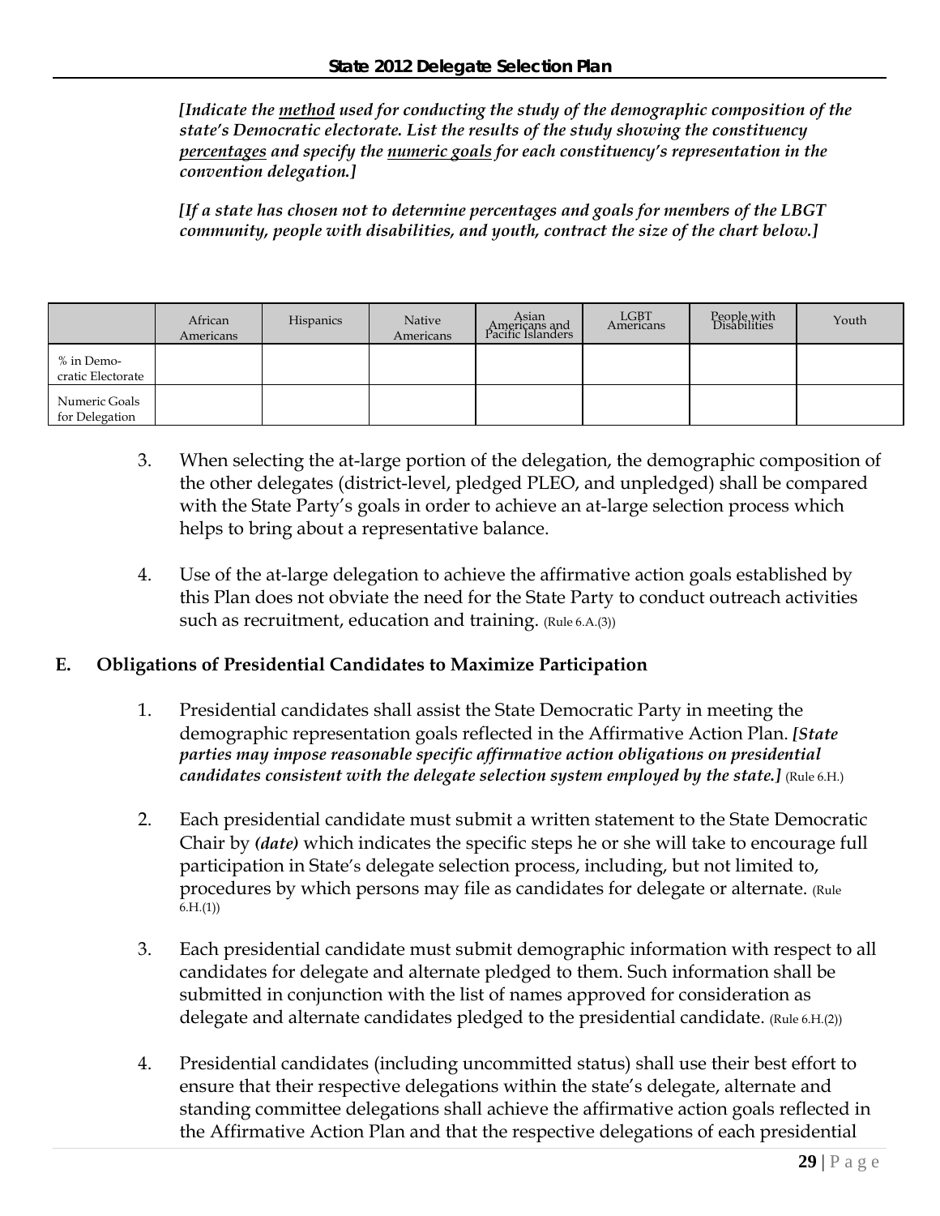*[Indicate the <u>method</u> used for conducting the study of the demographic composition of the state's Democratic electorate. List the results of the study showing the constituency <u>percentages</u> and specify the <u>numeric goals</u> for each constituency's representation in the convention delegation.]*

*[If a state has chosen not to determine percentages and goals for members of the LBGT community, people with disabilities, and youth, contract the size of the chart below.]*

| | African Americans | Hispanics | Native Americans | Asian Americans and Pacific Islanders | LGBT Americans | People with Disabilities | Youth |
|---|---|---|---|---|---|---|---|
| % in Democratic Electorate | | | | | | | |
| Numeric Goals for Delegation | | | | | | | |

3. When selecting the at-large portion of the delegation, the demographic composition of the other delegates (district-level, pledged PLEO, and unpledged) shall be compared with the State Party's goals in order to achieve an at-large selection process which helps to bring about a representative balance.

4. Use of the at-large delegation to achieve the affirmative action goals established by this Plan does not obviate the need for the State Party to conduct outreach activities such as recruitment, education and training. (Rule 6.A.(3))

## E. Obligations of Presidential Candidates to Maximize Participation

1. Presidential candidates shall assist the State Democratic Party in meeting the demographic representation goals reflected in the Affirmative Action Plan. ***[State parties may impose reasonable specific affirmative action obligations on presidential candidates consistent with the delegate selection system employed by the state.]*** (Rule 6.H.)

2. Each presidential candidate must submit a written statement to the State Democratic Chair by ***(date)*** which indicates the specific steps he or she will take to encourage full participation in State's delegate selection process, including, but not limited to, procedures by which persons may file as candidates for delegate or alternate. (Rule 6.H.(1))

3. Each presidential candidate must submit demographic information with respect to all candidates for delegate and alternate pledged to them. Such information shall be submitted in conjunction with the list of names approved for consideration as delegate and alternate candidates pledged to the presidential candidate. (Rule 6.H.(2))

4. Presidential candidates (including uncommitted status) shall use their best effort to ensure that their respective delegations within the state's delegate, alternate and standing committee delegations shall achieve the affirmative action goals reflected in the Affirmative Action Plan and that the respective delegations of each presidential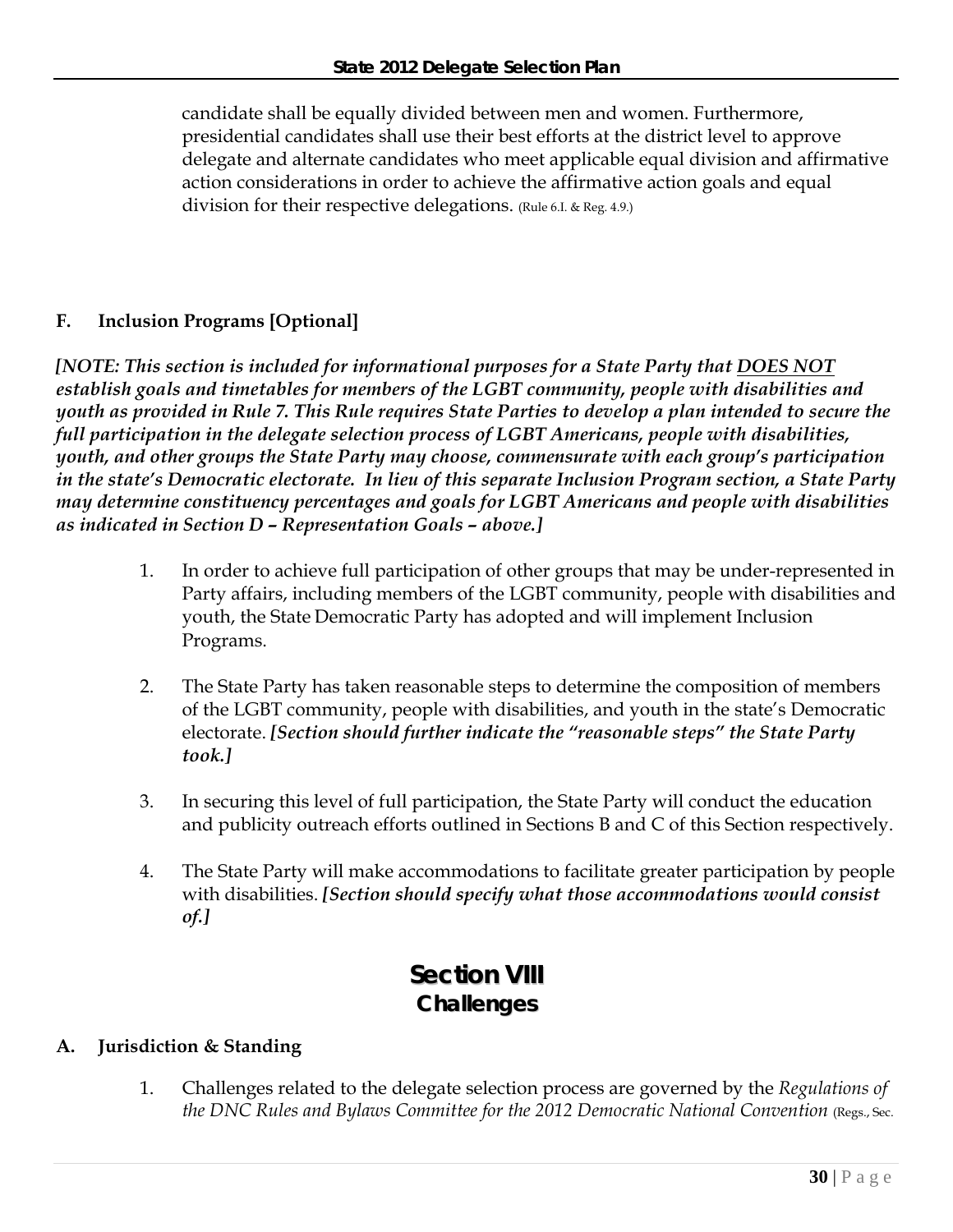candidate shall be equally divided between men and women. Furthermore, presidential candidates shall use their best efforts at the district level to approve delegate and alternate candidates who meet applicable equal division and affirmative action considerations in order to achieve the affirmative action goals and equal division for their respective delegations. (Rule 6.I. & Reg. 4.9.)

### F. Inclusion Programs [Optional]

***[NOTE: This section is included for informational purposes for a State Party that <u>DOES NOT</u> establish goals and timetables for members of the LGBT community, people with disabilities and youth as provided in Rule 7. This Rule requires State Parties to develop a plan intended to secure the full participation in the delegate selection process of LGBT Americans, people with disabilities, youth, and other groups the State Party may choose, commensurate with each group's participation in the state's Democratic electorate. In lieu of this separate Inclusion Program section, a State Party may determine constituency percentages and goals for LGBT Americans and people with disabilities as indicated in Section D – Representation Goals – above.]***

1. In order to achieve full participation of other groups that may be under-represented in Party affairs, including members of the LGBT community, people with disabilities and youth, the State Democratic Party has adopted and will implement Inclusion Programs.

2. The State Party has taken reasonable steps to determine the composition of members of the LGBT community, people with disabilities, and youth in the state's Democratic electorate. ***[Section should further indicate the "reasonable steps" the State Party took.]***

3. In securing this level of full participation, the State Party will conduct the education and publicity outreach efforts outlined in Sections B and C of this Section respectively.

4. The State Party will make accommodations to facilitate greater participation by people with disabilities. ***[Section should specify what those accommodations would consist of.]***

# Section VIII
## Challenges

### A. Jurisdiction & Standing

1. Challenges related to the delegate selection process are governed by the *Regulations of the DNC Rules and Bylaws Committee for the 2012 Democratic National Convention* (Regs., Sec.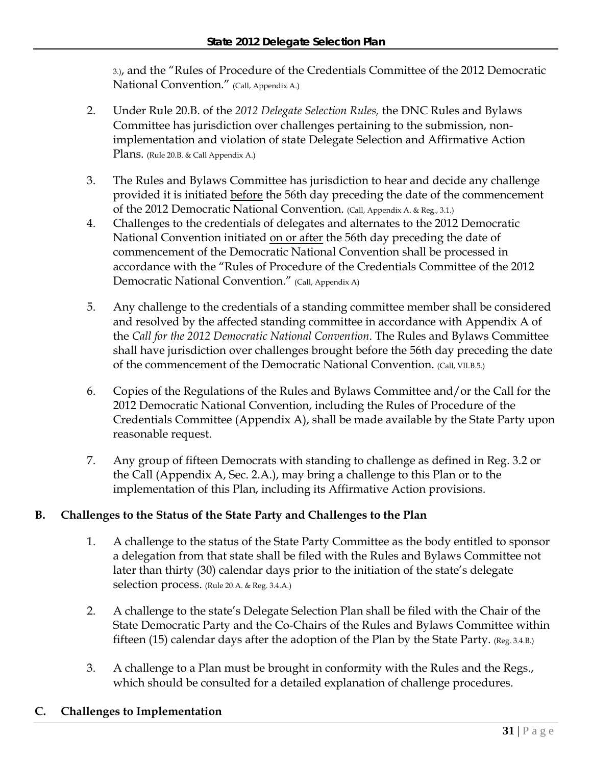3.), and the "Rules of Procedure of the Credentials Committee of the 2012 Democratic National Convention." (Call, Appendix A.)

2. Under Rule 20.B. of the *2012 Delegate Selection Rules*, the DNC Rules and Bylaws Committee has jurisdiction over challenges pertaining to the submission, non-implementation and violation of state Delegate Selection and Affirmative Action Plans. (Rule 20.B. & Call Appendix A.)

3. The Rules and Bylaws Committee has jurisdiction to hear and decide any challenge provided it is initiated <u>before</u> the 56th day preceding the date of the commencement of the 2012 Democratic National Convention. (Call, Appendix A. & Reg., 3.1.)

4. Challenges to the credentials of delegates and alternates to the 2012 Democratic National Convention initiated <u>on or after</u> the 56th day preceding the date of commencement of the Democratic National Convention shall be processed in accordance with the "Rules of Procedure of the Credentials Committee of the 2012 Democratic National Convention." (Call, Appendix A)

5. Any challenge to the credentials of a standing committee member shall be considered and resolved by the affected standing committee in accordance with Appendix A of the *Call for the 2012 Democratic National Convention*. The Rules and Bylaws Committee shall have jurisdiction over challenges brought before the 56th day preceding the date of the commencement of the Democratic National Convention. (Call, VII.B.5.)

6. Copies of the Regulations of the Rules and Bylaws Committee and/or the Call for the 2012 Democratic National Convention, including the Rules of Procedure of the Credentials Committee (Appendix A), shall be made available by the State Party upon reasonable request.

7. Any group of fifteen Democrats with standing to challenge as defined in Reg. 3.2 or the Call (Appendix A, Sec. 2.A.), may bring a challenge to this Plan or to the implementation of this Plan, including its Affirmative Action provisions.

**B. Challenges to the Status of the State Party and Challenges to the Plan**

1. A challenge to the status of the State Party Committee as the body entitled to sponsor a delegation from that state shall be filed with the Rules and Bylaws Committee not later than thirty (30) calendar days prior to the initiation of the state's delegate selection process. (Rule 20.A. & Reg. 3.4.A.)

2. A challenge to the state's Delegate Selection Plan shall be filed with the Chair of the State Democratic Party and the Co-Chairs of the Rules and Bylaws Committee within fifteen (15) calendar days after the adoption of the Plan by the State Party. (Reg. 3.4.B.)

3. A challenge to a Plan must be brought in conformity with the Rules and the Regs., which should be consulted for a detailed explanation of challenge procedures.

**C. Challenges to Implementation**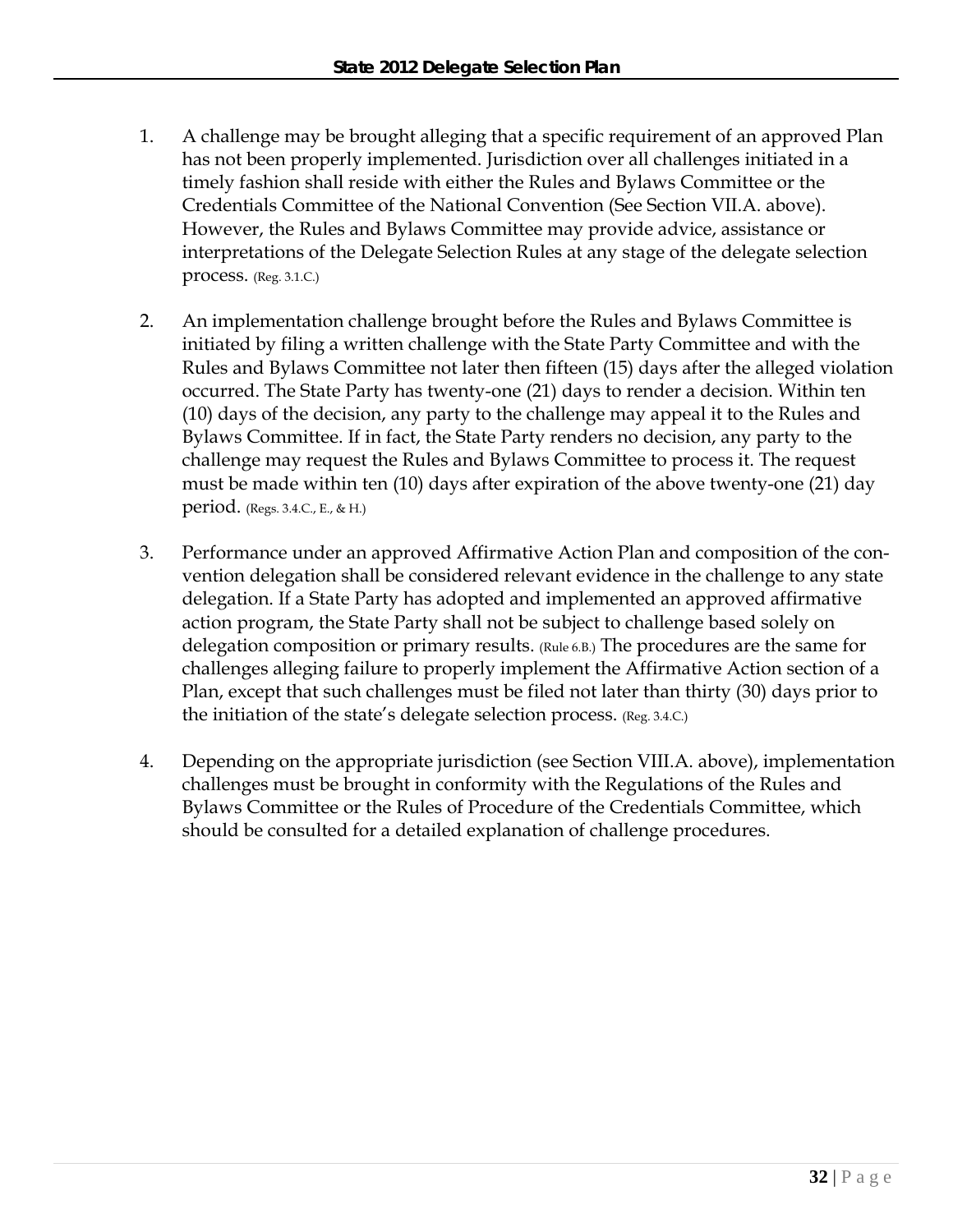1. A challenge may be brought alleging that a specific requirement of an approved Plan has not been properly implemented. Jurisdiction over all challenges initiated in a timely fashion shall reside with either the Rules and Bylaws Committee or the Credentials Committee of the National Convention (See Section VII.A. above). However, the Rules and Bylaws Committee may provide advice, assistance or interpretations of the Delegate Selection Rules at any stage of the delegate selection process. (Reg. 3.1.C.)

2. An implementation challenge brought before the Rules and Bylaws Committee is initiated by filing a written challenge with the State Party Committee and with the Rules and Bylaws Committee not later then fifteen (15) days after the alleged violation occurred. The State Party has twenty-one (21) days to render a decision. Within ten (10) days of the decision, any party to the challenge may appeal it to the Rules and Bylaws Committee. If in fact, the State Party renders no decision, any party to the challenge may request the Rules and Bylaws Committee to process it. The request must be made within ten (10) days after expiration of the above twenty-one (21) day period. (Regs. 3.4.C., E., & H.)

3. Performance under an approved Affirmative Action Plan and composition of the convention delegation shall be considered relevant evidence in the challenge to any state delegation. If a State Party has adopted and implemented an approved affirmative action program, the State Party shall not be subject to challenge based solely on delegation composition or primary results. (Rule 6.B.) The procedures are the same for challenges alleging failure to properly implement the Affirmative Action section of a Plan, except that such challenges must be filed not later than thirty (30) days prior to the initiation of the state's delegate selection process. (Reg. 3.4.C.)

4. Depending on the appropriate jurisdiction (see Section VIII.A. above), implementation challenges must be brought in conformity with the Regulations of the Rules and Bylaws Committee or the Rules of Procedure of the Credentials Committee, which should be consulted for a detailed explanation of challenge procedures.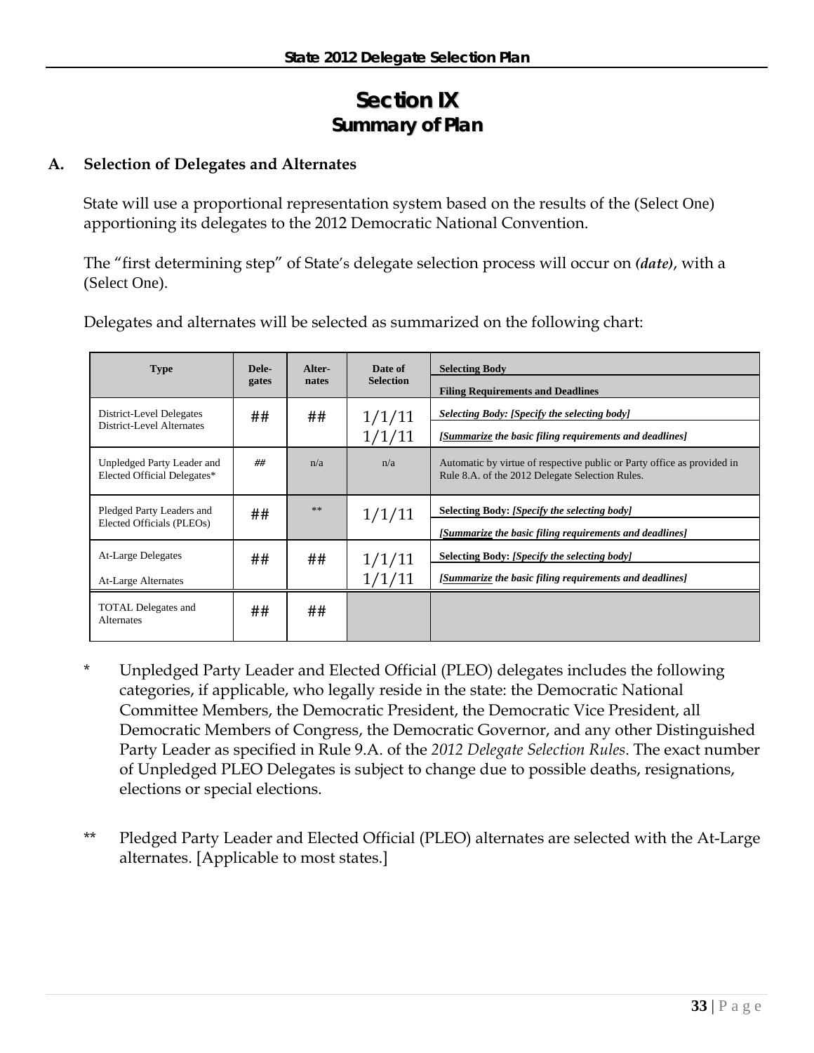# Section IX
## Summary of Plan

**A. Selection of Delegates and Alternates**

State will use a proportional representation system based on the results of the (Select One) apportioning its delegates to the 2012 Democratic National Convention.

The "first determining step" of State's delegate selection process will occur on ***(date)***, with a (Select One).

Delegates and alternates will be selected as summarized on the following chart:

| Type | Dele-gates | Alter-nates | Date of Selection | Selecting Body / Filing Requirements and Deadlines |
|---|---|---|---|---|
| District-Level Delegates<br>District-Level Alternates | ## | ## | 1/1/11<br>1/1/11 | ***Selecting Body: [Specify the selecting body]***<br>***[Summarize the basic filing requirements and deadlines]*** |
| Unpledged Party Leader and Elected Official Delegates* | ## | n/a | n/a | Automatic by virtue of respective public or Party office as provided in Rule 8.A. of the 2012 Delegate Selection Rules. |
| Pledged Party Leaders and Elected Officials (PLEOs) | ## | ** | 1/1/11 | **Selecting Body:** ***[Specify the selecting body]***<br>***[Summarize the basic filing requirements and deadlines]*** |
| At-Large Delegates<br>At-Large Alternates | ## | ## | 1/1/11<br>1/1/11 | **Selecting Body:** ***[Specify the selecting body]***<br>***[Summarize the basic filing requirements and deadlines]*** |
| TOTAL Delegates and Alternates | ## | ## | | |

\* Unpledged Party Leader and Elected Official (PLEO) delegates includes the following categories, if applicable, who legally reside in the state: the Democratic National Committee Members, the Democratic President, the Democratic Vice President, all Democratic Members of Congress, the Democratic Governor, and any other Distinguished Party Leader as specified in Rule 9.A. of the *2012 Delegate Selection Rules*. The exact number of Unpledged PLEO Delegates is subject to change due to possible deaths, resignations, elections or special elections.

\*\* Pledged Party Leader and Elected Official (PLEO) alternates are selected with the At-Large alternates. [Applicable to most states.]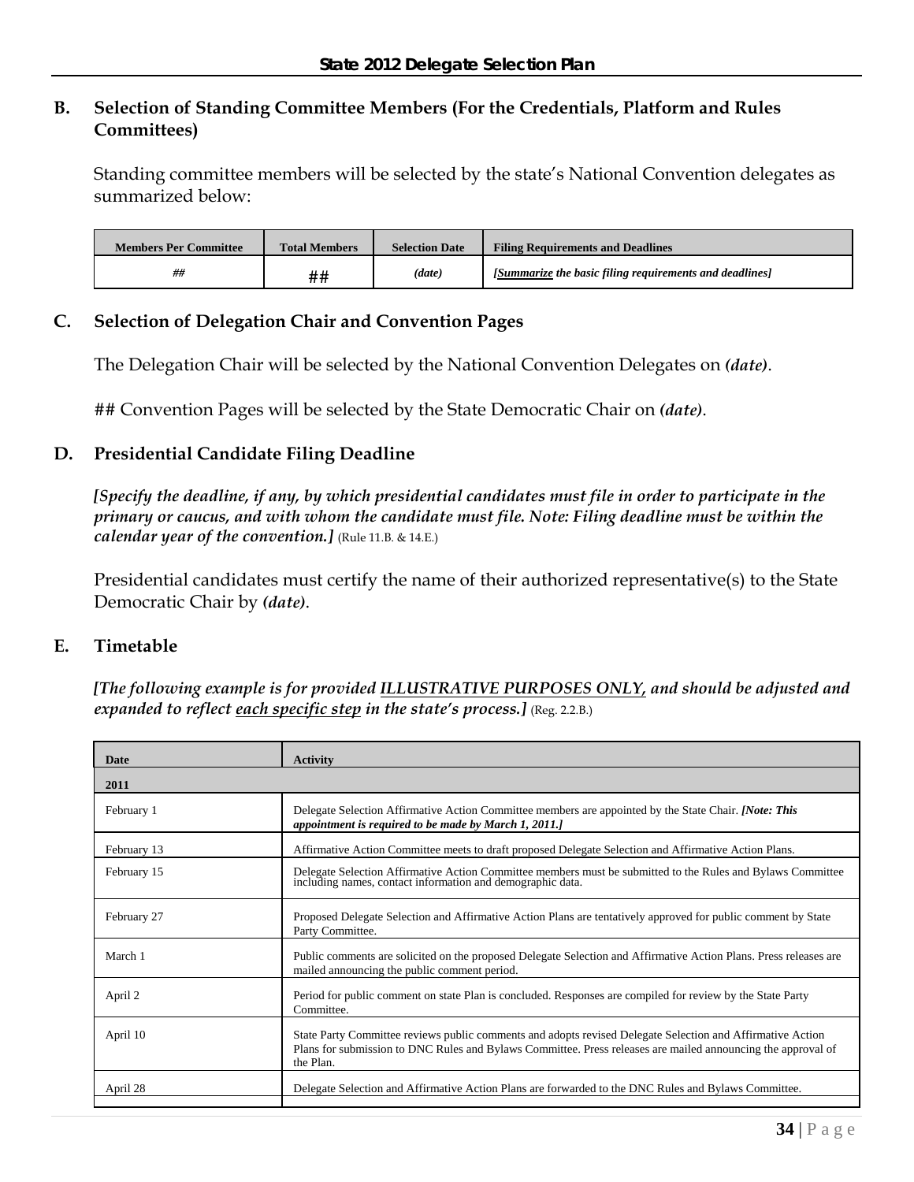### B. Selection of Standing Committee Members (For the Credentials, Platform and Rules Committees)

Standing committee members will be selected by the state's National Convention delegates as summarized below:

| Members Per Committee | Total Members | Selection Date | Filing Requirements and Deadlines |
|---|---|---|---|
| *##* | ## | *(date)* | *[Summarize the basic filing requirements and deadlines]* |

### C. Selection of Delegation Chair and Convention Pages

The Delegation Chair will be selected by the National Convention Delegates on ***(date)***.

## Convention Pages will be selected by the State Democratic Chair on ***(date)***.

### D. Presidential Candidate Filing Deadline

***[Specify the deadline, if any, by which presidential candidates must file in order to participate in the primary or caucus, and with whom the candidate must file. Note: Filing deadline must be within the calendar year of the convention.]*** (Rule 11.B. & 14.E.)

Presidential candidates must certify the name of their authorized representative(s) to the State Democratic Chair by ***(date)***.

### E. Timetable

***[The following example is for provided ILLUSTRATIVE PURPOSES ONLY, and should be adjusted and expanded to reflect each specific step in the state's process.]*** (Reg. 2.2.B.)

| Date | Activity |
|---|---|
| **2011** | |
| February 1 | Delegate Selection Affirmative Action Committee members are appointed by the State Chair. ***[Note: This appointment is required to be made by March 1, 2011.]*** |
| February 13 | Affirmative Action Committee meets to draft proposed Delegate Selection and Affirmative Action Plans. |
| February 15 | Delegate Selection Affirmative Action Committee members must be submitted to the Rules and Bylaws Committee including names, contact information and demographic data. |
| February 27 | Proposed Delegate Selection and Affirmative Action Plans are tentatively approved for public comment by State Party Committee. |
| March 1 | Public comments are solicited on the proposed Delegate Selection and Affirmative Action Plans. Press releases are mailed announcing the public comment period. |
| April 2 | Period for public comment on state Plan is concluded. Responses are compiled for review by the State Party Committee. |
| April 10 | State Party Committee reviews public comments and adopts revised Delegate Selection and Affirmative Action Plans for submission to DNC Rules and Bylaws Committee. Press releases are mailed announcing the approval of the Plan. |
| April 28 | Delegate Selection and Affirmative Action Plans are forwarded to the DNC Rules and Bylaws Committee. |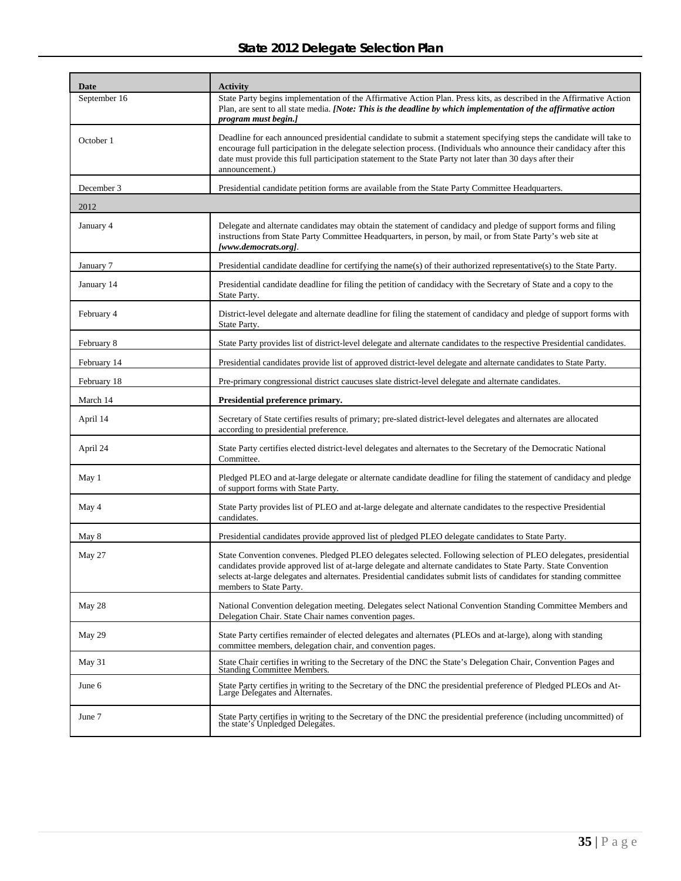| Date | Activity |
|---|---|
| September 16 | State Party begins implementation of the Affirmative Action Plan. Press kits, as described in the Affirmative Action Plan, are sent to all state media. ***[Note: This is the deadline by which implementation of the affirmative action program must begin.]*** |
| October 1 | Deadline for each announced presidential candidate to submit a statement specifying steps the candidate will take to encourage full participation in the delegate selection process. (Individuals who announce their candidacy after this date must provide this full participation statement to the State Party not later than 30 days after their announcement.) |
| December 3 | Presidential candidate petition forms are available from the State Party Committee Headquarters. |
| 2012 | |
| January 4 | Delegate and alternate candidates may obtain the statement of candidacy and pledge of support forms and filing instructions from State Party Committee Headquarters, in person, by mail, or from State Party's web site at ***[www.democrats.org]***. |
| January 7 | Presidential candidate deadline for certifying the name(s) of their authorized representative(s) to the State Party. |
| January 14 | Presidential candidate deadline for filing the petition of candidacy with the Secretary of State and a copy to the State Party. |
| February 4 | District-level delegate and alternate deadline for filing the statement of candidacy and pledge of support forms with State Party. |
| February 8 | State Party provides list of district-level delegate and alternate candidates to the respective Presidential candidates. |
| February 14 | Presidential candidates provide list of approved district-level delegate and alternate candidates to State Party. |
| February 18 | Pre-primary congressional district caucuses slate district-level delegate and alternate candidates. |
| March 14 | **Presidential preference primary.** |
| April 14 | Secretary of State certifies results of primary; pre-slated district-level delegates and alternates are allocated according to presidential preference. |
| April 24 | State Party certifies elected district-level delegates and alternates to the Secretary of the Democratic National Committee. |
| May 1 | Pledged PLEO and at-large delegate or alternate candidate deadline for filing the statement of candidacy and pledge of support forms with State Party. |
| May 4 | State Party provides list of PLEO and at-large delegate and alternate candidates to the respective Presidential candidates. |
| May 8 | Presidential candidates provide approved list of pledged PLEO delegate candidates to State Party. |
| May 27 | State Convention convenes. Pledged PLEO delegates selected. Following selection of PLEO delegates, presidential candidates provide approved list of at-large delegate and alternate candidates to State Party. State Convention selects at-large delegates and alternates. Presidential candidates submit lists of candidates for standing committee members to State Party. |
| May 28 | National Convention delegation meeting. Delegates select National Convention Standing Committee Members and Delegation Chair. State Chair names convention pages. |
| May 29 | State Party certifies remainder of elected delegates and alternates (PLEOs and at-large), along with standing committee members, delegation chair, and convention pages. |
| May 31 | State Chair certifies in writing to the Secretary of the DNC the State's Delegation Chair, Convention Pages and Standing Committee Members. |
| June 6 | State Party certifies in writing to the Secretary of the DNC the presidential preference of Pledged PLEOs and At-Large Delegates and Alternates. |
| June 7 | State Party certifies in writing to the Secretary of the DNC the presidential preference (including uncommitted) of the state's Unpledged Delegates. |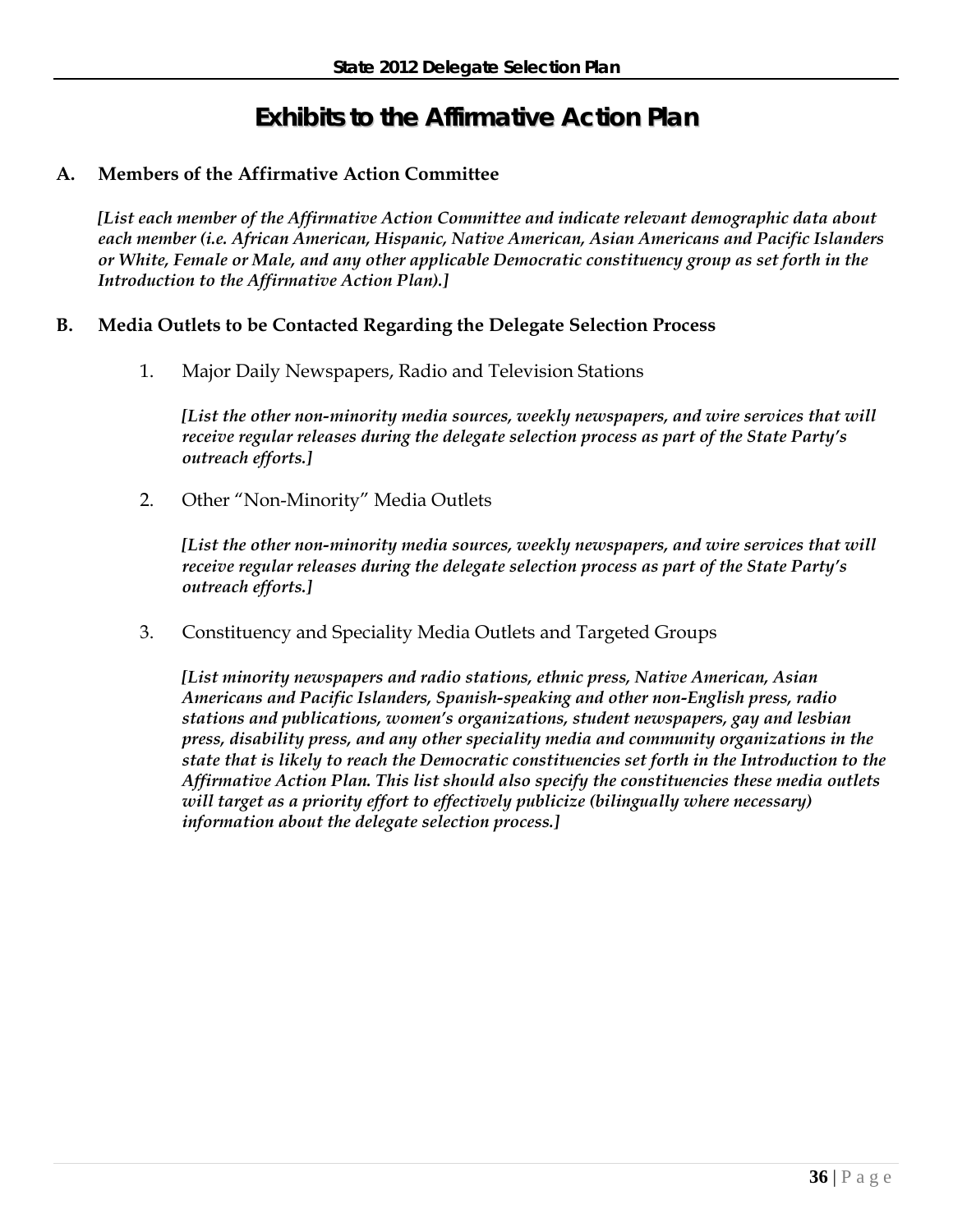# Exhibits to the Affirmative Action Plan

## A. Members of the Affirmative Action Committee

*[List each member of the Affirmative Action Committee and indicate relevant demographic data about each member (i.e. African American, Hispanic, Native American, Asian Americans and Pacific Islanders or White, Female or Male, and any other applicable Democratic constituency group as set forth in the Introduction to the Affirmative Action Plan).]*

## B. Media Outlets to be Contacted Regarding the Delegate Selection Process

1. Major Daily Newspapers, Radio and Television Stations

   *[List the other non-minority media sources, weekly newspapers, and wire services that will receive regular releases during the delegate selection process as part of the State Party's outreach efforts.]*

2. Other "Non-Minority" Media Outlets

   *[List the other non-minority media sources, weekly newspapers, and wire services that will receive regular releases during the delegate selection process as part of the State Party's outreach efforts.]*

3. Constituency and Speciality Media Outlets and Targeted Groups

   *[List minority newspapers and radio stations, ethnic press, Native American, Asian Americans and Pacific Islanders, Spanish-speaking and other non-English press, radio stations and publications, women's organizations, student newspapers, gay and lesbian press, disability press, and any other speciality media and community organizations in the state that is likely to reach the Democratic constituencies set forth in the Introduction to the Affirmative Action Plan. This list should also specify the constituencies these media outlets will target as a priority effort to effectively publicize (bilingually where necessary) information about the delegate selection process.]*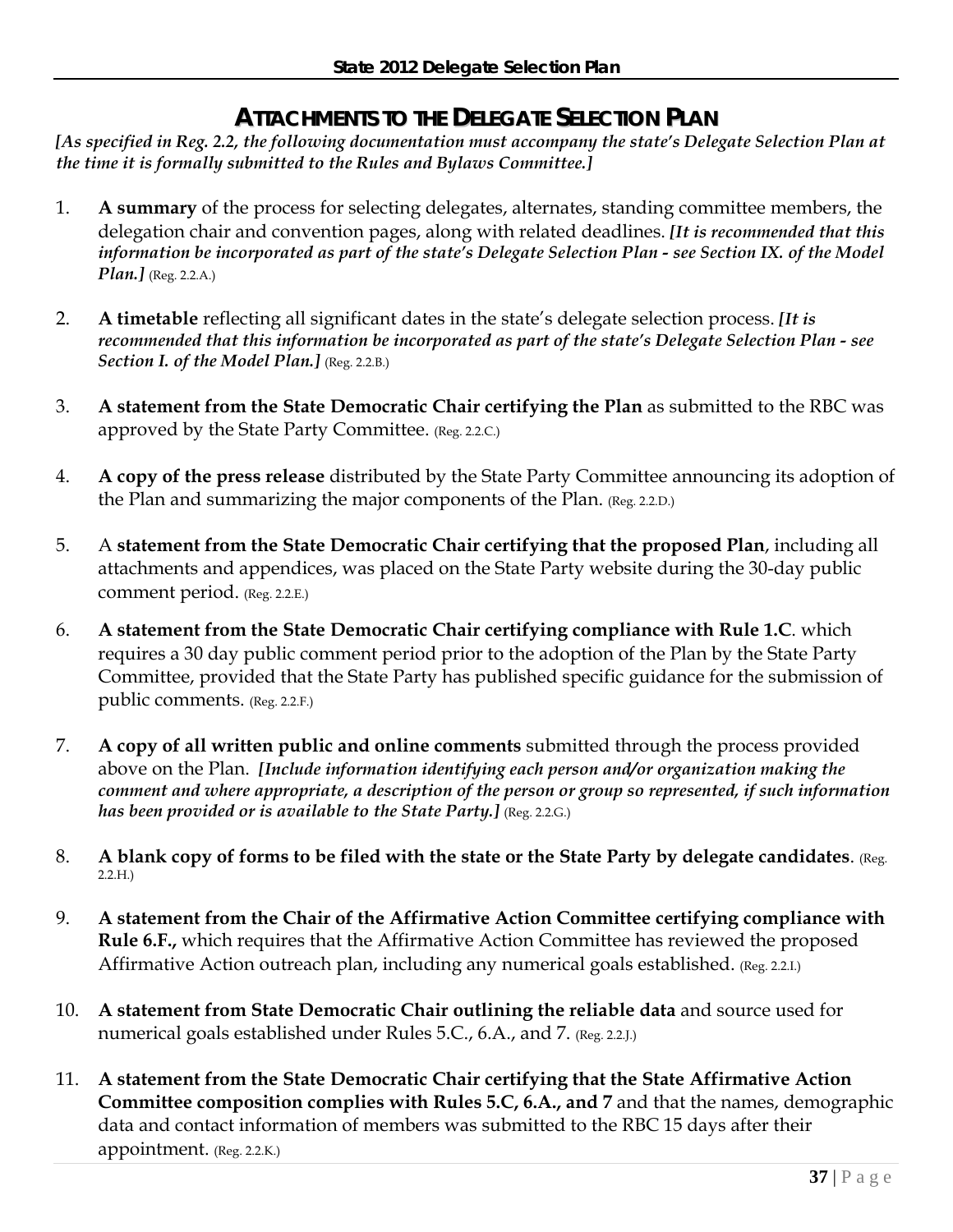# ATTACHMENTS TO THE DELEGATE SELECTION PLAN

***[As specified in Reg. 2.2, the following documentation must accompany the state's Delegate Selection Plan at the time it is formally submitted to the Rules and Bylaws Committee.]***

1. **A summary** of the process for selecting delegates, alternates, standing committee members, the delegation chair and convention pages, along with related deadlines. ***[It is recommended that this information be incorporated as part of the state's Delegate Selection Plan - see Section IX. of the Model Plan.]*** (Reg. 2.2.A.)

2. **A timetable** reflecting all significant dates in the state's delegate selection process. ***[It is recommended that this information be incorporated as part of the state's Delegate Selection Plan - see Section I. of the Model Plan.]*** (Reg. 2.2.B.)

3. **A statement from the State Democratic Chair certifying the Plan** as submitted to the RBC was approved by the State Party Committee. (Reg. 2.2.C.)

4. **A copy of the press release** distributed by the State Party Committee announcing its adoption of the Plan and summarizing the major components of the Plan. (Reg. 2.2.D.)

5. A **statement from the State Democratic Chair certifying that the proposed Plan**, including all attachments and appendices, was placed on the State Party website during the 30-day public comment period. (Reg. 2.2.E.)

6. **A statement from the State Democratic Chair certifying compliance with Rule 1.C**. which requires a 30 day public comment period prior to the adoption of the Plan by the State Party Committee, provided that the State Party has published specific guidance for the submission of public comments. (Reg. 2.2.F.)

7. **A copy of all written public and online comments** submitted through the process provided above on the Plan. ***[Include information identifying each person and/or organization making the comment and where appropriate, a description of the person or group so represented, if such information has been provided or is available to the State Party.]*** (Reg. 2.2.G.)

8. **A blank copy of forms to be filed with the state or the State Party by delegate candidates**. (Reg. 2.2.H.)

9. **A statement from the Chair of the Affirmative Action Committee certifying compliance with Rule 6.F.,** which requires that the Affirmative Action Committee has reviewed the proposed Affirmative Action outreach plan, including any numerical goals established. (Reg. 2.2.I.)

10. **A statement from State Democratic Chair outlining the reliable data** and source used for numerical goals established under Rules 5.C., 6.A., and 7. (Reg. 2.2.J.)

11. **A statement from the State Democratic Chair certifying that the State Affirmative Action Committee composition complies with Rules 5.C, 6.A., and 7** and that the names, demographic data and contact information of members was submitted to the RBC 15 days after their appointment. (Reg. 2.2.K.)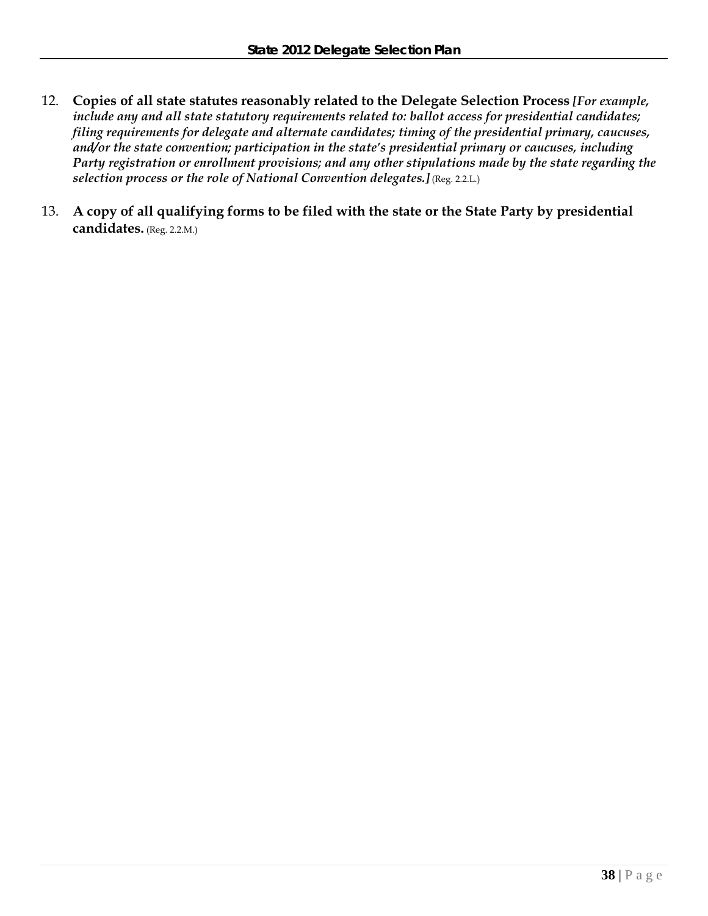12. **Copies of all state statutes reasonably related to the Delegate Selection Process** ***[For example, include any and all state statutory requirements related to: ballot access for presidential candidates; filing requirements for delegate and alternate candidates; timing of the presidential primary, caucuses, and/or the state convention; participation in the state's presidential primary or caucuses, including Party registration or enrollment provisions; and any other stipulations made by the state regarding the selection process or the role of National Convention delegates.]*** (Reg. 2.2.L.)

13. **A copy of all qualifying forms to be filed with the state or the State Party by presidential candidates.** (Reg. 2.2.M.)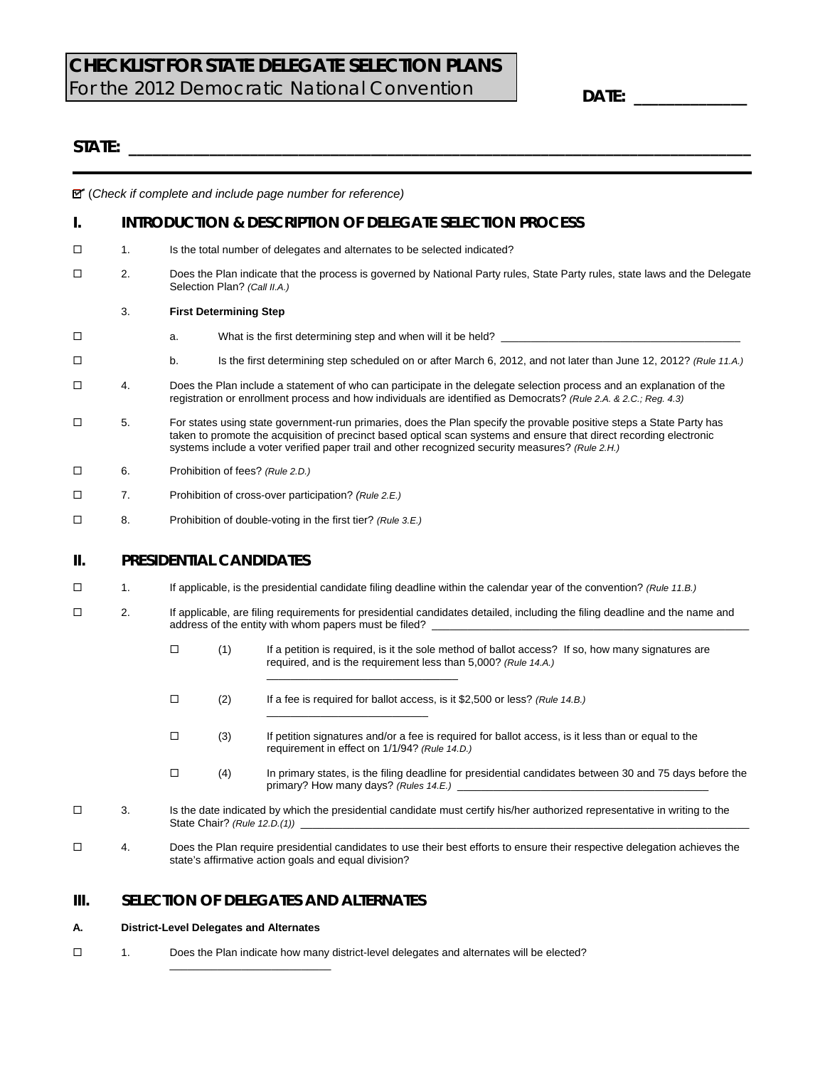# CHECKLIST FOR STATE DELEGATE SELECTION PLANS

For the 2012 Democratic National Convention

**DATE:** ____________

**STATE:** ______________________________________________________________________

☑ (*Check if complete and include page number for reference*)

## I. INTRODUCTION & DESCRIPTION OF DELEGATE SELECTION PROCESS

☐ 1. Is the total number of delegates and alternates to be selected indicated?

☐ 2. Does the Plan indicate that the process is governed by National Party rules, State Party rules, state laws and the Delegate Selection Plan? *(Call II.A.)*

3. **First Determining Step**

☐ a. What is the first determining step and when will it be held? ____________________

☐ b. Is the first determining step scheduled on or after March 6, 2012, and not later than June 12, 2012? *(Rule 11.A.)*

☐ 4. Does the Plan include a statement of who can participate in the delegate selection process and an explanation of the registration or enrollment process and how individuals are identified as Democrats? *(Rule 2.A. & 2.C.; Reg. 4.3)*

☐ 5. For states using state government-run primaries, does the Plan specify the provable positive steps a State Party has taken to promote the acquisition of precinct based optical scan systems and ensure that direct recording electronic systems include a voter verified paper trail and other recognized security measures? *(Rule 2.H.)*

☐ 6. Prohibition of fees? *(Rule 2.D.)*

☐ 7. Prohibition of cross-over participation? *(Rule 2.E.)*

☐ 8. Prohibition of double-voting in the first tier? *(Rule 3.E.)*

## II. PRESIDENTIAL CANDIDATES

☐ 1. If applicable, is the presidential candidate filing deadline within the calendar year of the convention? *(Rule 11.B.)*

☐ 2. If applicable, are filing requirements for presidential candidates detailed, including the filing deadline and the name and address of the entity with whom papers must be filed? ____________________

☐ (1) If a petition is required, is it the sole method of ballot access? If so, how many signatures are required, and is the requirement less than 5,000? *(Rule 14.A.)* ____________________

☐ (2) If a fee is required for ballot access, is it $2,500 or less? *(Rule 14.B.)* ____________________

☐ (3) If petition signatures and/or a fee is required for ballot access, is it less than or equal to the requirement in effect on 1/1/94? *(Rule 14.D.)*

☐ (4) In primary states, is the filing deadline for presidential candidates between 30 and 75 days before the primary? How many days? *(Rules 14.E.)* ____________________

☐ 3. Is the date indicated by which the presidential candidate must certify his/her authorized representative in writing to the State Chair? *(Rule 12.D.(1))* ____________________

☐ 4. Does the Plan require presidential candidates to use their best efforts to ensure their respective delegation achieves the state's affirmative action goals and equal division?

## III. SELECTION OF DELEGATES AND ALTERNATES

### A. District-Level Delegates and Alternates

☐ 1. Does the Plan indicate how many district-level delegates and alternates will be elected? ____________________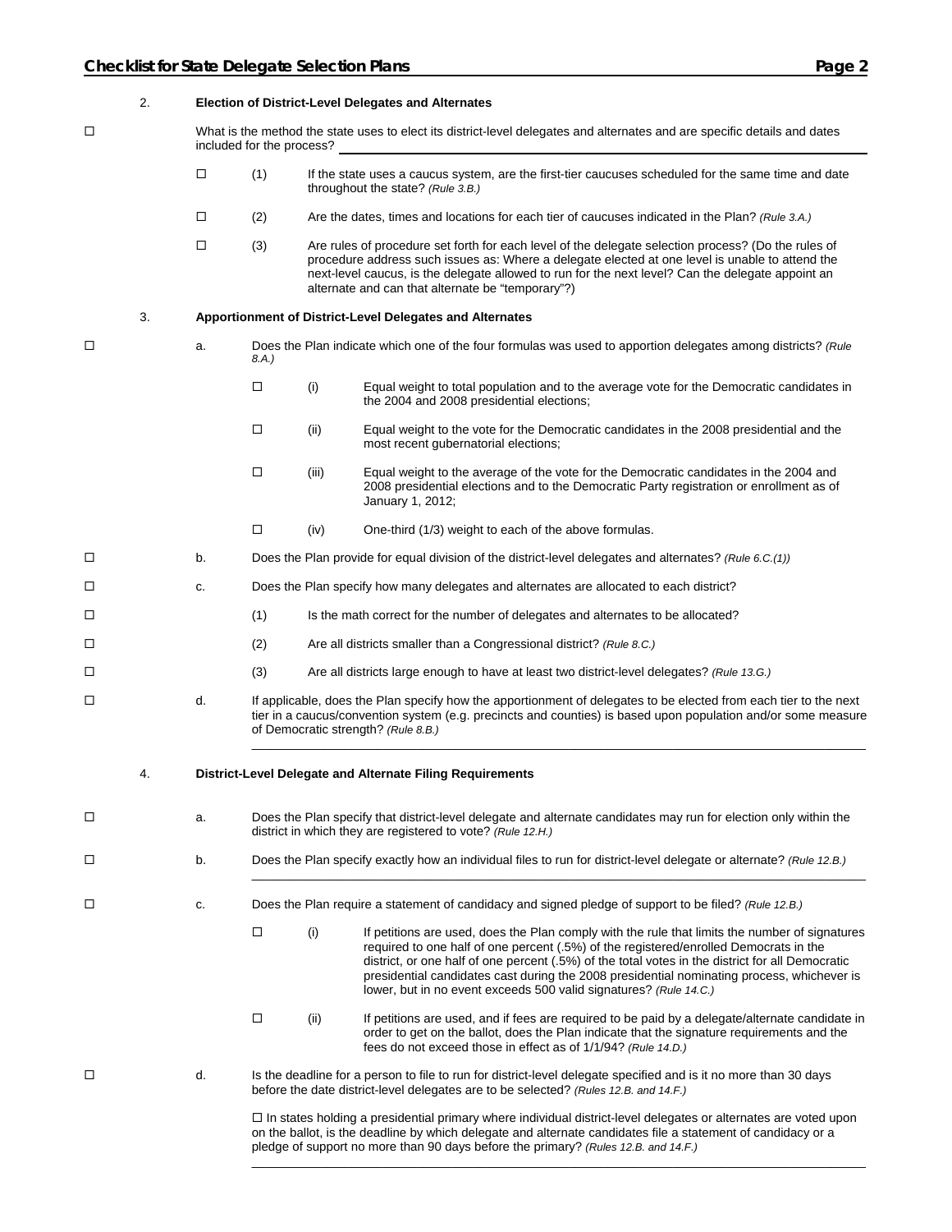2. **Election of District-Level Delegates and Alternates**

☐ What is the method the state uses to elect its district-level delegates and alternates and are specific details and dates included for the process? \_\_\_\_\_\_\_\_\_\_\_\_\_\_\_\_\_\_\_\_\_\_\_\_\_\_\_\_\_\_\_\_\_\_\_\_\_\_\_\_\_\_\_\_\_\_\_\_\_\_\_\_\_\_\_\_\_\_\_\_\_\_\_\_\_\_\_\_\_\_

- ☐ (1) If the state uses a caucus system, are the first-tier caucuses scheduled for the same time and date throughout the state? *(Rule 3.B.)*
- ☐ (2) Are the dates, times and locations for each tier of caucuses indicated in the Plan? *(Rule 3.A.)*
- ☐ (3) Are rules of procedure set forth for each level of the delegate selection process? (Do the rules of procedure address such issues as: Where a delegate elected at one level is unable to attend the next-level caucus, is the delegate allowed to run for the next level? Can the delegate appoint an alternate and can that alternate be "temporary"?)

3. **Apportionment of District-Level Delegates and Alternates**

☐ a. Does the Plan indicate which one of the four formulas was used to apportion delegates among districts? *(Rule 8.A.)*

- ☐ (i) Equal weight to total population and to the average vote for the Democratic candidates in the 2004 and 2008 presidential elections;
- ☐ (ii) Equal weight to the vote for the Democratic candidates in the 2008 presidential and the most recent gubernatorial elections;
- ☐ (iii) Equal weight to the average of the vote for the Democratic candidates in the 2004 and 2008 presidential elections and to the Democratic Party registration or enrollment as of January 1, 2012;
- ☐ (iv) One-third (1/3) weight to each of the above formulas.

☐ b. Does the Plan provide for equal division of the district-level delegates and alternates? *(Rule 6.C.(1))*

☐ c. Does the Plan specify how many delegates and alternates are allocated to each district?

☐ (1) Is the math correct for the number of delegates and alternates to be allocated?

☐ (2) Are all districts smaller than a Congressional district? *(Rule 8.C.)*

☐ (3) Are all districts large enough to have at least two district-level delegates? *(Rule 13.G.)*

☐ d. If applicable, does the Plan specify how the apportionment of delegates to be elected from each tier to the next tier in a caucus/convention system (e.g. precincts and counties) is based upon population and/or some measure of Democratic strength? *(Rule 8.B.)*

\_\_\_\_\_\_\_\_\_\_\_\_\_\_\_\_\_\_\_\_\_\_\_\_\_\_\_\_\_\_\_\_\_\_\_\_\_\_\_\_\_\_\_\_\_\_\_\_\_\_\_\_\_\_\_\_\_\_\_\_\_\_\_\_\_\_\_\_\_\_\_\_\_\_\_\_

4. **District-Level Delegate and Alternate Filing Requirements**

☐ a. Does the Plan specify that district-level delegate and alternate candidates may run for election only within the district in which they are registered to vote? *(Rule 12.H.)*

☐ b. Does the Plan specify exactly how an individual files to run for district-level delegate or alternate? *(Rule 12.B.)*

\_\_\_\_\_\_\_\_\_\_\_\_\_\_\_\_\_\_\_\_\_\_\_\_\_\_\_\_\_\_\_\_\_\_\_\_\_\_\_\_\_\_\_\_\_\_\_\_\_\_\_\_\_\_\_\_\_\_\_\_\_\_\_\_\_\_\_\_\_\_\_\_\_\_\_\_

☐ c. Does the Plan require a statement of candidacy and signed pledge of support to be filed? *(Rule 12.B.)*

- ☐ (i) If petitions are used, does the Plan comply with the rule that limits the number of signatures required to one half of one percent (.5%) of the registered/enrolled Democrats in the district, or one half of one percent (.5%) of the total votes in the district for all Democratic presidential candidates cast during the 2008 presidential nominating process, whichever is lower, but in no event exceeds 500 valid signatures? *(Rule 14.C.)*
- ☐ (ii) If petitions are used, and if fees are required to be paid by a delegate/alternate candidate in order to get on the ballot, does the Plan indicate that the signature requirements and the fees do not exceed those in effect as of 1/1/94? *(Rule 14.D.)*

☐ d. Is the deadline for a person to file to run for district-level delegate specified and is it no more than 30 days before the date district-level delegates are to be selected? *(Rules 12.B. and 14.F.)*

☐ In states holding a presidential primary where individual district-level delegates or alternates are voted upon on the ballot, is the deadline by which delegate and alternate candidates file a statement of candidacy or a pledge of support no more than 90 days before the primary? *(Rules 12.B. and 14.F.)*

\_\_\_\_\_\_\_\_\_\_\_\_\_\_\_\_\_\_\_\_\_\_\_\_\_\_\_\_\_\_\_\_\_\_\_\_\_\_\_\_\_\_\_\_\_\_\_\_\_\_\_\_\_\_\_\_\_\_\_\_\_\_\_\_\_\_\_\_\_\_\_\_\_\_\_\_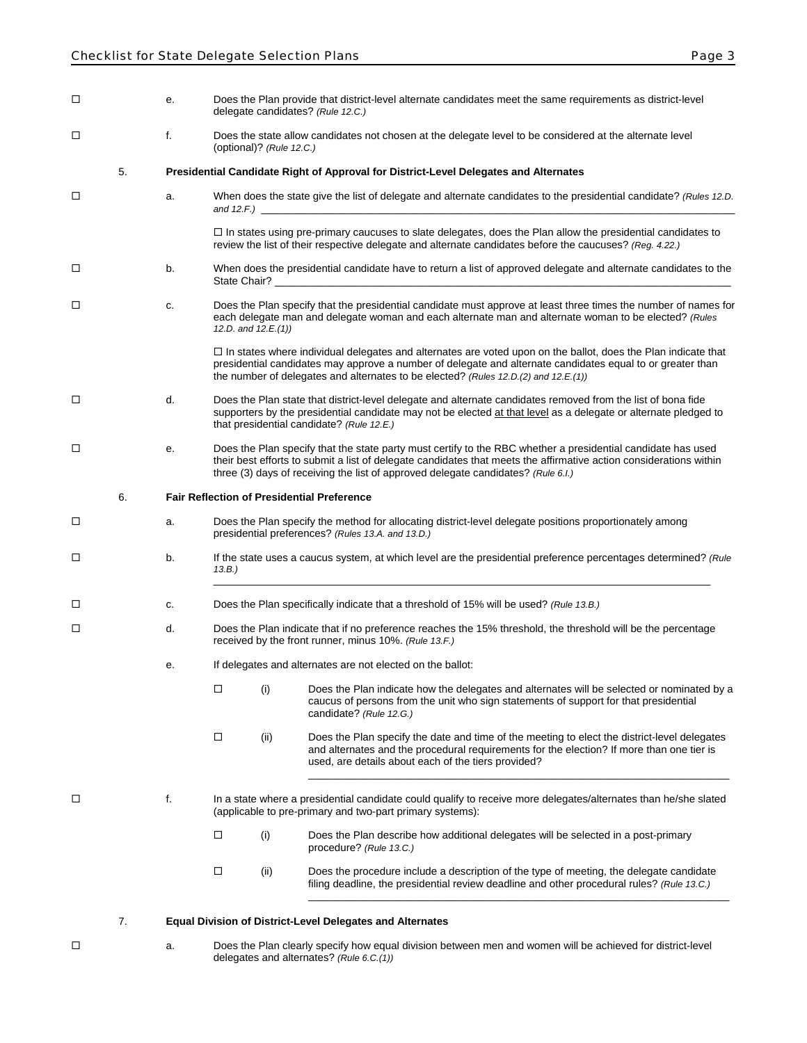☐ e. Does the Plan provide that district-level alternate candidates meet the same requirements as district-level delegate candidates? *(Rule 12.C.)*

☐ f. Does the state allow candidates not chosen at the delegate level to be considered at the alternate level (optional)? *(Rule 12.C.)*

5. **Presidential Candidate Right of Approval for District-Level Delegates and Alternates**

☐ a. When does the state give the list of delegate and alternate candidates to the presidential candidate? *(Rules 12.D. and 12.F.)* ____________________

☐ In states using pre-primary caucuses to slate delegates, does the Plan allow the presidential candidates to review the list of their respective delegate and alternate candidates before the caucuses? *(Reg. 4.22.)*

☐ b. When does the presidential candidate have to return a list of approved delegate and alternate candidates to the State Chair? ____________________

☐ c. Does the Plan specify that the presidential candidate must approve at least three times the number of names for each delegate man and delegate woman and each alternate man and alternate woman to be elected? *(Rules 12.D. and 12.E.(1))*

☐ In states where individual delegates and alternates are voted upon on the ballot, does the Plan indicate that presidential candidates may approve a number of delegate and alternate candidates equal to or greater than the number of delegates and alternates to be elected? *(Rules 12.D.(2) and 12.E.(1))*

☐ d. Does the Plan state that district-level delegate and alternate candidates removed from the list of bona fide supporters by the presidential candidate may not be elected <u>at that level</u> as a delegate or alternate pledged to that presidential candidate? *(Rule 12.E.)*

☐ e. Does the Plan specify that the state party must certify to the RBC whether a presidential candidate has used their best efforts to submit a list of delegate candidates that meets the affirmative action considerations within three (3) days of receiving the list of approved delegate candidates? *(Rule 6.I.)*

6. **Fair Reflection of Presidential Preference**

☐ a. Does the Plan specify the method for allocating district-level delegate positions proportionately among presidential preferences? *(Rules 13.A. and 13.D.)*

☐ b. If the state uses a caucus system, at which level are the presidential preference percentages determined? *(Rule 13.B.)*

____________________

☐ c. Does the Plan specifically indicate that a threshold of 15% will be used? *(Rule 13.B.)*

☐ d. Does the Plan indicate that if no preference reaches the 15% threshold, the threshold will be the percentage received by the front runner, minus 10%. *(Rule 13.F.)*

e. If delegates and alternates are not elected on the ballot:

- ☐ (i) Does the Plan indicate how the delegates and alternates will be selected or nominated by a caucus of persons from the unit who sign statements of support for that presidential candidate? *(Rule 12.G.)*
- ☐ (ii) Does the Plan specify the date and time of the meeting to elect the district-level delegates and alternates and the procedural requirements for the election? If more than one tier is used, are details about each of the tiers provided?

  ____________________

☐ f. In a state where a presidential candidate could qualify to receive more delegates/alternates than he/she slated (applicable to pre-primary and two-part primary systems):

- ☐ (i) Does the Plan describe how additional delegates will be selected in a post-primary procedure? *(Rule 13.C.)*
- ☐ (ii) Does the procedure include a description of the type of meeting, the delegate candidate filing deadline, the presidential review deadline and other procedural rules? *(Rule 13.C.)*

  ____________________

7. **Equal Division of District-Level Delegates and Alternates**

☐ a. Does the Plan clearly specify how equal division between men and women will be achieved for district-level delegates and alternates? *(Rule 6.C.(1))*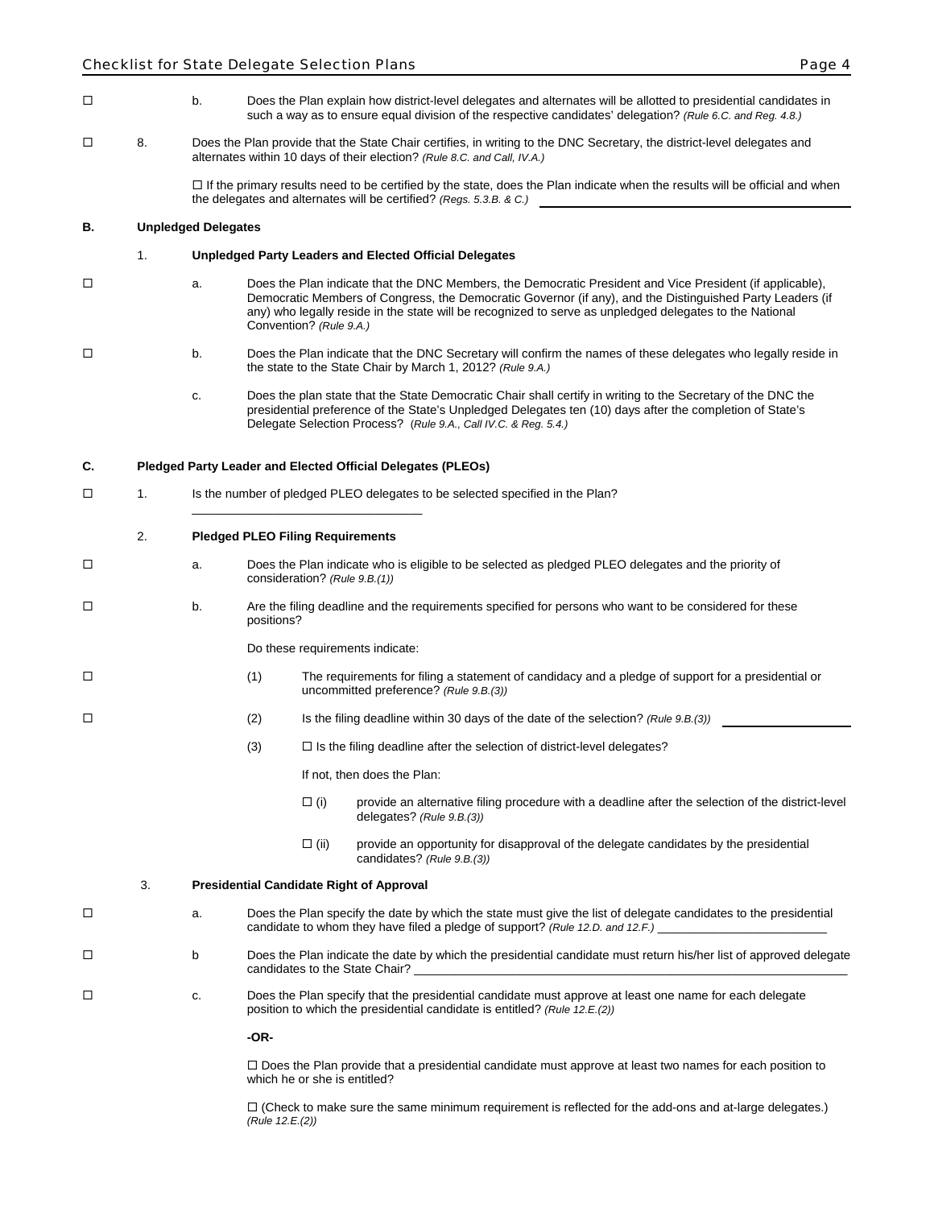☐ b. Does the Plan explain how district-level delegates and alternates will be allotted to presidential candidates in such a way as to ensure equal division of the respective candidates' delegation? *(Rule 6.C. and Reg. 4.8.)*

☐ 8. Does the Plan provide that the State Chair certifies, in writing to the DNC Secretary, the district-level delegates and alternates within 10 days of their election? *(Rule 8.C. and Call, IV.A.)*

☐ If the primary results need to be certified by the state, does the Plan indicate when the results will be official and when the delegates and alternates will be certified? *(Regs. 5.3.B. & C.)* ____________________

**B. Unpledged Delegates**

1. **Unpledged Party Leaders and Elected Official Delegates**

☐ a. Does the Plan indicate that the DNC Members, the Democratic President and Vice President (if applicable), Democratic Members of Congress, the Democratic Governor (if any), and the Distinguished Party Leaders (if any) who legally reside in the state will be recognized to serve as unpledged delegates to the National Convention? *(Rule 9.A.)*

☐ b. Does the Plan indicate that the DNC Secretary will confirm the names of these delegates who legally reside in the state to the State Chair by March 1, 2012? *(Rule 9.A.)*

c. Does the plan state that the State Democratic Chair shall certify in writing to the Secretary of the DNC the presidential preference of the State's Unpledged Delegates ten (10) days after the completion of State's Delegate Selection Process? (*Rule 9.A., Call IV.C. & Reg. 5.4.)*

**C. Pledged Party Leader and Elected Official Delegates (PLEOs)**

☐ 1. Is the number of pledged PLEO delegates to be selected specified in the Plan?

____________________

2. **Pledged PLEO Filing Requirements**

☐ a. Does the Plan indicate who is eligible to be selected as pledged PLEO delegates and the priority of consideration? *(Rule 9.B.(1))*

☐ b. Are the filing deadline and the requirements specified for persons who want to be considered for these positions?

Do these requirements indicate:

☐ (1) The requirements for filing a statement of candidacy and a pledge of support for a presidential or uncommitted preference? *(Rule 9.B.(3))*

☐ (2) Is the filing deadline within 30 days of the date of the selection? *(Rule 9.B.(3))* ____________________

(3) ☐ Is the filing deadline after the selection of district-level delegates?

If not, then does the Plan:

☐ (i) provide an alternative filing procedure with a deadline after the selection of the district-level delegates? *(Rule 9.B.(3))*

☐ (ii) provide an opportunity for disapproval of the delegate candidates by the presidential candidates? *(Rule 9.B.(3))*

3. **Presidential Candidate Right of Approval**

☐ a. Does the Plan specify the date by which the state must give the list of delegate candidates to the presidential candidate to whom they have filed a pledge of support? *(Rule 12.D. and 12.F.)* ____________________

☐ b Does the Plan indicate the date by which the presidential candidate must return his/her list of approved delegate candidates to the State Chair? ____________________

☐ c. Does the Plan specify that the presidential candidate must approve at least one name for each delegate position to which the presidential candidate is entitled? *(Rule 12.E.(2))*

**-OR-**

☐ Does the Plan provide that a presidential candidate must approve at least two names for each position to which he or she is entitled?

☐ (Check to make sure the same minimum requirement is reflected for the add-ons and at-large delegates.) *(Rule 12.E.(2))*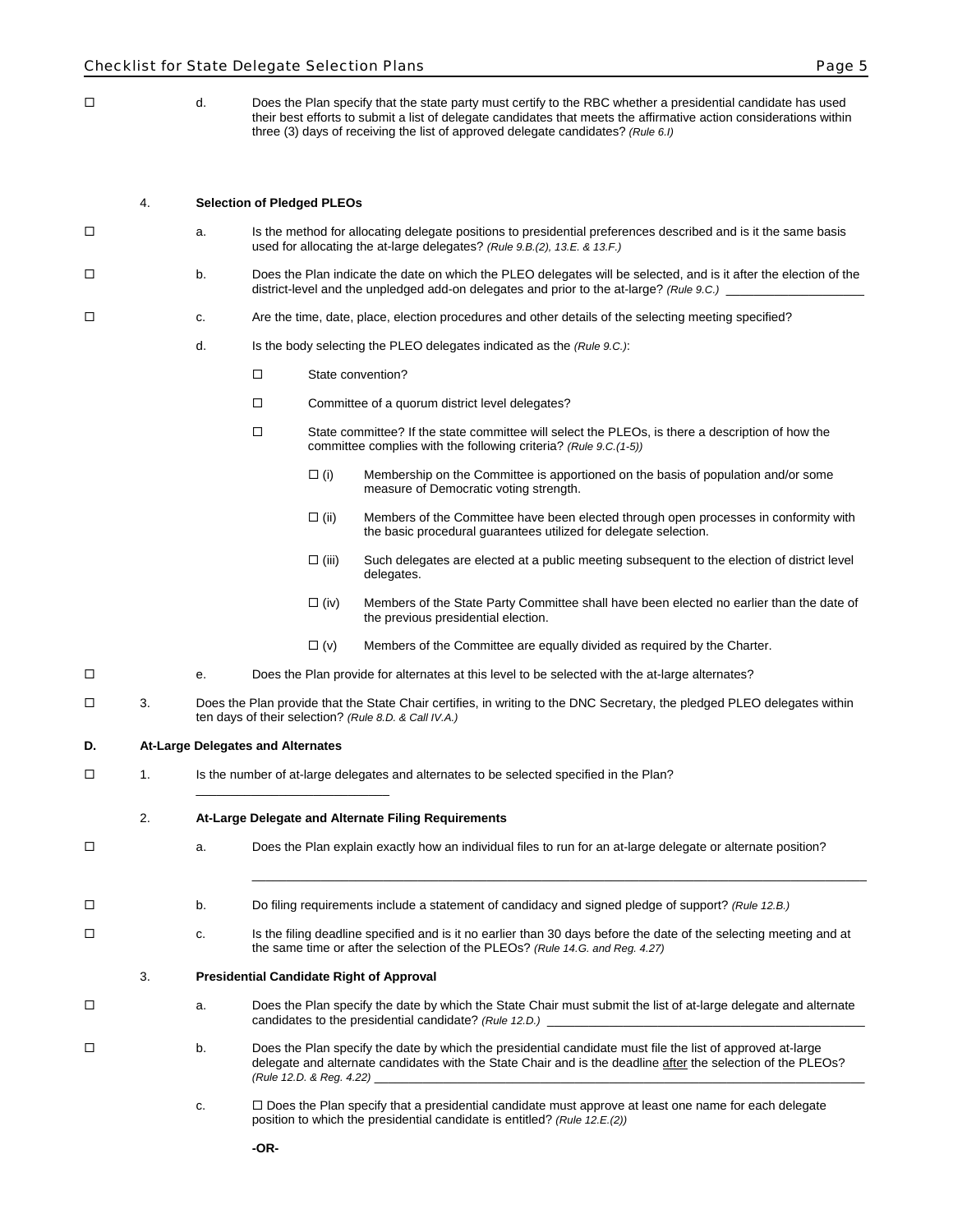☐ d. Does the Plan specify that the state party must certify to the RBC whether a presidential candidate has used their best efforts to submit a list of delegate candidates that meets the affirmative action considerations within three (3) days of receiving the list of approved delegate candidates? *(Rule 6.I)*

4. **Selection of Pledged PLEOs**

☐ a. Is the method for allocating delegate positions to presidential preferences described and is it the same basis used for allocating the at-large delegates? *(Rule 9.B.(2), 13.E. & 13.F.)*

☐ b. Does the Plan indicate the date on which the PLEO delegates will be selected, and is it after the election of the district-level and the unpledged add-on delegates and prior to the at-large? *(Rule 9.C.)* ____________________

☐ c. Are the time, date, place, election procedures and other details of the selecting meeting specified?

d. Is the body selecting the PLEO delegates indicated as the *(Rule 9.C.)*:

- ☐ State convention?
- ☐ Committee of a quorum district level delegates?
- ☐ State committee? If the state committee will select the PLEOs, is there a description of how the committee complies with the following criteria? *(Rule 9.C.(1-5))*
  - ☐ (i) Membership on the Committee is apportioned on the basis of population and/or some measure of Democratic voting strength.
  - ☐ (ii) Members of the Committee have been elected through open processes in conformity with the basic procedural guarantees utilized for delegate selection.
  - ☐ (iii) Such delegates are elected at a public meeting subsequent to the election of district level delegates.
  - ☐ (iv) Members of the State Party Committee shall have been elected no earlier than the date of the previous presidential election.
  - ☐ (v) Members of the Committee are equally divided as required by the Charter.

☐ e. Does the Plan provide for alternates at this level to be selected with the at-large alternates?

☐ 3. Does the Plan provide that the State Chair certifies, in writing to the DNC Secretary, the pledged PLEO delegates within ten days of their selection? *(Rule 8.D. & Call IV.A.)*

**D. At-Large Delegates and Alternates**

☐ 1. Is the number of at-large delegates and alternates to be selected specified in the Plan?
____________________________

2. **At-Large Delegate and Alternate Filing Requirements**

☐ a. Does the Plan explain exactly how an individual files to run for an at-large delegate or alternate position?

________________________________________________________________________________

☐ b. Do filing requirements include a statement of candidacy and signed pledge of support? *(Rule 12.B.)*

☐ c. Is the filing deadline specified and is it no earlier than 30 days before the date of the selecting meeting and at the same time or after the selection of the PLEOs? *(Rule 14.G. and Reg. 4.27)*

3. **Presidential Candidate Right of Approval**

☐ a. Does the Plan specify the date by which the State Chair must submit the list of at-large delegate and alternate candidates to the presidential candidate? *(Rule 12.D.)* ________________________________________________

☐ b. Does the Plan specify the date by which the presidential candidate must file the list of approved at-large delegate and alternate candidates with the State Chair and is the deadline after the selection of the PLEOs? *(Rule 12.D. & Reg. 4.22)* ________________________________________________

c. ☐ Does the Plan specify that a presidential candidate must approve at least one name for each delegate position to which the presidential candidate is entitled? *(Rule 12.E.(2))*

**-OR-**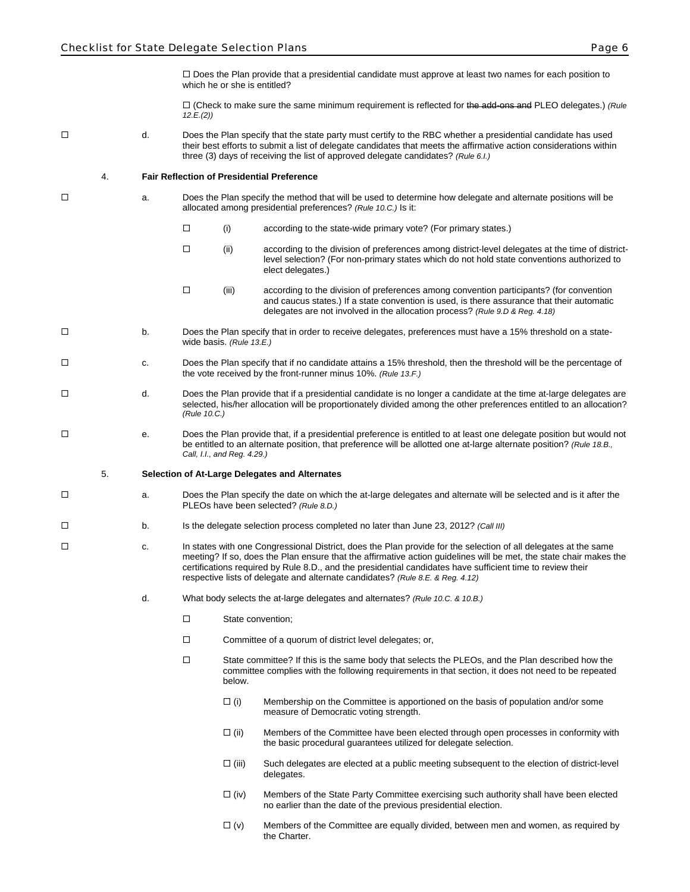☐ Does the Plan provide that a presidential candidate must approve at least two names for each position to which he or she is entitled?

☐ (Check to make sure the same minimum requirement is reflected for ~~the add-ons and~~ PLEO delegates.) *(Rule 12.E.(2))*

☐ d. Does the Plan specify that the state party must certify to the RBC whether a presidential candidate has used their best efforts to submit a list of delegate candidates that meets the affirmative action considerations within three (3) days of receiving the list of approved delegate candidates? *(Rule 6.I.)*

4. **Fair Reflection of Presidential Preference**

☐ a. Does the Plan specify the method that will be used to determine how delegate and alternate positions will be allocated among presidential preferences? *(Rule 10.C.)* Is it:

- ☐ (i) according to the state-wide primary vote? (For primary states.)
- ☐ (ii) according to the division of preferences among district-level delegates at the time of district-level selection? (For non-primary states which do not hold state conventions authorized to elect delegates.)
- ☐ (iii) according to the division of preferences among convention participants? (for convention and caucus states.) If a state convention is used, is there assurance that their automatic delegates are not involved in the allocation process? *(Rule 9.D & Reg. 4.18)*

☐ b. Does the Plan specify that in order to receive delegates, preferences must have a 15% threshold on a state-wide basis. *(Rule 13.E.)*

☐ c. Does the Plan specify that if no candidate attains a 15% threshold, then the threshold will be the percentage of the vote received by the front-runner minus 10%. *(Rule 13.F.)*

☐ d. Does the Plan provide that if a presidential candidate is no longer a candidate at the time at-large delegates are selected, his/her allocation will be proportionately divided among the other preferences entitled to an allocation? *(Rule 10.C.)*

☐ e. Does the Plan provide that, if a presidential preference is entitled to at least one delegate position but would not be entitled to an alternate position, that preference will be allotted one at-large alternate position? *(Rule 18.B., Call, I.I., and Reg. 4.29.)*

5. **Selection of At-Large Delegates and Alternates**

☐ a. Does the Plan specify the date on which the at-large delegates and alternate will be selected and is it after the PLEOs have been selected? *(Rule 8.D.)*

☐ b. Is the delegate selection process completed no later than June 23, 2012? *(Call III)*

☐ c. In states with one Congressional District, does the Plan provide for the selection of all delegates at the same meeting? If so, does the Plan ensure that the affirmative action guidelines will be met, the state chair makes the certifications required by Rule 8.D., and the presidential candidates have sufficient time to review their respective lists of delegate and alternate candidates? *(Rule 8.E. & Reg. 4.12)*

d. What body selects the at-large delegates and alternates? *(Rule 10.C. & 10.B.)*

- ☐ State convention;
- ☐ Committee of a quorum of district level delegates; or,
- ☐ State committee? If this is the same body that selects the PLEOs, and the Plan described how the committee complies with the following requirements in that section, it does not need to be repeated below.
  - ☐ (i) Membership on the Committee is apportioned on the basis of population and/or some measure of Democratic voting strength.
  - ☐ (ii) Members of the Committee have been elected through open processes in conformity with the basic procedural guarantees utilized for delegate selection.
  - ☐ (iii) Such delegates are elected at a public meeting subsequent to the election of district-level delegates.
  - ☐ (iv) Members of the State Party Committee exercising such authority shall have been elected no earlier than the date of the previous presidential election.
  - ☐ (v) Members of the Committee are equally divided, between men and women, as required by the Charter.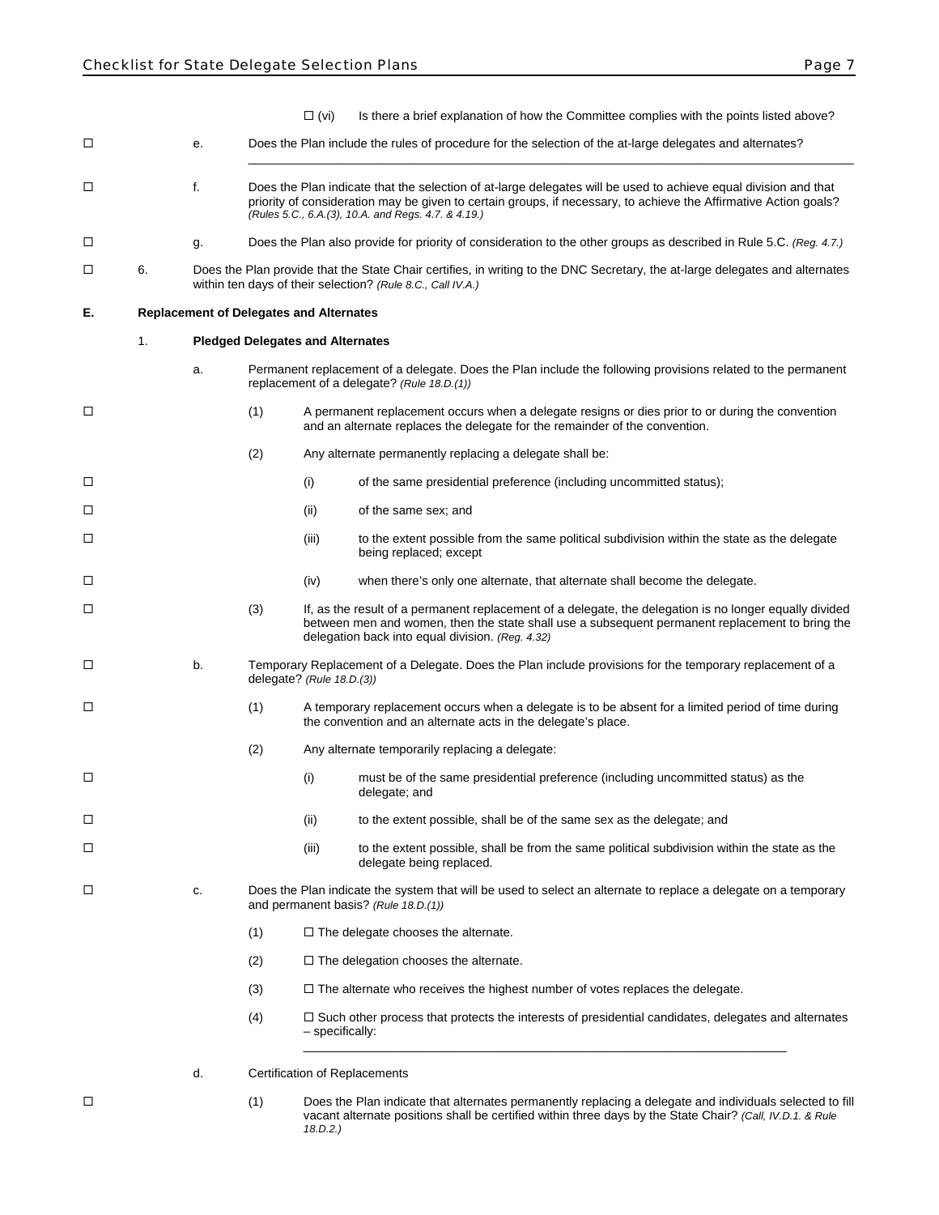☐ (vi) Is there a brief explanation of how the Committee complies with the points listed above?

☐ e. Does the Plan include the rules of procedure for the selection of the at-large delegates and alternates?

______________________________________________________________________

☐ f. Does the Plan indicate that the selection of at-large delegates will be used to achieve equal division and that priority of consideration may be given to certain groups, if necessary, to achieve the Affirmative Action goals? *(Rules 5.C., 6.A.(3), 10.A. and Regs. 4.7. & 4.19.)*

☐ g. Does the Plan also provide for priority of consideration to the other groups as described in Rule 5.C. *(Reg. 4.7.)*

☐ 6. Does the Plan provide that the State Chair certifies, in writing to the DNC Secretary, the at-large delegates and alternates within ten days of their selection? *(Rule 8.C., Call IV.A.)*

**E. Replacement of Delegates and Alternates**

**1. Pledged Delegates and Alternates**

a. Permanent replacement of a delegate. Does the Plan include the following provisions related to the permanent replacement of a delegate? *(Rule 18.D.(1))*

☐ (1) A permanent replacement occurs when a delegate resigns or dies prior to or during the convention and an alternate replaces the delegate for the remainder of the convention.

(2) Any alternate permanently replacing a delegate shall be:

☐ (i) of the same presidential preference (including uncommitted status);

☐ (ii) of the same sex; and

☐ (iii) to the extent possible from the same political subdivision within the state as the delegate being replaced; except

☐ (iv) when there's only one alternate, that alternate shall become the delegate.

☐ (3) If, as the result of a permanent replacement of a delegate, the delegation is no longer equally divided between men and women, then the state shall use a subsequent permanent replacement to bring the delegation back into equal division. *(Reg. 4.32)*

☐ b. Temporary Replacement of a Delegate. Does the Plan include provisions for the temporary replacement of a delegate? *(Rule 18.D.(3))*

☐ (1) A temporary replacement occurs when a delegate is to be absent for a limited period of time during the convention and an alternate acts in the delegate's place.

(2) Any alternate temporarily replacing a delegate:

☐ (i) must be of the same presidential preference (including uncommitted status) as the delegate; and

☐ (ii) to the extent possible, shall be of the same sex as the delegate; and

☐ (iii) to the extent possible, shall be from the same political subdivision within the state as the delegate being replaced.

☐ c. Does the Plan indicate the system that will be used to select an alternate to replace a delegate on a temporary and permanent basis? *(Rule 18.D.(1))*

(1) ☐ The delegate chooses the alternate.

(2) ☐ The delegation chooses the alternate.

(3) ☐ The alternate who receives the highest number of votes replaces the delegate.

(4) ☐ Such other process that protects the interests of presidential candidates, delegates and alternates – specifically:

______________________________________________________________________

d. Certification of Replacements

☐ (1) Does the Plan indicate that alternates permanently replacing a delegate and individuals selected to fill vacant alternate positions shall be certified within three days by the State Chair? *(Call, IV.D.1. & Rule 18.D.2.)*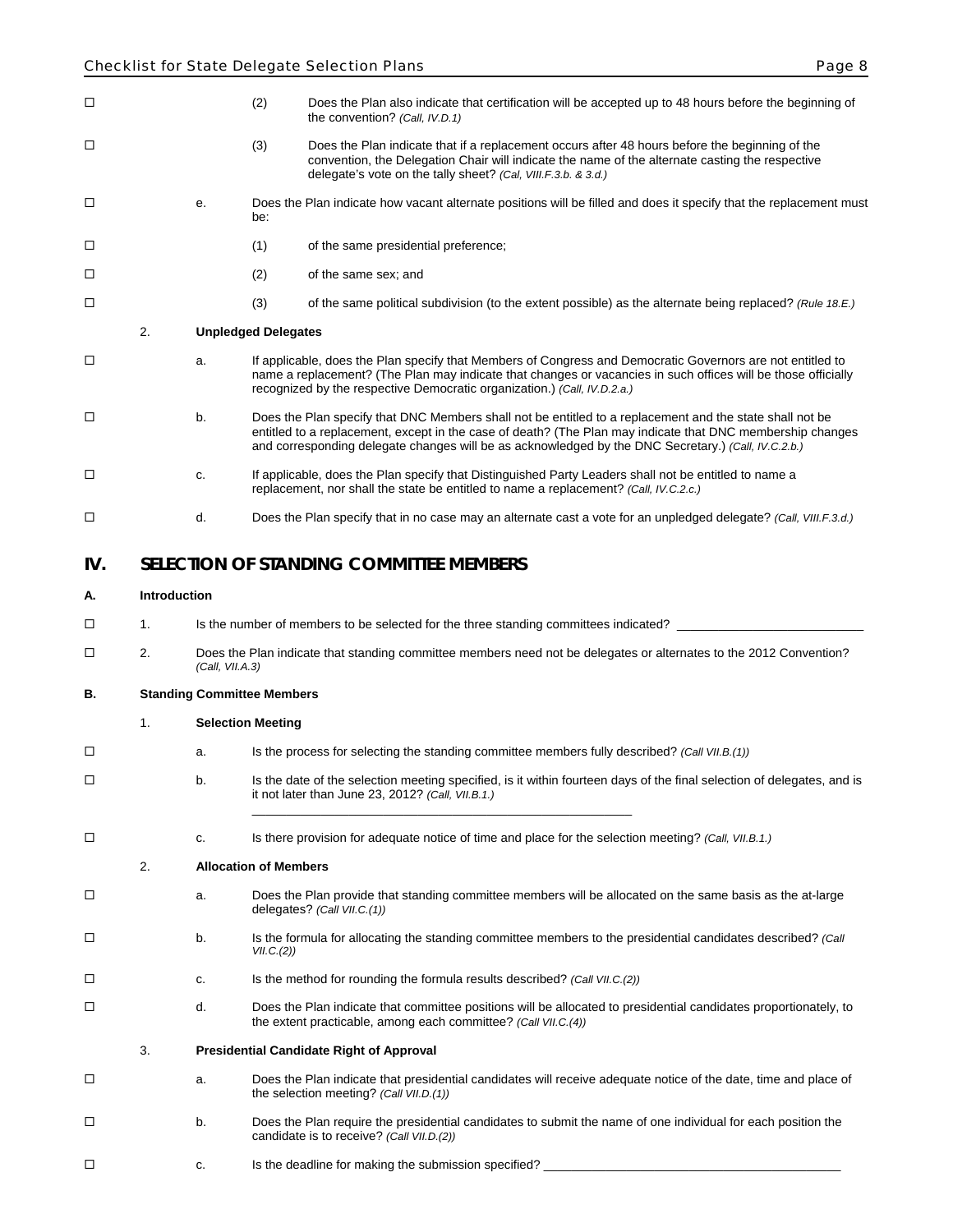☐ (2) Does the Plan also indicate that certification will be accepted up to 48 hours before the beginning of the convention? *(Call, IV.D.1)*

☐ (3) Does the Plan indicate that if a replacement occurs after 48 hours before the beginning of the convention, the Delegation Chair will indicate the name of the alternate casting the respective delegate's vote on the tally sheet? *(Cal, VIII.F.3.b. & 3.d.)*

☐ e. Does the Plan indicate how vacant alternate positions will be filled and does it specify that the replacement must be:

☐ (1) of the same presidential preference;

☐ (2) of the same sex; and

☐ (3) of the same political subdivision (to the extent possible) as the alternate being replaced? *(Rule 18.E.)*

2. **Unpledged Delegates**

☐ a. If applicable, does the Plan specify that Members of Congress and Democratic Governors are not entitled to name a replacement? (The Plan may indicate that changes or vacancies in such offices will be those officially recognized by the respective Democratic organization.) *(Call, IV.D.2.a.)*

☐ b. Does the Plan specify that DNC Members shall not be entitled to a replacement and the state shall not be entitled to a replacement, except in the case of death? (The Plan may indicate that DNC membership changes and corresponding delegate changes will be as acknowledged by the DNC Secretary.) *(Call, IV.C.2.b.)*

☐ c. If applicable, does the Plan specify that Distinguished Party Leaders shall not be entitled to name a replacement, nor shall the state be entitled to name a replacement? *(Call, IV.C.2.c.)*

☐ d. Does the Plan specify that in no case may an alternate cast a vote for an unpledged delegate? *(Call, VIII.F.3.d.)*

# IV. SELECTION OF STANDING COMMITTEE MEMBERS

## A. Introduction

☐ 1. Is the number of members to be selected for the three standing committees indicated? ___________________________

☐ 2. Does the Plan indicate that standing committee members need not be delegates or alternates to the 2012 Convention? *(Call, VII.A.3)*

## B. Standing Committee Members

1. **Selection Meeting**

☐ a. Is the process for selecting the standing committee members fully described? *(Call VII.B.(1))*

☐ b. Is the date of the selection meeting specified, is it within fourteen days of the final selection of delegates, and is it not later than June 23, 2012? *(Call, VII.B.1.)*

_________________________________________________________

☐ c. Is there provision for adequate notice of time and place for the selection meeting? *(Call, VII.B.1.)*

2. **Allocation of Members**

☐ a. Does the Plan provide that standing committee members will be allocated on the same basis as the at-large delegates? *(Call VII.C.(1))*

☐ b. Is the formula for allocating the standing committee members to the presidential candidates described? *(Call VII.C.(2))*

☐ c. Is the method for rounding the formula results described? *(Call VII.C.(2))*

☐ d. Does the Plan indicate that committee positions will be allocated to presidential candidates proportionately, to the extent practicable, among each committee? *(Call VII.C.(4))*

3. **Presidential Candidate Right of Approval**

☐ a. Does the Plan indicate that presidential candidates will receive adequate notice of the date, time and place of the selection meeting? *(Call VII.D.(1))*

☐ b. Does the Plan require the presidential candidates to submit the name of one individual for each position the candidate is to receive? *(Call VII.D.(2))*

☐ c. Is the deadline for making the submission specified? ___________________________________________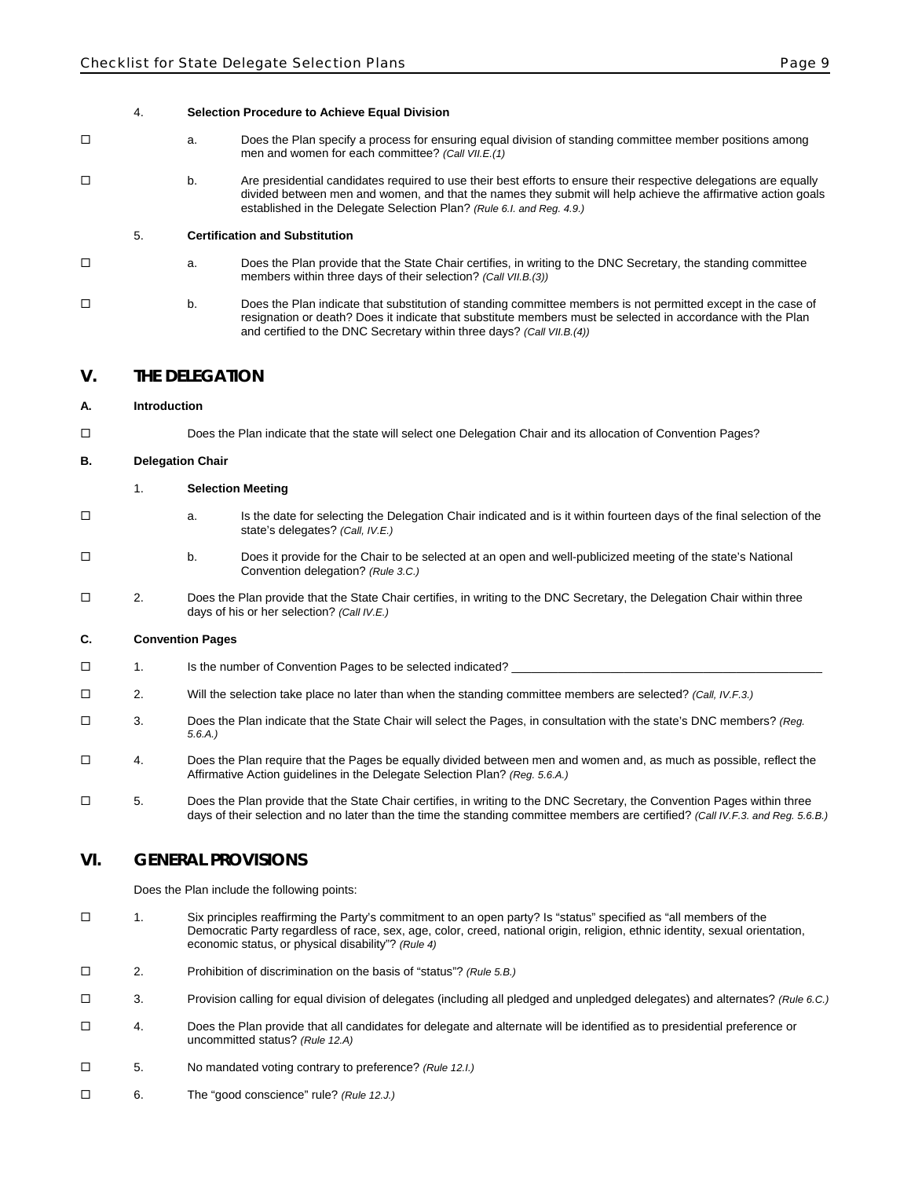4. **Selection Procedure to Achieve Equal Division**

☐ a. Does the Plan specify a process for ensuring equal division of standing committee member positions among men and women for each committee? *(Call VII.E.(1)*

☐ b. Are presidential candidates required to use their best efforts to ensure their respective delegations are equally divided between men and women, and that the names they submit will help achieve the affirmative action goals established in the Delegate Selection Plan? *(Rule 6.I. and Reg. 4.9.)*

5. **Certification and Substitution**

☐ a. Does the Plan provide that the State Chair certifies, in writing to the DNC Secretary, the standing committee members within three days of their selection? *(Call VII.B.(3))*

☐ b. Does the Plan indicate that substitution of standing committee members is not permitted except in the case of resignation or death? Does it indicate that substitute members must be selected in accordance with the Plan and certified to the DNC Secretary within three days? *(Call VII.B.(4))*

## V. THE DELEGATION

### A. Introduction

☐ Does the Plan indicate that the state will select one Delegation Chair and its allocation of Convention Pages?

### B. Delegation Chair

1. **Selection Meeting**

☐ a. Is the date for selecting the Delegation Chair indicated and is it within fourteen days of the final selection of the state's delegates? *(Call, IV.E.)*

☐ b. Does it provide for the Chair to be selected at an open and well-publicized meeting of the state's National Convention delegation? *(Rule 3.C.)*

☐ 2. Does the Plan provide that the State Chair certifies, in writing to the DNC Secretary, the Delegation Chair within three days of his or her selection? *(Call IV.E.)*

### C. Convention Pages

☐ 1. Is the number of Convention Pages to be selected indicated? ______________________________

☐ 2. Will the selection take place no later than when the standing committee members are selected? *(Call, IV.F.3.)*

☐ 3. Does the Plan indicate that the State Chair will select the Pages, in consultation with the state's DNC members? *(Reg. 5.6.A.)*

☐ 4. Does the Plan require that the Pages be equally divided between men and women and, as much as possible, reflect the Affirmative Action guidelines in the Delegate Selection Plan? *(Reg. 5.6.A.)*

☐ 5. Does the Plan provide that the State Chair certifies, in writing to the DNC Secretary, the Convention Pages within three days of their selection and no later than the time the standing committee members are certified? *(Call IV.F.3. and Reg. 5.6.B.)*

## VI. GENERAL PROVISIONS

Does the Plan include the following points:

☐ 1. Six principles reaffirming the Party's commitment to an open party? Is "status" specified as "all members of the Democratic Party regardless of race, sex, age, color, creed, national origin, religion, ethnic identity, sexual orientation, economic status, or physical disability"? *(Rule 4)*

☐ 2. Prohibition of discrimination on the basis of "status"? *(Rule 5.B.)*

☐ 3. Provision calling for equal division of delegates (including all pledged and unpledged delegates) and alternates? *(Rule 6.C.)*

☐ 4. Does the Plan provide that all candidates for delegate and alternate will be identified as to presidential preference or uncommitted status? *(Rule 12.A)*

☐ 5. No mandated voting contrary to preference? *(Rule 12.I.)*

☐ 6. The "good conscience" rule? *(Rule 12.J.)*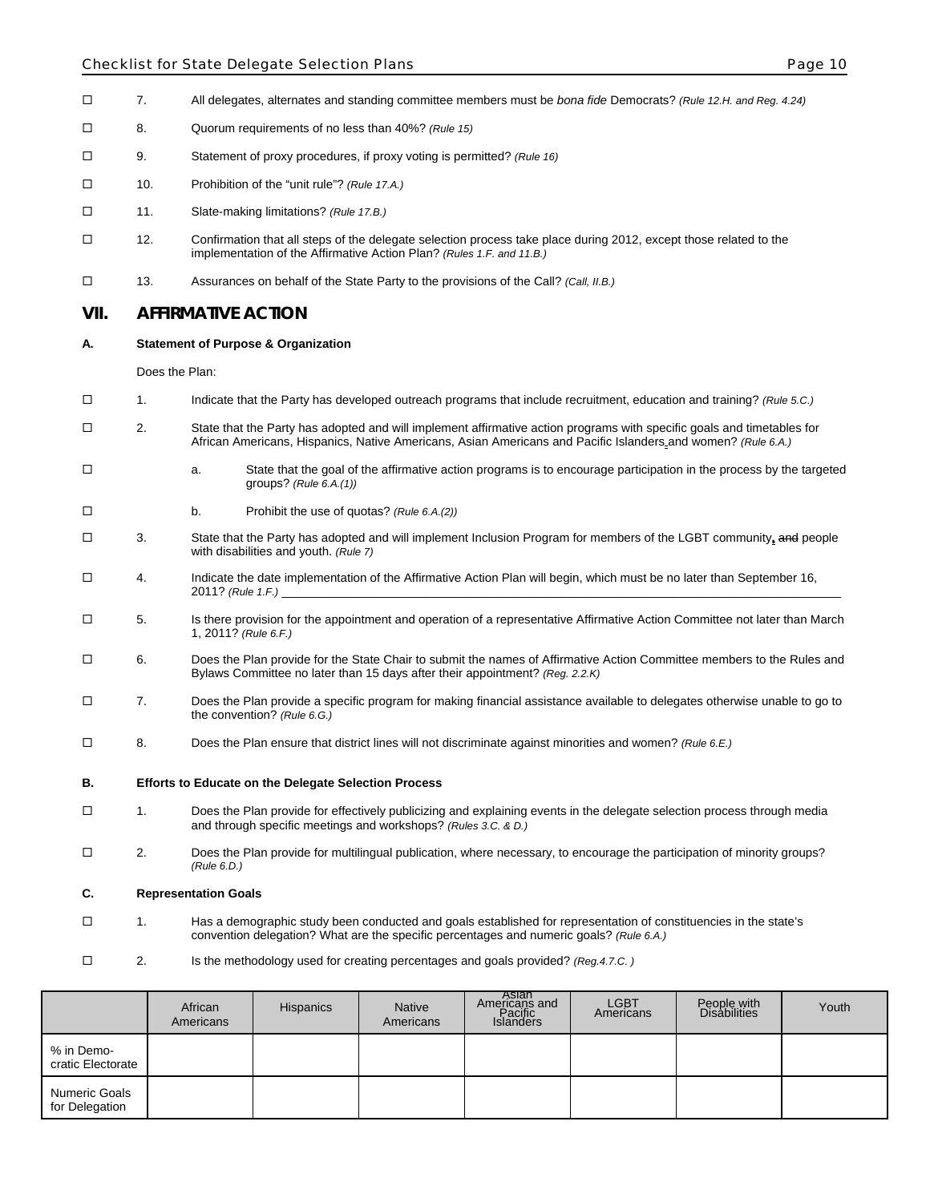☐ 7. All delegates, alternates and standing committee members must be *bona fide* Democrats? *(Rule 12.H. and Reg. 4.24)*

☐ 8. Quorum requirements of no less than 40%? *(Rule 15)*

☐ 9. Statement of proxy procedures, if proxy voting is permitted? *(Rule 16)*

☐ 10. Prohibition of the "unit rule"? *(Rule 17.A.)*

☐ 11. Slate-making limitations? *(Rule 17.B.)*

☐ 12. Confirmation that all steps of the delegate selection process take place during 2012, except those related to the implementation of the Affirmative Action Plan? *(Rules 1.F. and 11.B.)*

☐ 13. Assurances on behalf of the State Party to the provisions of the Call? *(Call, II.B.)*

## VII. AFFIRMATIVE ACTION

### A. Statement of Purpose & Organization

Does the Plan:

☐ 1. Indicate that the Party has developed outreach programs that include recruitment, education and training? *(Rule 5.C.)*

☐ 2. State that the Party has adopted and will implement affirmative action programs with specific goals and timetables for African Americans, Hispanics, Native Americans, Asian Americans and Pacific Islanders and women? *(Rule 6.A.)*

☐ a. State that the goal of the affirmative action programs is to encourage participation in the process by the targeted groups? *(Rule 6.A.(1))*

☐ b. Prohibit the use of quotas? *(Rule 6.A.(2))*

☐ 3. State that the Party has adopted and will implement Inclusion Program for members of the LGBT community, ~~and~~ people with disabilities and youth. *(Rule 7)*

☐ 4. Indicate the date implementation of the Affirmative Action Plan will begin, which must be no later than September 16, 2011? *(Rule 1.F.)* \_\_\_\_\_\_\_\_\_\_\_\_\_\_\_\_\_\_\_\_\_\_\_\_\_\_\_\_\_\_\_\_\_\_\_\_\_\_\_\_

☐ 5. Is there provision for the appointment and operation of a representative Affirmative Action Committee not later than March 1, 2011? *(Rule 6.F.)*

☐ 6. Does the Plan provide for the State Chair to submit the names of Affirmative Action Committee members to the Rules and Bylaws Committee no later than 15 days after their appointment? *(Reg. 2.2.K)*

☐ 7. Does the Plan provide a specific program for making financial assistance available to delegates otherwise unable to go to the convention? *(Rule 6.G.)*

☐ 8. Does the Plan ensure that district lines will not discriminate against minorities and women? *(Rule 6.E.)*

### B. Efforts to Educate on the Delegate Selection Process

☐ 1. Does the Plan provide for effectively publicizing and explaining events in the delegate selection process through media and through specific meetings and workshops? *(Rules 3.C. & D.)*

☐ 2. Does the Plan provide for multilingual publication, where necessary, to encourage the participation of minority groups? *(Rule 6.D.)*

### C. Representation Goals

☐ 1. Has a demographic study been conducted and goals established for representation of constituencies in the state's convention delegation? What are the specific percentages and numeric goals? *(Rule 6.A.)*

☐ 2. Is the methodology used for creating percentages and goals provided? *(Reg.4.7.C. )*

| | African Americans | Hispanics | Native Americans | Asian Americans and Pacific Islanders | LGBT Americans | People with Disabilities | Youth |
|---|---|---|---|---|---|---|---|
| % in Democratic Electorate | | | | | | | |
| Numeric Goals for Delegation | | | | | | | |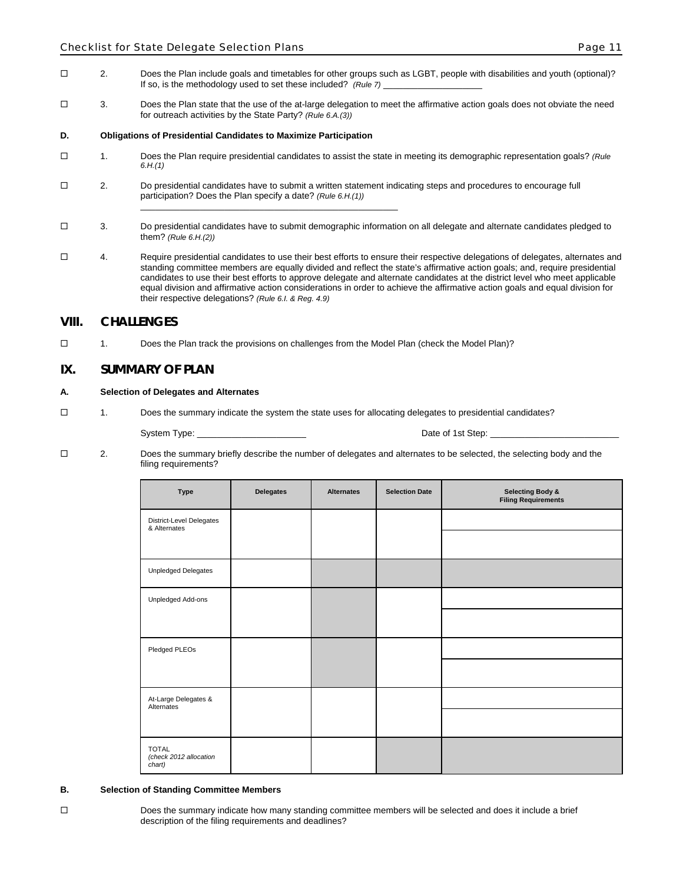☐ 2. Does the Plan include goals and timetables for other groups such as LGBT, people with disabilities and youth (optional)? If so, is the methodology used to set these included? *(Rule 7)* ____________________

☐ 3. Does the Plan state that the use of the at-large delegation to meet the affirmative action goals does not obviate the need for outreach activities by the State Party? *(Rule 6.A.(3))*

**D. Obligations of Presidential Candidates to Maximize Participation**

☐ 1. Does the Plan require presidential candidates to assist the state in meeting its demographic representation goals? *(Rule 6.H.(1)*

☐ 2. Do presidential candidates have to submit a written statement indicating steps and procedures to encourage full participation? Does the Plan specify a date? *(Rule 6.H.(1))*

______________________________________________________

☐ 3. Do presidential candidates have to submit demographic information on all delegate and alternate candidates pledged to them? *(Rule 6.H.(2))*

☐ 4. Require presidential candidates to use their best efforts to ensure their respective delegations of delegates, alternates and standing committee members are equally divided and reflect the state's affirmative action goals; and, require presidential candidates to use their best efforts to approve delegate and alternate candidates at the district level who meet applicable equal division and affirmative action considerations in order to achieve the affirmative action goals and equal division for their respective delegations? *(Rule 6.I. & Reg. 4.9)*

## VIII. CHALLENGES

☐ 1. Does the Plan track the provisions on challenges from the Model Plan (check the Model Plan)?

## IX. SUMMARY OF PLAN

**A. Selection of Delegates and Alternates**

☐ 1. Does the summary indicate the system the state uses for allocating delegates to presidential candidates?

System Type: ______________________ Date of 1st Step: __________________________

☐ 2. Does the summary briefly describe the number of delegates and alternates to be selected, the selecting body and the filing requirements?

| Type | Delegates | Alternates | Selection Date | Selecting Body & Filing Requirements |
|---|---|---|---|---|
| District-Level Delegates & Alternates | | | | |
| Unpledged Delegates | | | | |
| Unpledged Add-ons | | | | |
| Pledged PLEOs | | | | |
| At-Large Delegates & Alternates | | | | |
| TOTAL *(check 2012 allocation chart)* | | | | |

**B. Selection of Standing Committee Members**

☐ Does the summary indicate how many standing committee members will be selected and does it include a brief description of the filing requirements and deadlines?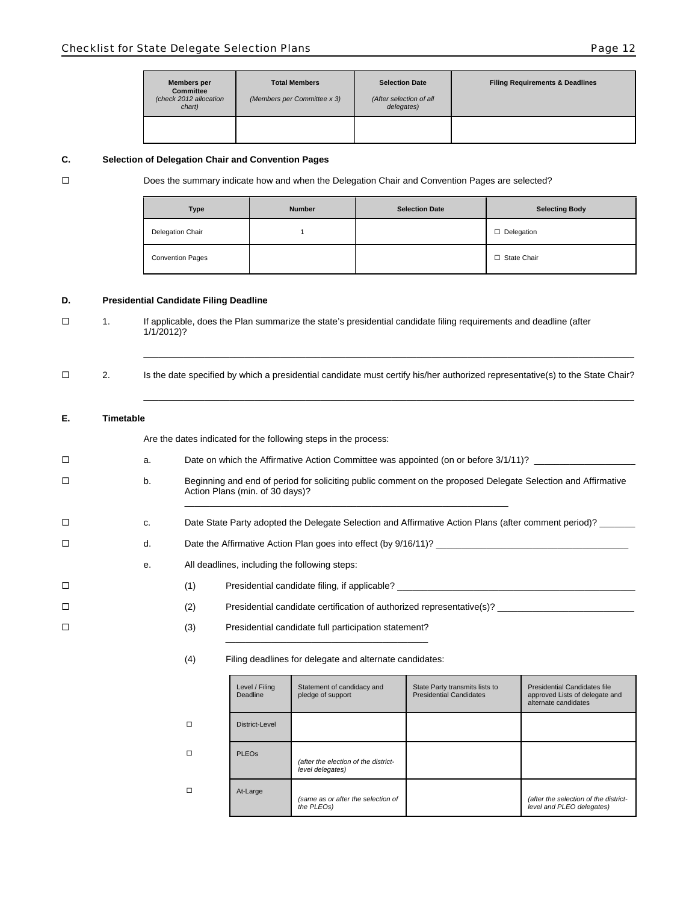| Members per Committee *(check 2012 allocation chart)* | Total Members *(Members per Committee x 3)* | Selection Date *(After selection of all delegates)* | Filing Requirements & Deadlines |
|---|---|---|---|
| | | | |

**C. Selection of Delegation Chair and Convention Pages**

☐ Does the summary indicate how and when the Delegation Chair and Convention Pages are selected?

| Type | Number | Selection Date | Selecting Body |
|---|---|---|---|
| Delegation Chair | 1 | | ☐ Delegation |
| Convention Pages | | | ☐ State Chair |

**D. Presidential Candidate Filing Deadline**

☐ 1. If applicable, does the Plan summarize the state's presidential candidate filing requirements and deadline (after 1/1/2012)?

______________________________________________________________________________

☐ 2. Is the date specified by which a presidential candidate must certify his/her authorized representative(s) to the State Chair?

______________________________________________________________________________

**E. Timetable**

Are the dates indicated for the following steps in the process:

☐ a. Date on which the Affirmative Action Committee was appointed (on or before 3/1/11)? ____________________

☐ b. Beginning and end of period for soliciting public comment on the proposed Delegate Selection and Affirmative Action Plans (min. of 30 days)?

______________________________________________________________

☐ c. Date State Party adopted the Delegate Selection and Affirmative Action Plans (after comment period)? _______

☐ d. Date the Affirmative Action Plan goes into effect (by 9/16/11)? ______________________________________

e. All deadlines, including the following steps:

☐ (1) Presidential candidate filing, if applicable? ______________________________________________

☐ (2) Presidential candidate certification of authorized representative(s)? ___________________________

☐ (3) Presidential candidate full participation statement?

________________________________________

(4) Filing deadlines for delegate and alternate candidates:

| | Level / Filing Deadline | Statement of candidacy and pledge of support | State Party transmits lists to Presidential Candidates | Presidential Candidates file approved Lists of delegate and alternate candidates |
|---|---|---|---|---|
| ☐ | District-Level | | | |
| ☐ | PLEOs | *(after the election of the district-level delegates)* | | |
| ☐ | At-Large | *(same as or after the selection of the PLEOs)* | | *(after the selection of the district-level and PLEO delegates)* |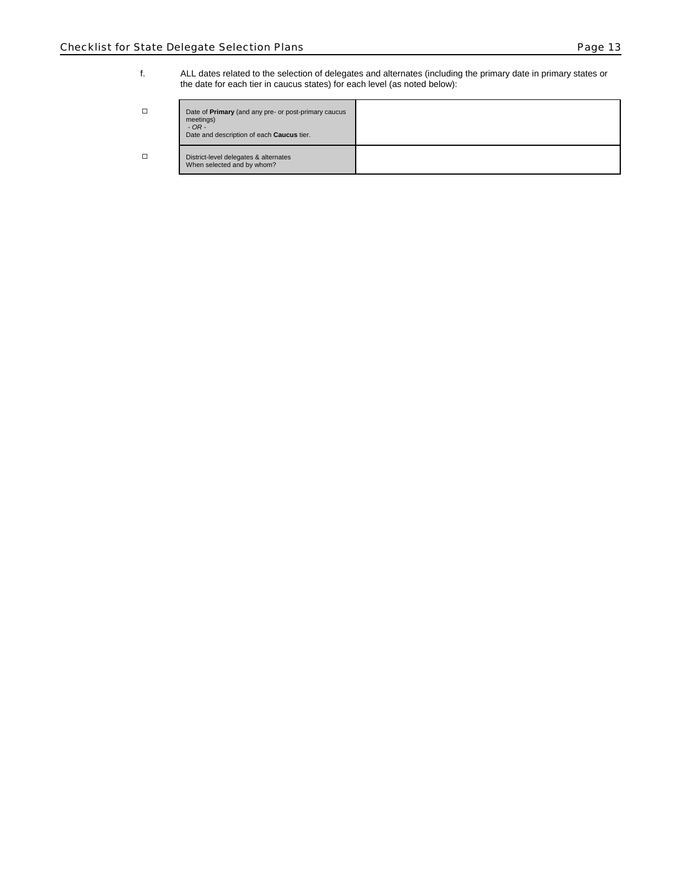f. ALL dates related to the selection of delegates and alternates (including the primary date in primary states or the date for each tier in caucus states) for each level (as noted below):

| | | |
|---|---|---|
| ☐ | Date of **Primary** (and any pre- or post-primary caucus meetings)<br>*- OR -*<br>Date and description of each **Caucus** tier. | |
| ☐ | District-level delegates & alternates<br>When selected and by whom? | |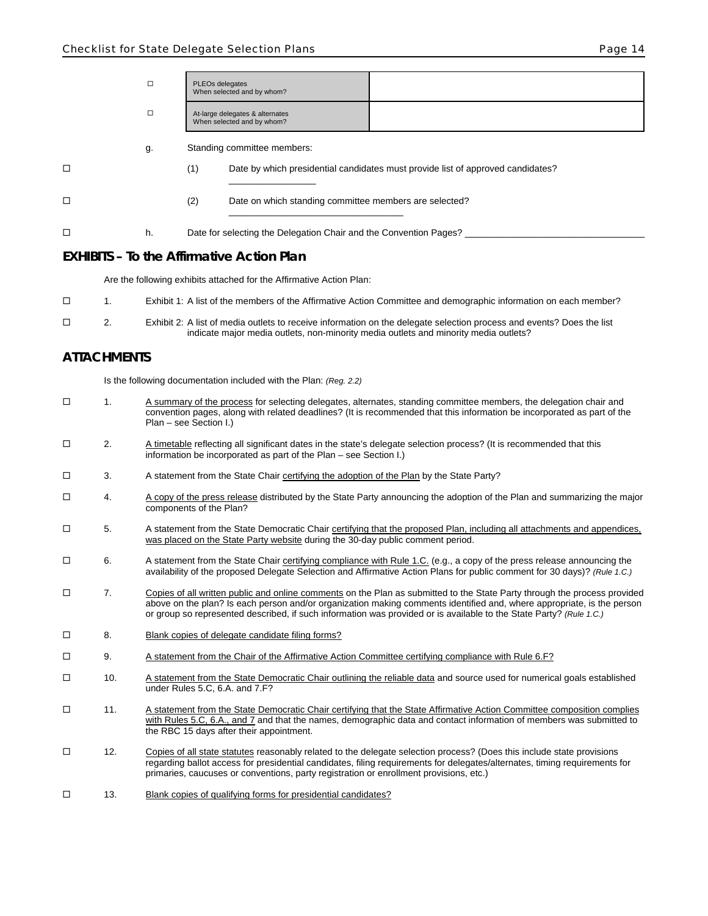| | | |
|---|---|---|
| ☐ | PLEOs delegates<br>When selected and by whom? | |
| ☐ | At-large delegates & alternates<br>When selected and by whom? | |

g. Standing committee members:

☐ (1) Date by which presidential candidates must provide list of approved candidates? ________________

☐ (2) Date on which standing committee members are selected? ________________________________

☐ h. Date for selecting the Delegation Chair and the Convention Pages? ________________________________

## EXHIBITS – To the Affirmative Action Plan

Are the following exhibits attached for the Affirmative Action Plan:

☐ 1. Exhibit 1: A list of the members of the Affirmative Action Committee and demographic information on each member?

☐ 2. Exhibit 2: A list of media outlets to receive information on the delegate selection process and events? Does the list indicate major media outlets, non-minority media outlets and minority media outlets?

## ATTACHMENTS

Is the following documentation included with the Plan: *(Reg. 2.2)*

☐ 1. A summary of the process for selecting delegates, alternates, standing committee members, the delegation chair and convention pages, along with related deadlines? (It is recommended that this information be incorporated as part of the Plan – see Section I.)

☐ 2. A timetable reflecting all significant dates in the state's delegate selection process? (It is recommended that this information be incorporated as part of the Plan – see Section I.)

☐ 3. A statement from the State Chair certifying the adoption of the Plan by the State Party?

☐ 4. A copy of the press release distributed by the State Party announcing the adoption of the Plan and summarizing the major components of the Plan?

☐ 5. A statement from the State Democratic Chair certifying that the proposed Plan, including all attachments and appendices, was placed on the State Party website during the 30-day public comment period.

☐ 6. A statement from the State Chair certifying compliance with Rule 1.C. (e.g., a copy of the press release announcing the availability of the proposed Delegate Selection and Affirmative Action Plans for public comment for 30 days)? *(Rule 1.C.)*

☐ 7. Copies of all written public and online comments on the Plan as submitted to the State Party through the process provided above on the plan? Is each person and/or organization making comments identified and, where appropriate, is the person or group so represented described, if such information was provided or is available to the State Party? *(Rule 1.C.)*

☐ 8. Blank copies of delegate candidate filing forms?

☐ 9. A statement from the Chair of the Affirmative Action Committee certifying compliance with Rule 6.F?

☐ 10. A statement from the State Democratic Chair outlining the reliable data and source used for numerical goals established under Rules 5.C, 6.A. and 7.F?

☐ 11. A statement from the State Democratic Chair certifying that the State Affirmative Action Committee composition complies with Rules 5.C, 6.A., and 7 and that the names, demographic data and contact information of members was submitted to the RBC 15 days after their appointment.

☐ 12. Copies of all state statutes reasonably related to the delegate selection process? (Does this include state provisions regarding ballot access for presidential candidates, filing requirements for delegates/alternates, timing requirements for primaries, caucuses or conventions, party registration or enrollment provisions, etc.)

☐ 13. Blank copies of qualifying forms for presidential candidates?